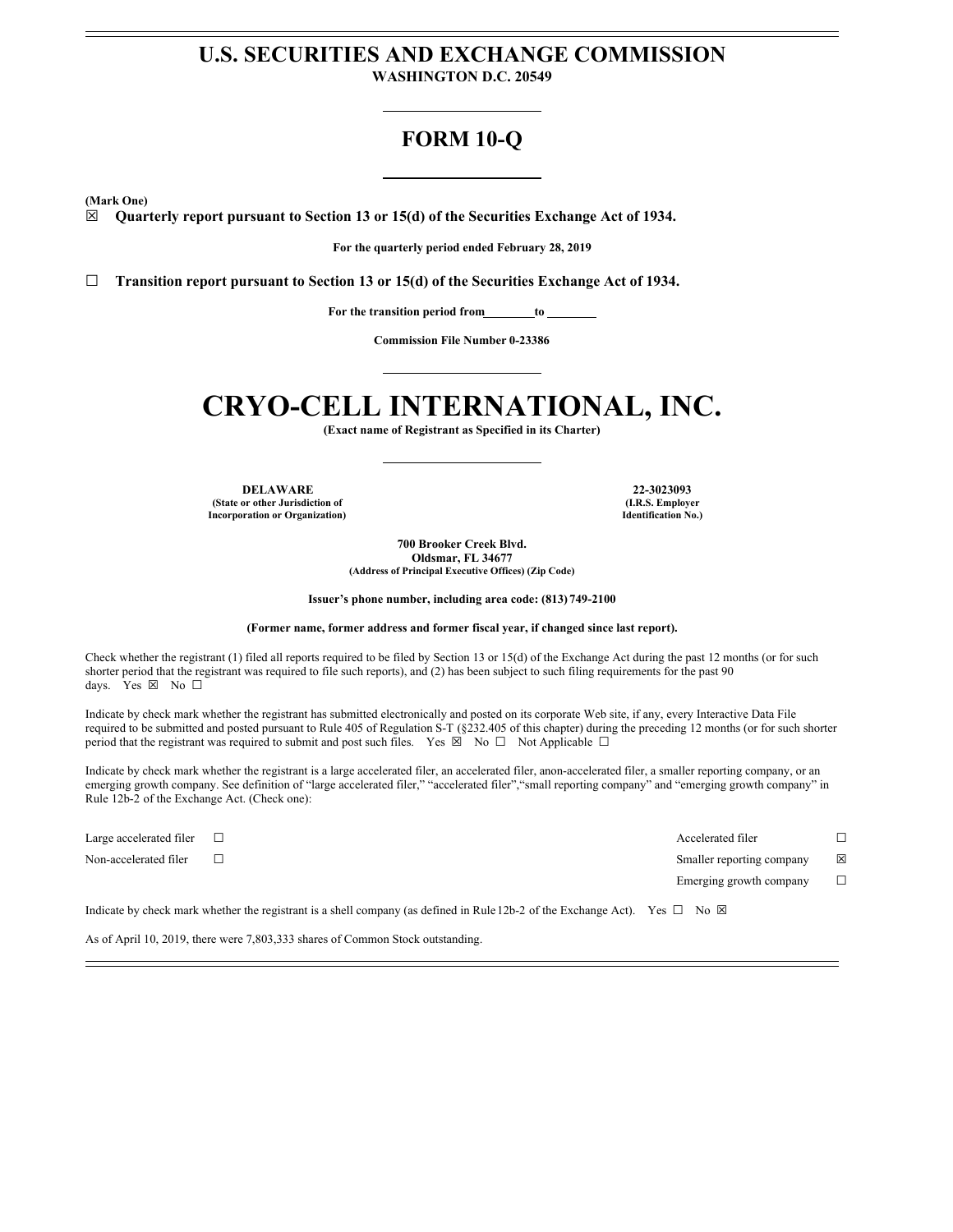# U.S. SECURITIES AND EXCHANGE COMMISSION

**WASHINGTON D.C. 20549**

## FORM 10-Q

**(Mark One)**

☒ **Quarterly report pursuant to Section 13 or 15(d) of the Securities Exchange Act of 1934.**

**For the quarterly period ended February 28, 2019**

☐ **Transition report pursuant to Section 13 or 15(d) of the Securities Exchange Act of 1934.**

**For the transition period from\_\_\_\_\_\_\_\_to \_\_\_\_\_\_\_\_**

**Commission File Number 0-23386**

# CRYO-CELL INTERNATIONAL, INC.

**(Exact name of Registrant as Specified in its Charter)**

| | |
|---|---|
| **DELAWARE** | **22-3023093** |
| **(State or other Jurisdiction of Incorporation or Organization)** | **(I.R.S. Employer Identification No.)** |

**700 Brooker Creek Blvd.**
**Oldsmar, FL 34677**
**(Address of Principal Executive Offices) (Zip Code)**

**Issuer's phone number, including area code: (813) 749-2100**

**(Former name, former address and former fiscal year, if changed since last report).**

Check whether the registrant (1) filed all reports required to be filed by Section 13 or 15(d) of the Exchange Act during the past 12 months (or for such shorter period that the registrant was required to file such reports), and (2) has been subject to such filing requirements for the past 90 days. Yes ☒ No ☐

Indicate by check mark whether the registrant has submitted electronically and posted on its corporate Web site, if any, every Interactive Data File required to be submitted and posted pursuant to Rule 405 of Regulation S-T (§232.405 of this chapter) during the preceding 12 months (or for such shorter period that the registrant was required to submit and post such files. Yes ☒ No ☐ Not Applicable ☐

Indicate by check mark whether the registrant is a large accelerated filer, an accelerated filer, anon-accelerated filer, a smaller reporting company, or an emerging growth company. See definition of "large accelerated filer," "accelerated filer","small reporting company" and "emerging growth company" in Rule 12b-2 of the Exchange Act. (Check one):

| | | | |
|---|---|---|---|
| Large accelerated filer | ☐ | Accelerated filer | ☐ |
| Non-accelerated filer | ☐ | Smaller reporting company | ☒ |
| | | Emerging growth company | ☐ |

Indicate by check mark whether the registrant is a shell company (as defined in Rule12b-2 of the Exchange Act). Yes ☐ No ☒

As of April 10, 2019, there were 7,803,333 shares of Common Stock outstanding.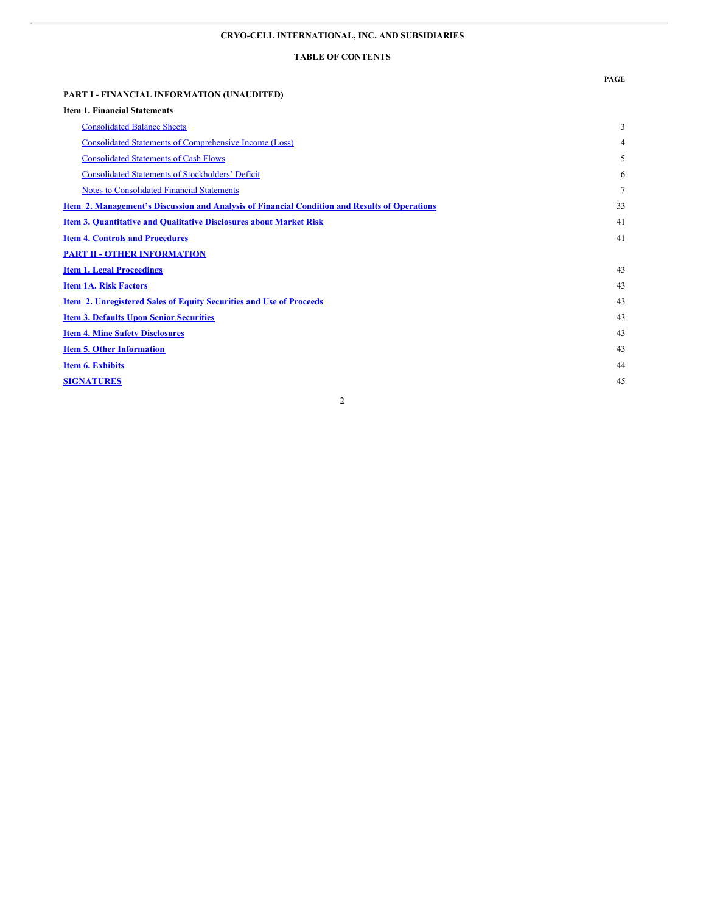**CRYO-CELL INTERNATIONAL, INC. AND SUBSIDIARIES**

**TABLE OF CONTENTS**

| | PAGE |
|---|---|
| **PART I - FINANCIAL INFORMATION (UNAUDITED)** | |
| **Item 1. Financial Statements** | |
| Consolidated Balance Sheets | 3 |
| Consolidated Statements of Comprehensive Income (Loss) | 4 |
| Consolidated Statements of Cash Flows | 5 |
| Consolidated Statements of Stockholders' Deficit | 6 |
| Notes to Consolidated Financial Statements | 7 |
| **Item 2. Management's Discussion and Analysis of Financial Condition and Results of Operations** | 33 |
| **Item 3. Quantitative and Qualitative Disclosures about Market Risk** | 41 |
| **Item 4. Controls and Procedures** | 41 |
| **PART II - OTHER INFORMATION** | |
| **Item 1. Legal Proceedings** | 43 |
| **Item 1A. Risk Factors** | 43 |
| **Item 2. Unregistered Sales of Equity Securities and Use of Proceeds** | 43 |
| **Item 3. Defaults Upon Senior Securities** | 43 |
| **Item 4. Mine Safety Disclosures** | 43 |
| **Item 5. Other Information** | 43 |
| **Item 6. Exhibits** | 44 |
| **SIGNATURES** | 45 |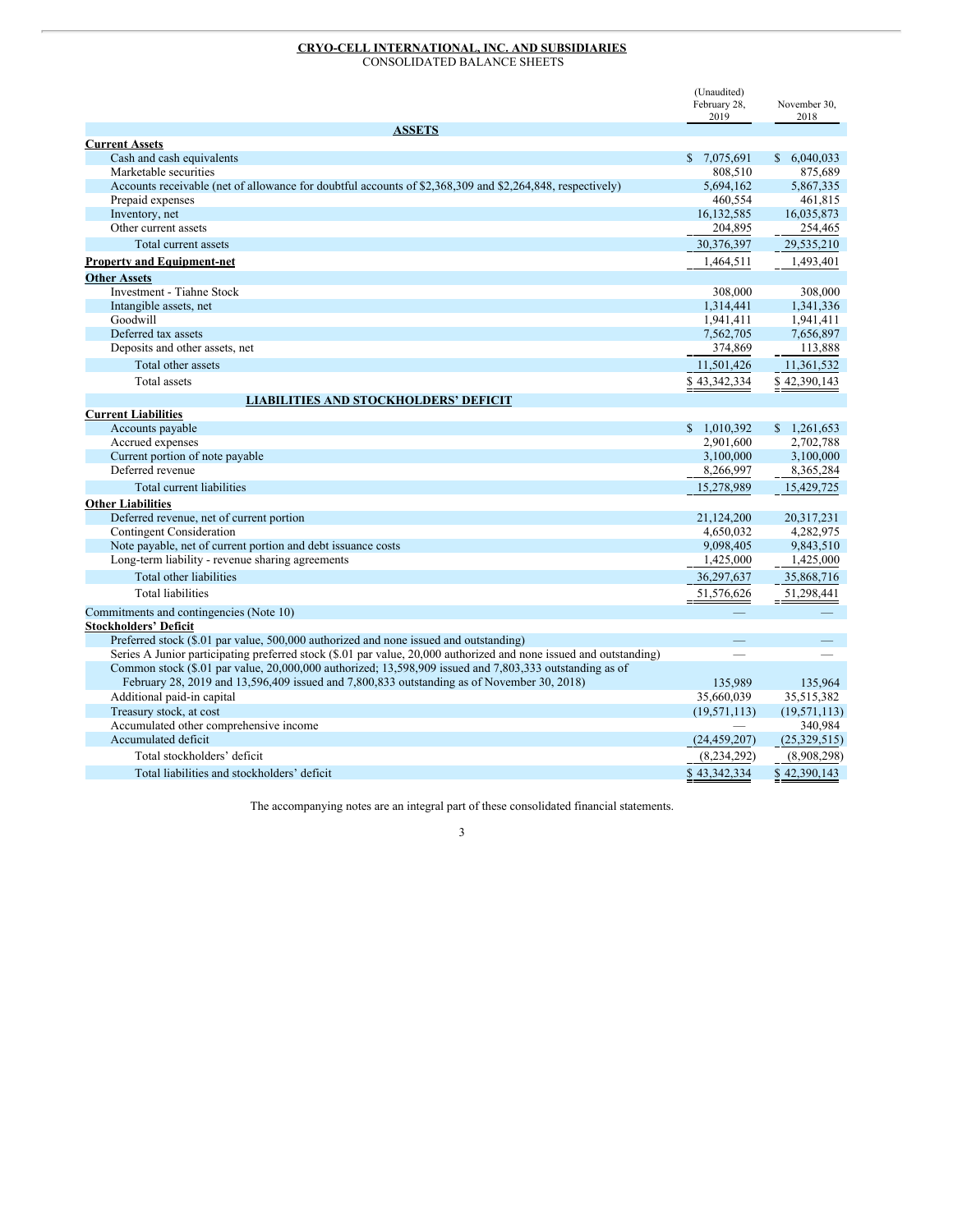**CRYO-CELL INTERNATIONAL, INC. AND SUBSIDIARIES**
CONSOLIDATED BALANCE SHEETS

| | (Unaudited) February 28, 2019 | November 30, 2018 |
|---|---|---|
| **ASSETS** | | |
| **Current Assets** | | |
| Cash and cash equivalents | $ 7,075,691 | $ 6,040,033 |
| Marketable securities | 808,510 | 875,689 |
| Accounts receivable (net of allowance for doubtful accounts of $2,368,309 and $2,264,848, respectively) | 5,694,162 | 5,867,335 |
| Prepaid expenses | 460,554 | 461,815 |
| Inventory, net | 16,132,585 | 16,035,873 |
| Other current assets | 204,895 | 254,465 |
| Total current assets | 30,376,397 | 29,535,210 |
| **Property and Equipment-net** | 1,464,511 | 1,493,401 |
| **Other Assets** | | |
| Investment - Tiahne Stock | 308,000 | 308,000 |
| Intangible assets, net | 1,314,441 | 1,341,336 |
| Goodwill | 1,941,411 | 1,941,411 |
| Deferred tax assets | 7,562,705 | 7,656,897 |
| Deposits and other assets, net | 374,869 | 113,888 |
| Total other assets | 11,501,426 | 11,361,532 |
| Total assets | $ 43,342,334 | $ 42,390,143 |
| **LIABILITIES AND STOCKHOLDERS' DEFICIT** | | |
| **Current Liabilities** | | |
| Accounts payable | $ 1,010,392 | $ 1,261,653 |
| Accrued expenses | 2,901,600 | 2,702,788 |
| Current portion of note payable | 3,100,000 | 3,100,000 |
| Deferred revenue | 8,266,997 | 8,365,284 |
| Total current liabilities | 15,278,989 | 15,429,725 |
| **Other Liabilities** | | |
| Deferred revenue, net of current portion | 21,124,200 | 20,317,231 |
| Contingent Consideration | 4,650,032 | 4,282,975 |
| Note payable, net of current portion and debt issuance costs | 9,098,405 | 9,843,510 |
| Long-term liability - revenue sharing agreements | 1,425,000 | 1,425,000 |
| Total other liabilities | 36,297,637 | 35,868,716 |
| Total liabilities | 51,576,626 | 51,298,441 |
| Commitments and contingencies (Note 10) | — | — |
| **Stockholders' Deficit** | | |
| Preferred stock ($.01 par value, 500,000 authorized and none issued and outstanding) | — | — |
| Series A Junior participating preferred stock ($.01 par value, 20,000 authorized and none issued and outstanding) | — | — |
| Common stock ($.01 par value, 20,000,000 authorized; 13,598,909 issued and 7,803,333 outstanding as of February 28, 2019 and 13,596,409 issued and 7,800,833 outstanding as of November 30, 2018) | 135,989 | 135,964 |
| Additional paid-in capital | 35,660,039 | 35,515,382 |
| Treasury stock, at cost | (19,571,113) | (19,571,113) |
| Accumulated other comprehensive income | — | 340,984 |
| Accumulated deficit | (24,459,207) | (25,329,515) |
| Total stockholders' deficit | (8,234,292) | (8,908,298) |
| Total liabilities and stockholders' deficit | $ 43,342,334 | $ 42,390,143 |

The accompanying notes are an integral part of these consolidated financial statements.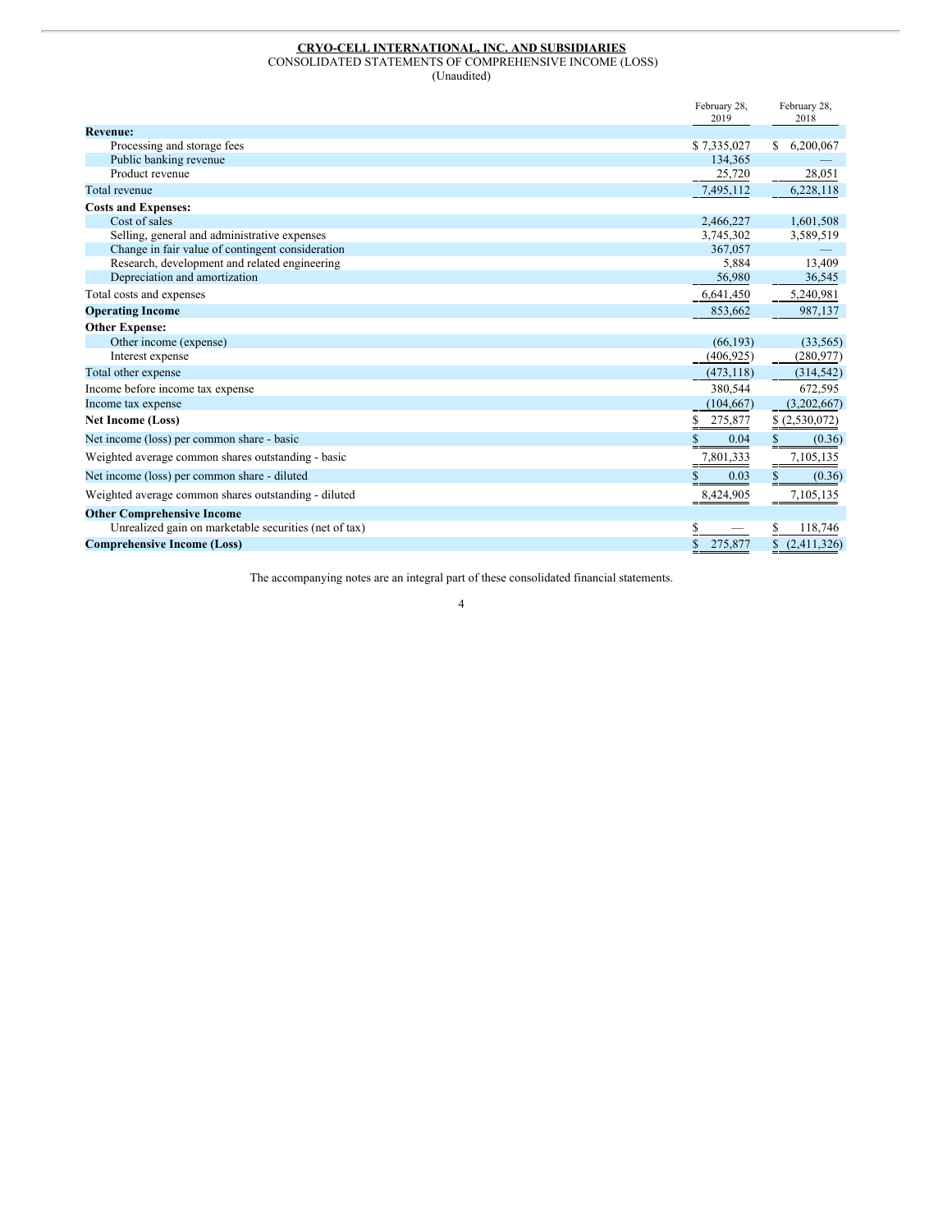**CRYO-CELL INTERNATIONAL, INC. AND SUBSIDIARIES**

CONSOLIDATED STATEMENTS OF COMPREHENSIVE INCOME (LOSS)

(Unaudited)

| | February 28, 2019 | February 28, 2018 |
|---|---|---|
| **Revenue:** | | |
| Processing and storage fees | $ 7,335,027 | $ 6,200,067 |
| Public banking revenue | 134,365 | — |
| Product revenue | 25,720 | 28,051 |
| Total revenue | 7,495,112 | 6,228,118 |
| **Costs and Expenses:** | | |
| Cost of sales | 2,466,227 | 1,601,508 |
| Selling, general and administrative expenses | 3,745,302 | 3,589,519 |
| Change in fair value of contingent consideration | 367,057 | — |
| Research, development and related engineering | 5,884 | 13,409 |
| Depreciation and amortization | 56,980 | 36,545 |
| Total costs and expenses | 6,641,450 | 5,240,981 |
| **Operating Income** | 853,662 | 987,137 |
| **Other Expense:** | | |
| Other income (expense) | (66,193) | (33,565) |
| Interest expense | (406,925) | (280,977) |
| Total other expense | (473,118) | (314,542) |
| Income before income tax expense | 380,544 | 672,595 |
| Income tax expense | (104,667) | (3,202,667) |
| **Net Income (Loss)** | $ 275,877 | $ (2,530,072) |
| Net income (loss) per common share - basic | $ 0.04 | $ (0.36) |
| Weighted average common shares outstanding - basic | 7,801,333 | 7,105,135 |
| Net income (loss) per common share - diluted | $ 0.03 | $ (0.36) |
| Weighted average common shares outstanding - diluted | 8,424,905 | 7,105,135 |
| **Other Comprehensive Income** | | |
| Unrealized gain on marketable securities (net of tax) | $ — | $ 118,746 |
| **Comprehensive Income (Loss)** | $ 275,877 | $ (2,411,326) |

The accompanying notes are an integral part of these consolidated financial statements.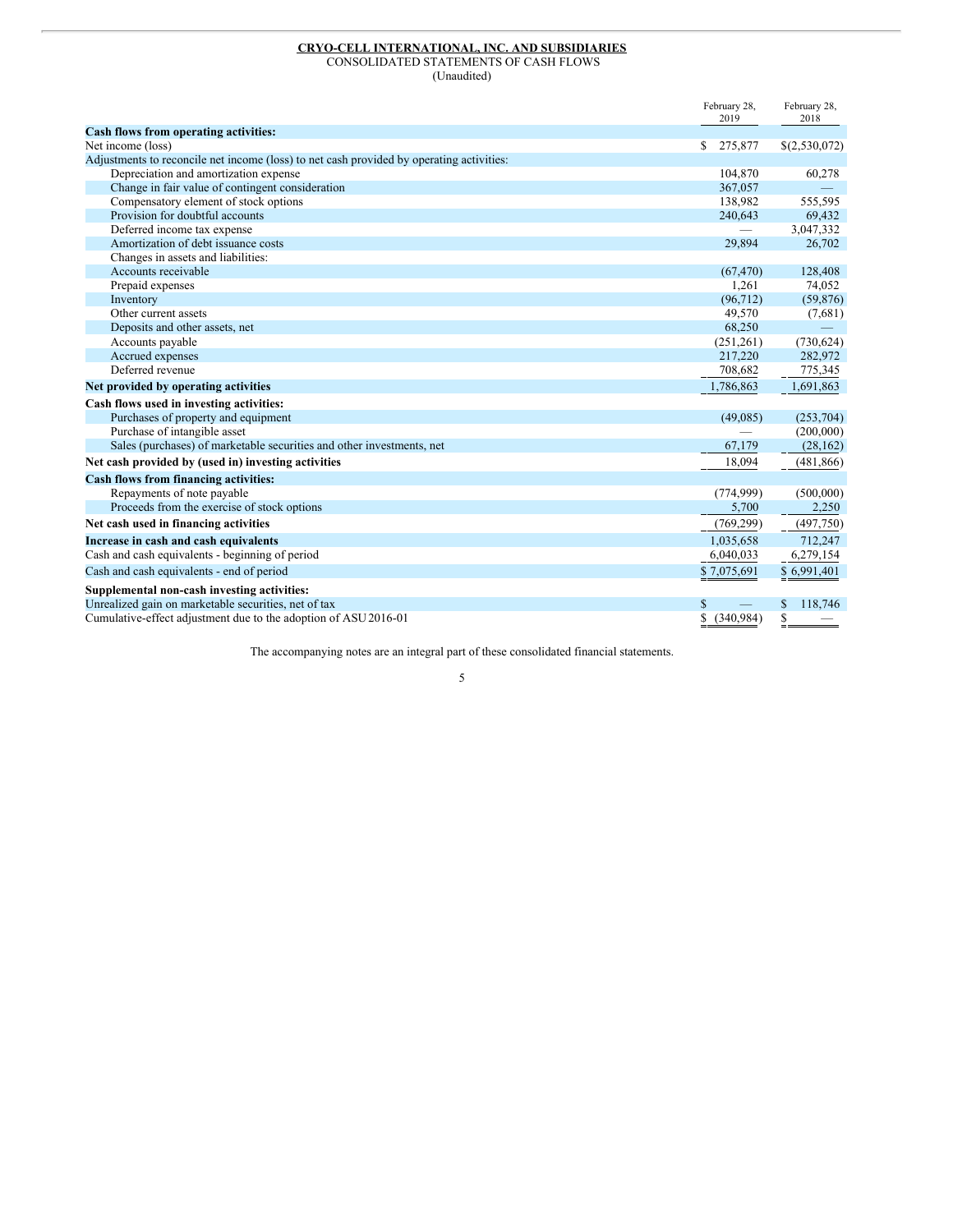**CRYO-CELL INTERNATIONAL, INC. AND SUBSIDIARIES**

CONSOLIDATED STATEMENTS OF CASH FLOWS

(Unaudited)

| | February 28, 2019 | February 28, 2018 |
|---|---|---|
| **Cash flows from operating activities:** | | |
| Net income (loss) | $ 275,877 | $(2,530,072) |
| Adjustments to reconcile net income (loss) to net cash provided by operating activities: | | |
| Depreciation and amortization expense | 104,870 | 60,278 |
| Change in fair value of contingent consideration | 367,057 | — |
| Compensatory element of stock options | 138,982 | 555,595 |
| Provision for doubtful accounts | 240,643 | 69,432 |
| Deferred income tax expense | — | 3,047,332 |
| Amortization of debt issuance costs | 29,894 | 26,702 |
| Changes in assets and liabilities: | | |
| Accounts receivable | (67,470) | 128,408 |
| Prepaid expenses | 1,261 | 74,052 |
| Inventory | (96,712) | (59,876) |
| Other current assets | 49,570 | (7,681) |
| Deposits and other assets, net | 68,250 | — |
| Accounts payable | (251,261) | (730,624) |
| Accrued expenses | 217,220 | 282,972 |
| Deferred revenue | 708,682 | 775,345 |
| **Net provided by operating activities** | 1,786,863 | 1,691,863 |
| **Cash flows used in investing activities:** | | |
| Purchases of property and equipment | (49,085) | (253,704) |
| Purchase of intangible asset | — | (200,000) |
| Sales (purchases) of marketable securities and other investments, net | 67,179 | (28,162) |
| **Net cash provided by (used in) investing activities** | 18,094 | (481,866) |
| **Cash flows from financing activities:** | | |
| Repayments of note payable | (774,999) | (500,000) |
| Proceeds from the exercise of stock options | 5,700 | 2,250 |
| **Net cash used in financing activities** | (769,299) | (497,750) |
| **Increase in cash and cash equivalents** | 1,035,658 | 712,247 |
| Cash and cash equivalents - beginning of period | 6,040,033 | 6,279,154 |
| Cash and cash equivalents - end of period | $ 7,075,691 | $ 6,991,401 |
| **Supplemental non-cash investing activities:** | | |
| Unrealized gain on marketable securities, net of tax | $ — | $ 118,746 |
| Cumulative-effect adjustment due to the adoption of ASU 2016-01 | $ (340,984) | $ — |

The accompanying notes are an integral part of these consolidated financial statements.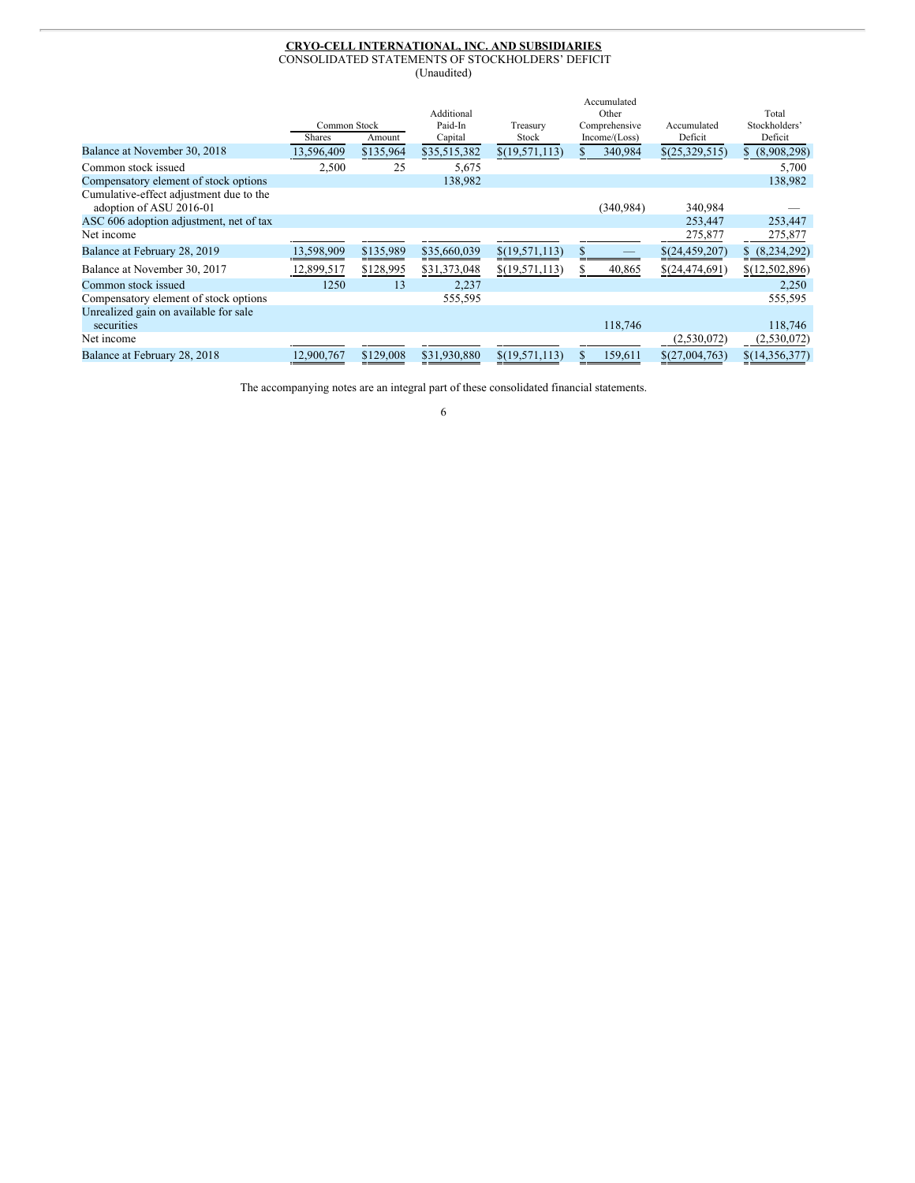**CRYO-CELL INTERNATIONAL, INC. AND SUBSIDIARIES**

CONSOLIDATED STATEMENTS OF STOCKHOLDERS' DEFICIT

(Unaudited)

| | Common Stock | | Additional Paid-In Capital | Treasury Stock | Accumulated Other Comprehensive Income/(Loss) | Accumulated Deficit | Total Stockholders' Deficit |
|---|---|---|---|---|---|---|---|
| | Shares | Amount | | | | | |
| Balance at November 30, 2018 | 13,596,409 | $135,964 | $35,515,382 | $(19,571,113) | $ 340,984 | $(25,329,515) | $ (8,908,298) |
| Common stock issued | 2,500 | 25 | 5,675 | | | | 5,700 |
| Compensatory element of stock options | | | 138,982 | | | | 138,982 |
| Cumulative-effect adjustment due to the adoption of ASU 2016-01 | | | | | (340,984) | 340,984 | — |
| ASC 606 adoption adjustment, net of tax | | | | | | 253,447 | 253,447 |
| Net income | | | | | | 275,877 | 275,877 |
| Balance at February 28, 2019 | 13,598,909 | $135,989 | $35,660,039 | $(19,571,113) | $ — | $(24,459,207) | $ (8,234,292) |
| Balance at November 30, 2017 | 12,899,517 | $128,995 | $31,373,048 | $(19,571,113) | $ 40,865 | $(24,474,691) | $(12,502,896) |
| Common stock issued | 1250 | 13 | 2,237 | | | | 2,250 |
| Compensatory element of stock options | | | 555,595 | | | | 555,595 |
| Unrealized gain on available for sale securities | | | | | 118,746 | | 118,746 |
| Net income | | | | | | (2,530,072) | (2,530,072) |
| Balance at February 28, 2018 | 12,900,767 | $129,008 | $31,930,880 | $(19,571,113) | $ 159,611 | $(27,004,763) | $(14,356,377) |

The accompanying notes are an integral part of these consolidated financial statements.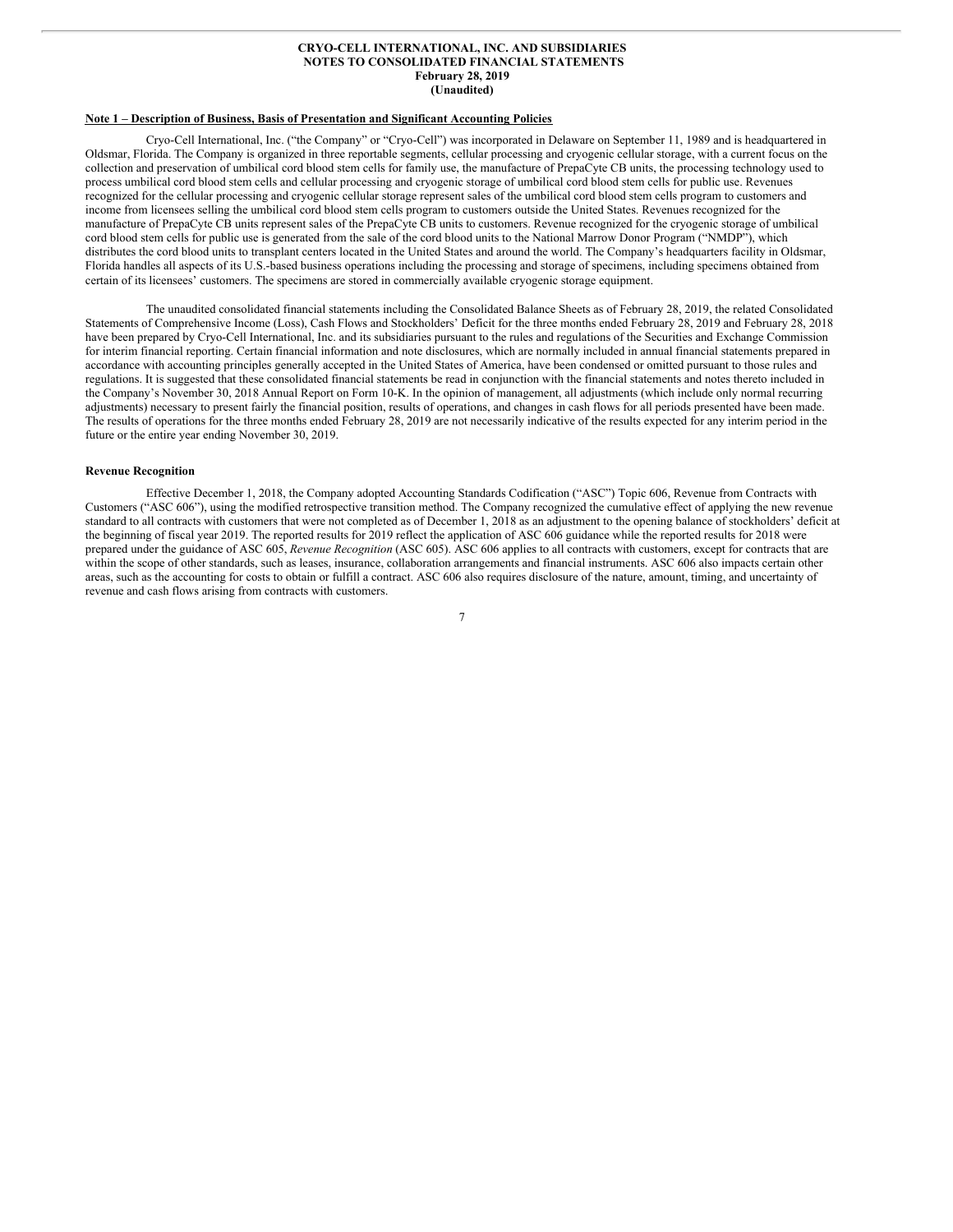**CRYO-CELL INTERNATIONAL, INC. AND SUBSIDIARIES**
**NOTES TO CONSOLIDATED FINANCIAL STATEMENTS**
**February 28, 2019**
**(Unaudited)**

**Note 1 – Description of Business, Basis of Presentation and Significant Accounting Policies**

Cryo-Cell International, Inc. ("the Company" or "Cryo-Cell") was incorporated in Delaware on September 11, 1989 and is headquartered in Oldsmar, Florida. The Company is organized in three reportable segments, cellular processing and cryogenic cellular storage, with a current focus on the collection and preservation of umbilical cord blood stem cells for family use, the manufacture of PrepaCyte CB units, the processing technology used to process umbilical cord blood stem cells and cellular processing and cryogenic storage of umbilical cord blood stem cells for public use. Revenues recognized for the cellular processing and cryogenic cellular storage represent sales of the umbilical cord blood stem cells program to customers and income from licensees selling the umbilical cord blood stem cells program to customers outside the United States. Revenues recognized for the manufacture of PrepaCyte CB units represent sales of the PrepaCyte CB units to customers. Revenue recognized for the cryogenic storage of umbilical cord blood stem cells for public use is generated from the sale of the cord blood units to the National Marrow Donor Program ("NMDP"), which distributes the cord blood units to transplant centers located in the United States and around the world. The Company's headquarters facility in Oldsmar, Florida handles all aspects of its U.S.-based business operations including the processing and storage of specimens, including specimens obtained from certain of its licensees' customers. The specimens are stored in commercially available cryogenic storage equipment.

The unaudited consolidated financial statements including the Consolidated Balance Sheets as of February 28, 2019, the related Consolidated Statements of Comprehensive Income (Loss), Cash Flows and Stockholders' Deficit for the three months ended February 28, 2019 and February 28, 2018 have been prepared by Cryo-Cell International, Inc. and its subsidiaries pursuant to the rules and regulations of the Securities and Exchange Commission for interim financial reporting. Certain financial information and note disclosures, which are normally included in annual financial statements prepared in accordance with accounting principles generally accepted in the United States of America, have been condensed or omitted pursuant to those rules and regulations. It is suggested that these consolidated financial statements be read in conjunction with the financial statements and notes thereto included in the Company's November 30, 2018 Annual Report on Form 10-K. In the opinion of management, all adjustments (which include only normal recurring adjustments) necessary to present fairly the financial position, results of operations, and changes in cash flows for all periods presented have been made. The results of operations for the three months ended February 28, 2019 are not necessarily indicative of the results expected for any interim period in the future or the entire year ending November 30, 2019.

**Revenue Recognition**

Effective December 1, 2018, the Company adopted Accounting Standards Codification ("ASC") Topic 606, Revenue from Contracts with Customers ("ASC 606"), using the modified retrospective transition method. The Company recognized the cumulative effect of applying the new revenue standard to all contracts with customers that were not completed as of December 1, 2018 as an adjustment to the opening balance of stockholders' deficit at the beginning of fiscal year 2019. The reported results for 2019 reflect the application of ASC 606 guidance while the reported results for 2018 were prepared under the guidance of ASC 605, *Revenue Recognition* (ASC 605). ASC 606 applies to all contracts with customers, except for contracts that are within the scope of other standards, such as leases, insurance, collaboration arrangements and financial instruments. ASC 606 also impacts certain other areas, such as the accounting for costs to obtain or fulfill a contract. ASC 606 also requires disclosure of the nature, amount, timing, and uncertainty of revenue and cash flows arising from contracts with customers.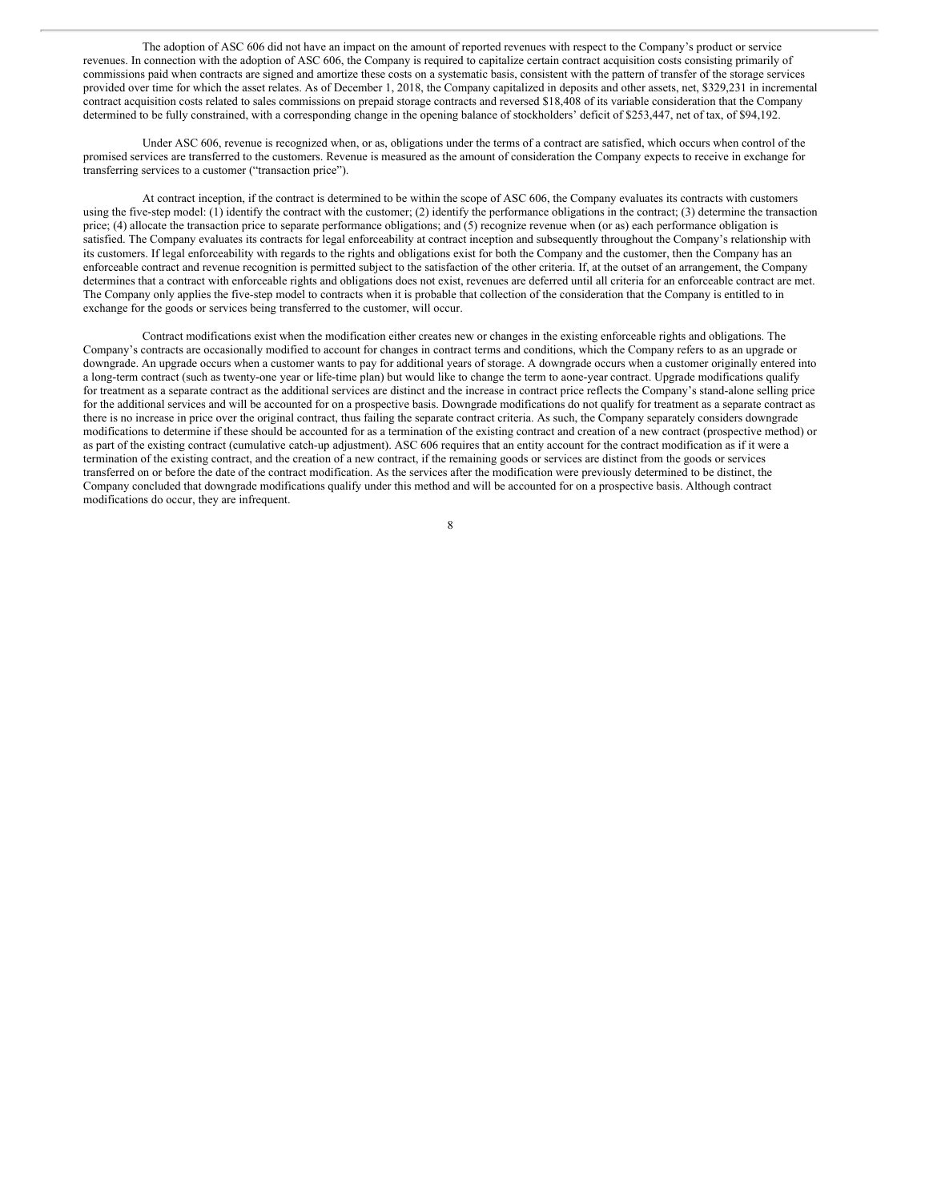The adoption of ASC 606 did not have an impact on the amount of reported revenues with respect to the Company's product or service revenues. In connection with the adoption of ASC 606, the Company is required to capitalize certain contract acquisition costs consisting primarily of commissions paid when contracts are signed and amortize these costs on a systematic basis, consistent with the pattern of transfer of the storage services provided over time for which the asset relates. As of December 1, 2018, the Company capitalized in deposits and other assets, net, $329,231 in incremental contract acquisition costs related to sales commissions on prepaid storage contracts and reversed $18,408 of its variable consideration that the Company determined to be fully constrained, with a corresponding change in the opening balance of stockholders' deficit of $253,447, net of tax, of $94,192.

Under ASC 606, revenue is recognized when, or as, obligations under the terms of a contract are satisfied, which occurs when control of the promised services are transferred to the customers. Revenue is measured as the amount of consideration the Company expects to receive in exchange for transferring services to a customer ("transaction price").

At contract inception, if the contract is determined to be within the scope of ASC 606, the Company evaluates its contracts with customers using the five-step model: (1) identify the contract with the customer; (2) identify the performance obligations in the contract; (3) determine the transaction price; (4) allocate the transaction price to separate performance obligations; and (5) recognize revenue when (or as) each performance obligation is satisfied. The Company evaluates its contracts for legal enforceability at contract inception and subsequently throughout the Company's relationship with its customers. If legal enforceability with regards to the rights and obligations exist for both the Company and the customer, then the Company has an enforceable contract and revenue recognition is permitted subject to the satisfaction of the other criteria. If, at the outset of an arrangement, the Company determines that a contract with enforceable rights and obligations does not exist, revenues are deferred until all criteria for an enforceable contract are met. The Company only applies the five-step model to contracts when it is probable that collection of the consideration that the Company is entitled to in exchange for the goods or services being transferred to the customer, will occur.

Contract modifications exist when the modification either creates new or changes in the existing enforceable rights and obligations. The Company's contracts are occasionally modified to account for changes in contract terms and conditions, which the Company refers to as an upgrade or downgrade. An upgrade occurs when a customer wants to pay for additional years of storage. A downgrade occurs when a customer originally entered into a long-term contract (such as twenty-one year or life-time plan) but would like to change the term to aone-year contract. Upgrade modifications qualify for treatment as a separate contract as the additional services are distinct and the increase in contract price reflects the Company's stand-alone selling price for the additional services and will be accounted for on a prospective basis. Downgrade modifications do not qualify for treatment as a separate contract as there is no increase in price over the original contract, thus failing the separate contract criteria. As such, the Company separately considers downgrade modifications to determine if these should be accounted for as a termination of the existing contract and creation of a new contract (prospective method) or as part of the existing contract (cumulative catch-up adjustment). ASC 606 requires that an entity account for the contract modification as if it were a termination of the existing contract, and the creation of a new contract, if the remaining goods or services are distinct from the goods or services transferred on or before the date of the contract modification. As the services after the modification were previously determined to be distinct, the Company concluded that downgrade modifications qualify under this method and will be accounted for on a prospective basis. Although contract modifications do occur, they are infrequent.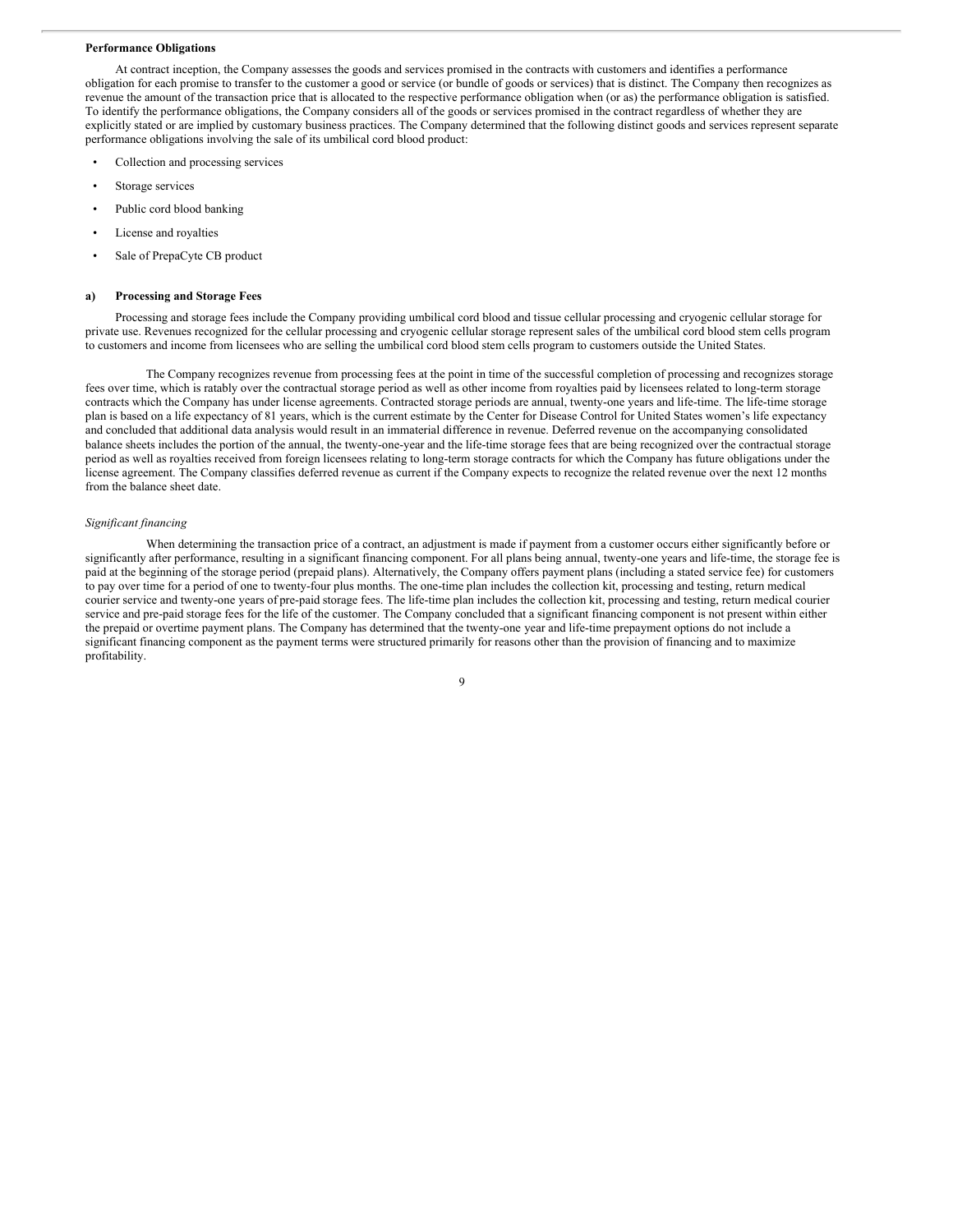**Performance Obligations**

At contract inception, the Company assesses the goods and services promised in the contracts with customers and identifies a performance obligation for each promise to transfer to the customer a good or service (or bundle of goods or services) that is distinct. The Company then recognizes as revenue the amount of the transaction price that is allocated to the respective performance obligation when (or as) the performance obligation is satisfied. To identify the performance obligations, the Company considers all of the goods or services promised in the contract regardless of whether they are explicitly stated or are implied by customary business practices. The Company determined that the following distinct goods and services represent separate performance obligations involving the sale of its umbilical cord blood product:

- Collection and processing services
- Storage services
- Public cord blood banking
- License and royalties
- Sale of PrepaCyte CB product

**a) Processing and Storage Fees**

Processing and storage fees include the Company providing umbilical cord blood and tissue cellular processing and cryogenic cellular storage for private use. Revenues recognized for the cellular processing and cryogenic cellular storage represent sales of the umbilical cord blood stem cells program to customers and income from licensees who are selling the umbilical cord blood stem cells program to customers outside the United States.

The Company recognizes revenue from processing fees at the point in time of the successful completion of processing and recognizes storage fees over time, which is ratably over the contractual storage period as well as other income from royalties paid by licensees related to long-term storage contracts which the Company has under license agreements. Contracted storage periods are annual, twenty-one years and life-time. The life-time storage plan is based on a life expectancy of 81 years, which is the current estimate by the Center for Disease Control for United States women's life expectancy and concluded that additional data analysis would result in an immaterial difference in revenue. Deferred revenue on the accompanying consolidated balance sheets includes the portion of the annual, the twenty-one-year and the life-time storage fees that are being recognized over the contractual storage period as well as royalties received from foreign licensees relating to long-term storage contracts for which the Company has future obligations under the license agreement. The Company classifies deferred revenue as current if the Company expects to recognize the related revenue over the next 12 months from the balance sheet date.

*Significant financing*

When determining the transaction price of a contract, an adjustment is made if payment from a customer occurs either significantly before or significantly after performance, resulting in a significant financing component. For all plans being annual, twenty-one years and life-time, the storage fee is paid at the beginning of the storage period (prepaid plans). Alternatively, the Company offers payment plans (including a stated service fee) for customers to pay over time for a period of one to twenty-four plus months. The one-time plan includes the collection kit, processing and testing, return medical courier service and twenty-one years of pre-paid storage fees. The life-time plan includes the collection kit, processing and testing, return medical courier service and pre-paid storage fees for the life of the customer. The Company concluded that a significant financing component is not present within either the prepaid or overtime payment plans. The Company has determined that the twenty-one year and life-time prepayment options do not include a significant financing component as the payment terms were structured primarily for reasons other than the provision of financing and to maximize profitability.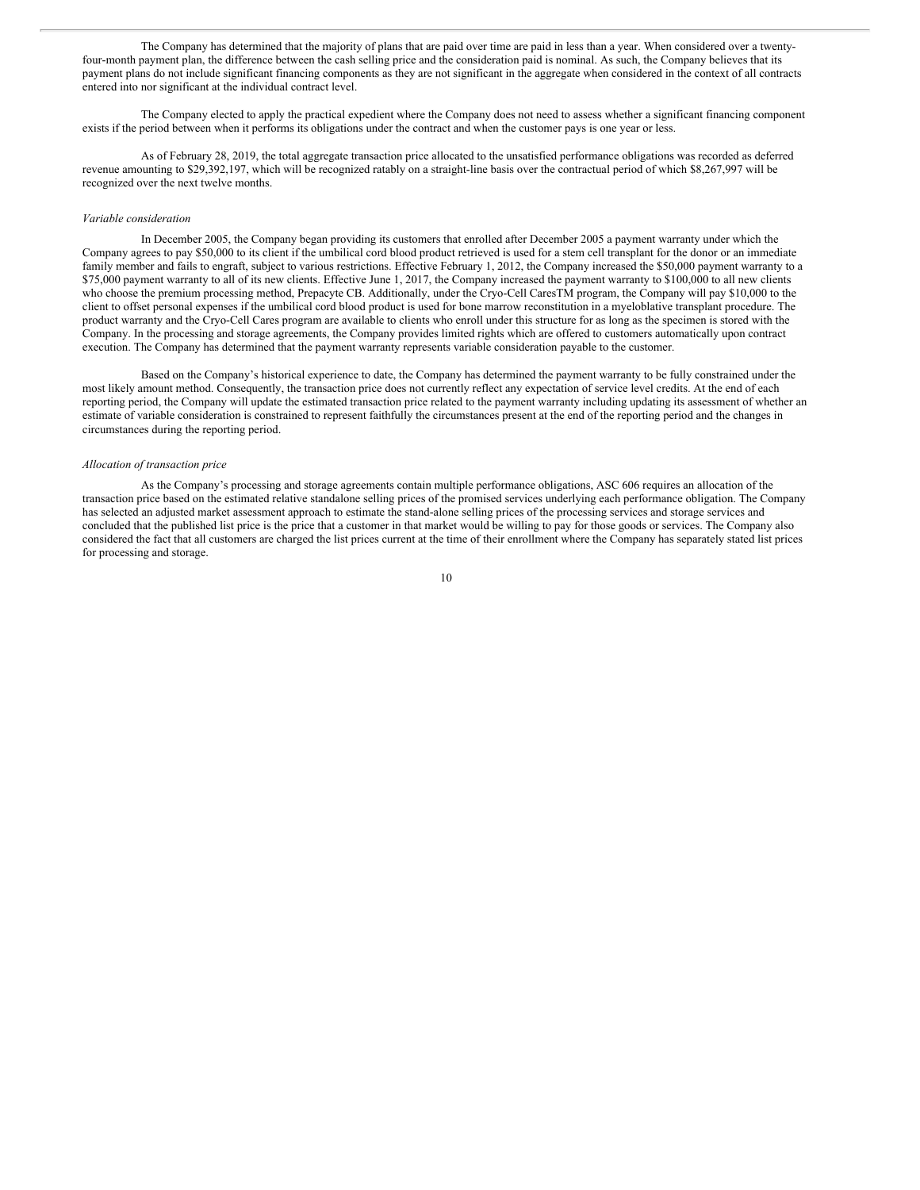The Company has determined that the majority of plans that are paid over time are paid in less than a year. When considered over a twenty-four-month payment plan, the difference between the cash selling price and the consideration paid is nominal. As such, the Company believes that its payment plans do not include significant financing components as they are not significant in the aggregate when considered in the context of all contracts entered into nor significant at the individual contract level.

The Company elected to apply the practical expedient where the Company does not need to assess whether a significant financing component exists if the period between when it performs its obligations under the contract and when the customer pays is one year or less.

As of February 28, 2019, the total aggregate transaction price allocated to the unsatisfied performance obligations was recorded as deferred revenue amounting to $29,392,197, which will be recognized ratably on a straight-line basis over the contractual period of which $8,267,997 will be recognized over the next twelve months.

*Variable consideration*

In December 2005, the Company began providing its customers that enrolled after December 2005 a payment warranty under which the Company agrees to pay $50,000 to its client if the umbilical cord blood product retrieved is used for a stem cell transplant for the donor or an immediate family member and fails to engraft, subject to various restrictions. Effective February 1, 2012, the Company increased the $50,000 payment warranty to a $75,000 payment warranty to all of its new clients. Effective June 1, 2017, the Company increased the payment warranty to $100,000 to all new clients who choose the premium processing method, Prepacyte CB. Additionally, under the Cryo-Cell CaresTM program, the Company will pay $10,000 to the client to offset personal expenses if the umbilical cord blood product is used for bone marrow reconstitution in a myeloblative transplant procedure. The product warranty and the Cryo-Cell Cares program are available to clients who enroll under this structure for as long as the specimen is stored with the Company. In the processing and storage agreements, the Company provides limited rights which are offered to customers automatically upon contract execution. The Company has determined that the payment warranty represents variable consideration payable to the customer.

Based on the Company's historical experience to date, the Company has determined the payment warranty to be fully constrained under the most likely amount method. Consequently, the transaction price does not currently reflect any expectation of service level credits. At the end of each reporting period, the Company will update the estimated transaction price related to the payment warranty including updating its assessment of whether an estimate of variable consideration is constrained to represent faithfully the circumstances present at the end of the reporting period and the changes in circumstances during the reporting period.

*Allocation of transaction price*

As the Company's processing and storage agreements contain multiple performance obligations, ASC 606 requires an allocation of the transaction price based on the estimated relative standalone selling prices of the promised services underlying each performance obligation. The Company has selected an adjusted market assessment approach to estimate the stand-alone selling prices of the processing services and storage services and concluded that the published list price is the price that a customer in that market would be willing to pay for those goods or services. The Company also considered the fact that all customers are charged the list prices current at the time of their enrollment where the Company has separately stated list prices for processing and storage.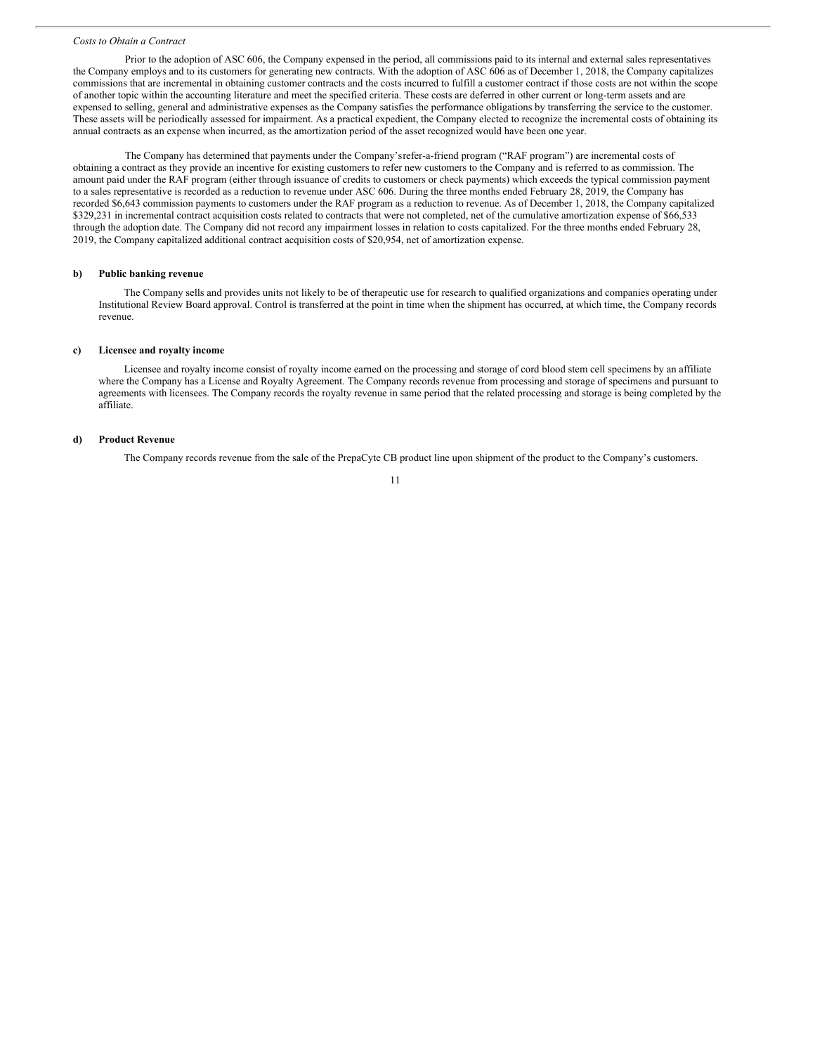*Costs to Obtain a Contract*

Prior to the adoption of ASC 606, the Company expensed in the period, all commissions paid to its internal and external sales representatives the Company employs and to its customers for generating new contracts. With the adoption of ASC 606 as of December 1, 2018, the Company capitalizes commissions that are incremental in obtaining customer contracts and the costs incurred to fulfill a customer contract if those costs are not within the scope of another topic within the accounting literature and meet the specified criteria. These costs are deferred in other current or long-term assets and are expensed to selling, general and administrative expenses as the Company satisfies the performance obligations by transferring the service to the customer. These assets will be periodically assessed for impairment. As a practical expedient, the Company elected to recognize the incremental costs of obtaining its annual contracts as an expense when incurred, as the amortization period of the asset recognized would have been one year.

The Company has determined that payments under the Company'srefer-a-friend program ("RAF program") are incremental costs of obtaining a contract as they provide an incentive for existing customers to refer new customers to the Company and is referred to as commission. The amount paid under the RAF program (either through issuance of credits to customers or check payments) which exceeds the typical commission payment to a sales representative is recorded as a reduction to revenue under ASC 606. During the three months ended February 28, 2019, the Company has recorded $6,643 commission payments to customers under the RAF program as a reduction to revenue. As of December 1, 2018, the Company capitalized $329,231 in incremental contract acquisition costs related to contracts that were not completed, net of the cumulative amortization expense of $66,533 through the adoption date. The Company did not record any impairment losses in relation to costs capitalized. For the three months ended February 28, 2019, the Company capitalized additional contract acquisition costs of $20,954, net of amortization expense.

**b) Public banking revenue**

The Company sells and provides units not likely to be of therapeutic use for research to qualified organizations and companies operating under Institutional Review Board approval. Control is transferred at the point in time when the shipment has occurred, at which time, the Company records revenue.

**c) Licensee and royalty income**

Licensee and royalty income consist of royalty income earned on the processing and storage of cord blood stem cell specimens by an affiliate where the Company has a License and Royalty Agreement. The Company records revenue from processing and storage of specimens and pursuant to agreements with licensees. The Company records the royalty revenue in same period that the related processing and storage is being completed by the affiliate.

**d) Product Revenue**

The Company records revenue from the sale of the PrepaCyte CB product line upon shipment of the product to the Company's customers.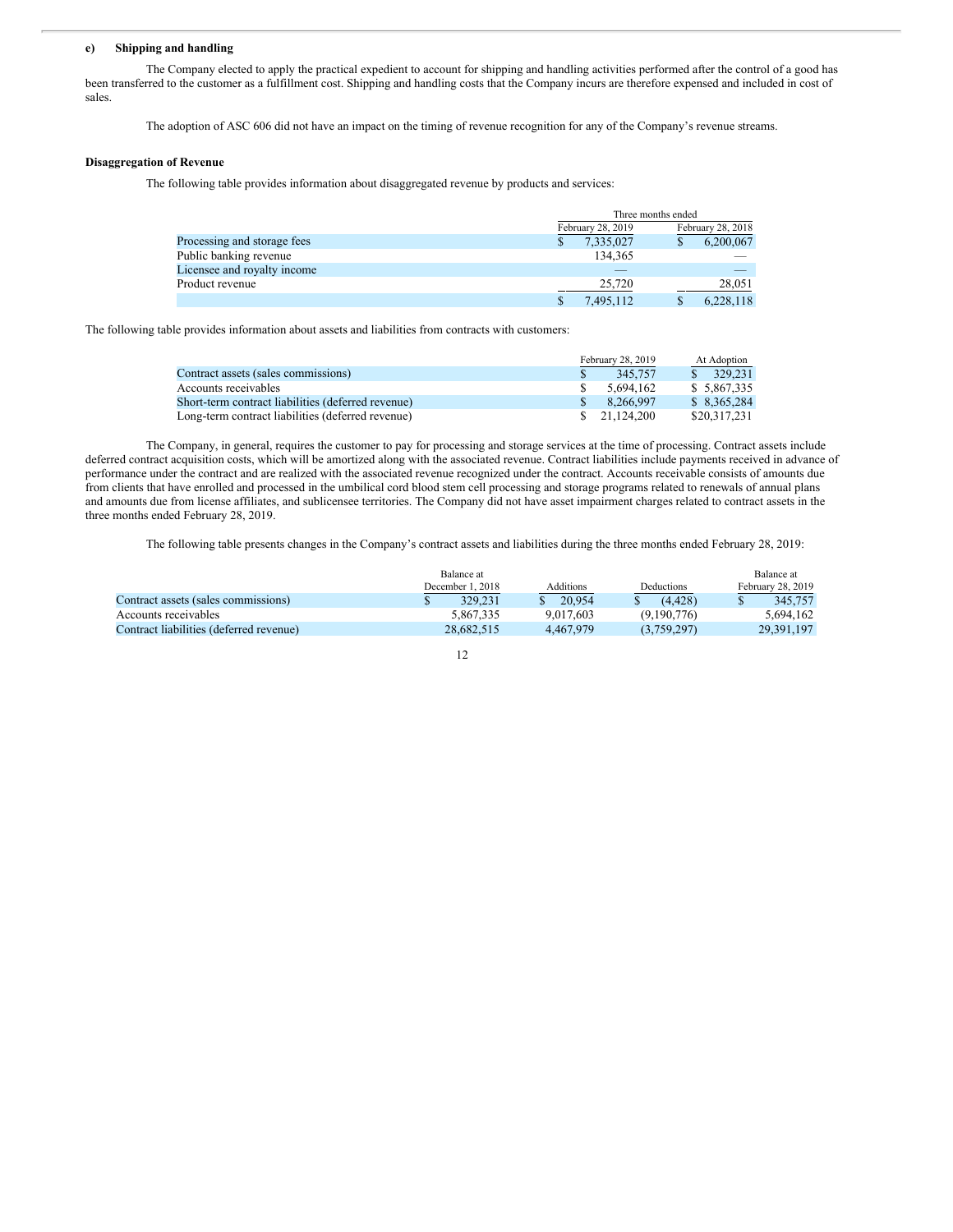**e) Shipping and handling**

The Company elected to apply the practical expedient to account for shipping and handling activities performed after the control of a good has been transferred to the customer as a fulfillment cost. Shipping and handling costs that the Company incurs are therefore expensed and included in cost of sales.

The adoption of ASC 606 did not have an impact on the timing of revenue recognition for any of the Company's revenue streams.

**Disaggregation of Revenue**

The following table provides information about disaggregated revenue by products and services:

| | Three months ended | |
|---|---|---|
| | February 28, 2019 | February 28, 2018 |
| Processing and storage fees | $ 7,335,027 | $ 6,200,067 |
| Public banking revenue | 134,365 | — |
| Licensee and royalty income | — | — |
| Product revenue | 25,720 | 28,051 |
| | $ 7,495,112 | $ 6,228,118 |

The following table provides information about assets and liabilities from contracts with customers:

| | February 28, 2019 | At Adoption |
|---|---|---|
| Contract assets (sales commissions) | $ 345,757 | $ 329,231 |
| Accounts receivables | $ 5,694,162 | $ 5,867,335 |
| Short-term contract liabilities (deferred revenue) | $ 8,266,997 | $ 8,365,284 |
| Long-term contract liabilities (deferred revenue) | $ 21,124,200 | $20,317,231 |

The Company, in general, requires the customer to pay for processing and storage services at the time of processing. Contract assets include deferred contract acquisition costs, which will be amortized along with the associated revenue. Contract liabilities include payments received in advance of performance under the contract and are realized with the associated revenue recognized under the contract. Accounts receivable consists of amounts due from clients that have enrolled and processed in the umbilical cord blood stem cell processing and storage programs related to renewals of annual plans and amounts due from license affiliates, and sublicensee territories. The Company did not have asset impairment charges related to contract assets in the three months ended February 28, 2019.

The following table presents changes in the Company's contract assets and liabilities during the three months ended February 28, 2019:

| | Balance at December 1, 2018 | Additions | Deductions | Balance at February 28, 2019 |
|---|---|---|---|---|
| Contract assets (sales commissions) | $ 329,231 | $ 20,954 | $ (4,428) | $ 345,757 |
| Accounts receivables | 5,867,335 | 9,017,603 | (9,190,776) | 5,694,162 |
| Contract liabilities (deferred revenue) | 28,682,515 | 4,467,979 | (3,759,297) | 29,391,197 |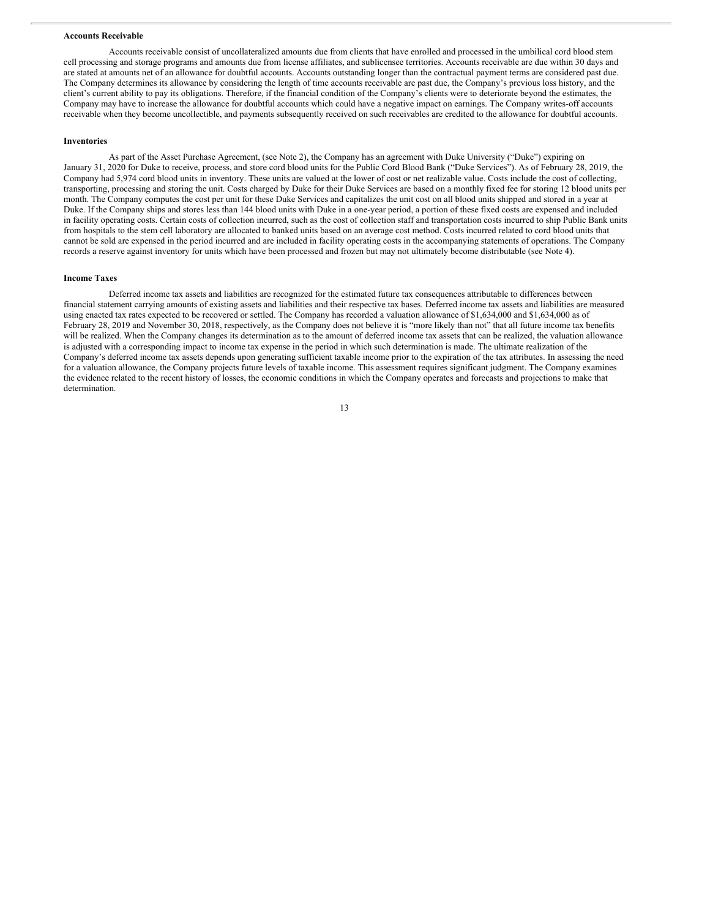**Accounts Receivable**

Accounts receivable consist of uncollateralized amounts due from clients that have enrolled and processed in the umbilical cord blood stem cell processing and storage programs and amounts due from license affiliates, and sublicensee territories. Accounts receivable are due within 30 days and are stated at amounts net of an allowance for doubtful accounts. Accounts outstanding longer than the contractual payment terms are considered past due. The Company determines its allowance by considering the length of time accounts receivable are past due, the Company's previous loss history, and the client's current ability to pay its obligations. Therefore, if the financial condition of the Company's clients were to deteriorate beyond the estimates, the Company may have to increase the allowance for doubtful accounts which could have a negative impact on earnings. The Company writes-off accounts receivable when they become uncollectible, and payments subsequently received on such receivables are credited to the allowance for doubtful accounts.

**Inventories**

As part of the Asset Purchase Agreement, (see Note 2), the Company has an agreement with Duke University ("Duke") expiring on January 31, 2020 for Duke to receive, process, and store cord blood units for the Public Cord Blood Bank ("Duke Services"). As of February 28, 2019, the Company had 5,974 cord blood units in inventory. These units are valued at the lower of cost or net realizable value. Costs include the cost of collecting, transporting, processing and storing the unit. Costs charged by Duke for their Duke Services are based on a monthly fixed fee for storing 12 blood units per month. The Company computes the cost per unit for these Duke Services and capitalizes the unit cost on all blood units shipped and stored in a year at Duke. If the Company ships and stores less than 144 blood units with Duke in a one-year period, a portion of these fixed costs are expensed and included in facility operating costs. Certain costs of collection incurred, such as the cost of collection staff and transportation costs incurred to ship Public Bank units from hospitals to the stem cell laboratory are allocated to banked units based on an average cost method. Costs incurred related to cord blood units that cannot be sold are expensed in the period incurred and are included in facility operating costs in the accompanying statements of operations. The Company records a reserve against inventory for units which have been processed and frozen but may not ultimately become distributable (see Note 4).

**Income Taxes**

Deferred income tax assets and liabilities are recognized for the estimated future tax consequences attributable to differences between financial statement carrying amounts of existing assets and liabilities and their respective tax bases. Deferred income tax assets and liabilities are measured using enacted tax rates expected to be recovered or settled. The Company has recorded a valuation allowance of $1,634,000 and $1,634,000 as of February 28, 2019 and November 30, 2018, respectively, as the Company does not believe it is "more likely than not" that all future income tax benefits will be realized. When the Company changes its determination as to the amount of deferred income tax assets that can be realized, the valuation allowance is adjusted with a corresponding impact to income tax expense in the period in which such determination is made. The ultimate realization of the Company's deferred income tax assets depends upon generating sufficient taxable income prior to the expiration of the tax attributes. In assessing the need for a valuation allowance, the Company projects future levels of taxable income. This assessment requires significant judgment. The Company examines the evidence related to the recent history of losses, the economic conditions in which the Company operates and forecasts and projections to make that determination.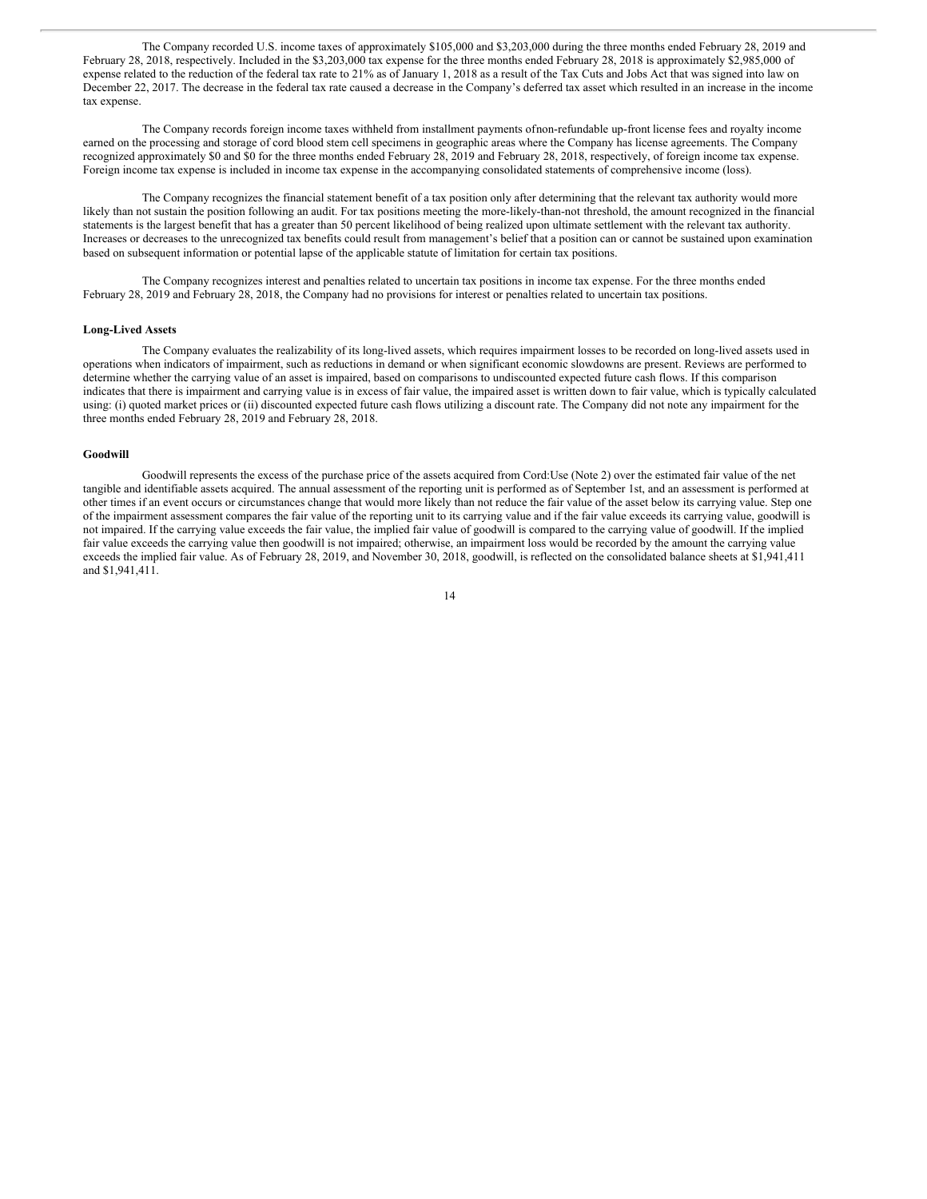The Company recorded U.S. income taxes of approximately $105,000 and $3,203,000 during the three months ended February 28, 2019 and February 28, 2018, respectively. Included in the $3,203,000 tax expense for the three months ended February 28, 2018 is approximately $2,985,000 of expense related to the reduction of the federal tax rate to 21% as of January 1, 2018 as a result of the Tax Cuts and Jobs Act that was signed into law on December 22, 2017. The decrease in the federal tax rate caused a decrease in the Company's deferred tax asset which resulted in an increase in the income tax expense.

The Company records foreign income taxes withheld from installment payments ofnon-refundable up-front license fees and royalty income earned on the processing and storage of cord blood stem cell specimens in geographic areas where the Company has license agreements. The Company recognized approximately $0 and $0 for the three months ended February 28, 2019 and February 28, 2018, respectively, of foreign income tax expense. Foreign income tax expense is included in income tax expense in the accompanying consolidated statements of comprehensive income (loss).

The Company recognizes the financial statement benefit of a tax position only after determining that the relevant tax authority would more likely than not sustain the position following an audit. For tax positions meeting the more-likely-than-not threshold, the amount recognized in the financial statements is the largest benefit that has a greater than 50 percent likelihood of being realized upon ultimate settlement with the relevant tax authority. Increases or decreases to the unrecognized tax benefits could result from management's belief that a position can or cannot be sustained upon examination based on subsequent information or potential lapse of the applicable statute of limitation for certain tax positions.

The Company recognizes interest and penalties related to uncertain tax positions in income tax expense. For the three months ended February 28, 2019 and February 28, 2018, the Company had no provisions for interest or penalties related to uncertain tax positions.

**Long-Lived Assets**

The Company evaluates the realizability of its long-lived assets, which requires impairment losses to be recorded on long-lived assets used in operations when indicators of impairment, such as reductions in demand or when significant economic slowdowns are present. Reviews are performed to determine whether the carrying value of an asset is impaired, based on comparisons to undiscounted expected future cash flows. If this comparison indicates that there is impairment and carrying value is in excess of fair value, the impaired asset is written down to fair value, which is typically calculated using: (i) quoted market prices or (ii) discounted expected future cash flows utilizing a discount rate. The Company did not note any impairment for the three months ended February 28, 2019 and February 28, 2018.

**Goodwill**

Goodwill represents the excess of the purchase price of the assets acquired from Cord:Use (Note 2) over the estimated fair value of the net tangible and identifiable assets acquired. The annual assessment of the reporting unit is performed as of September 1st, and an assessment is performed at other times if an event occurs or circumstances change that would more likely than not reduce the fair value of the asset below its carrying value. Step one of the impairment assessment compares the fair value of the reporting unit to its carrying value and if the fair value exceeds its carrying value, goodwill is not impaired. If the carrying value exceeds the fair value, the implied fair value of goodwill is compared to the carrying value of goodwill. If the implied fair value exceeds the carrying value then goodwill is not impaired; otherwise, an impairment loss would be recorded by the amount the carrying value exceeds the implied fair value. As of February 28, 2019, and November 30, 2018, goodwill, is reflected on the consolidated balance sheets at $1,941,411 and $1,941,411.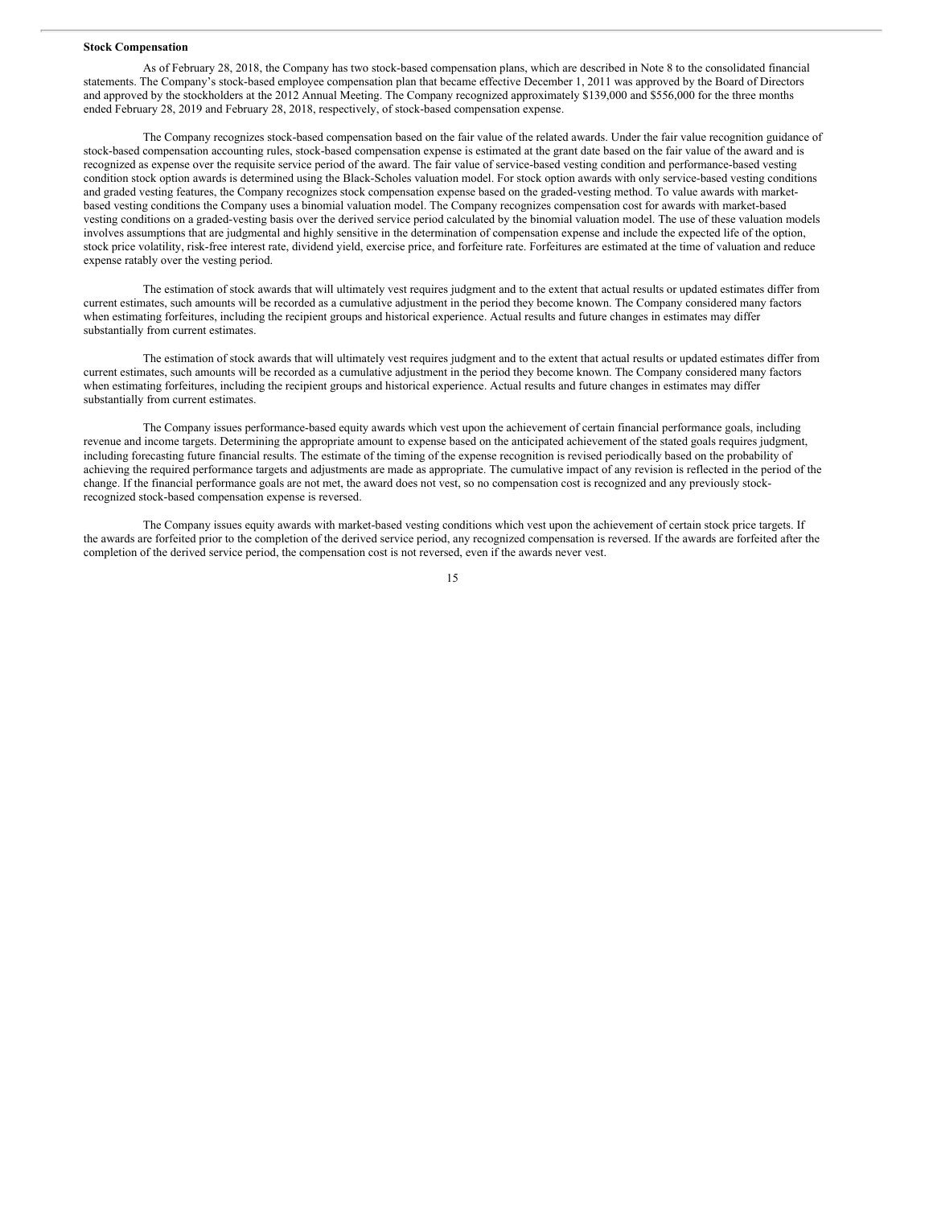**Stock Compensation**

As of February 28, 2018, the Company has two stock-based compensation plans, which are described in Note 8 to the consolidated financial statements. The Company's stock-based employee compensation plan that became effective December 1, 2011 was approved by the Board of Directors and approved by the stockholders at the 2012 Annual Meeting. The Company recognized approximately $139,000 and $556,000 for the three months ended February 28, 2019 and February 28, 2018, respectively, of stock-based compensation expense.

The Company recognizes stock-based compensation based on the fair value of the related awards. Under the fair value recognition guidance of stock-based compensation accounting rules, stock-based compensation expense is estimated at the grant date based on the fair value of the award and is recognized as expense over the requisite service period of the award. The fair value of service-based vesting condition and performance-based vesting condition stock option awards is determined using the Black-Scholes valuation model. For stock option awards with only service-based vesting conditions and graded vesting features, the Company recognizes stock compensation expense based on the graded-vesting method. To value awards with market-based vesting conditions the Company uses a binomial valuation model. The Company recognizes compensation cost for awards with market-based vesting conditions on a graded-vesting basis over the derived service period calculated by the binomial valuation model. The use of these valuation models involves assumptions that are judgmental and highly sensitive in the determination of compensation expense and include the expected life of the option, stock price volatility, risk-free interest rate, dividend yield, exercise price, and forfeiture rate. Forfeitures are estimated at the time of valuation and reduce expense ratably over the vesting period.

The estimation of stock awards that will ultimately vest requires judgment and to the extent that actual results or updated estimates differ from current estimates, such amounts will be recorded as a cumulative adjustment in the period they become known. The Company considered many factors when estimating forfeitures, including the recipient groups and historical experience. Actual results and future changes in estimates may differ substantially from current estimates.

The estimation of stock awards that will ultimately vest requires judgment and to the extent that actual results or updated estimates differ from current estimates, such amounts will be recorded as a cumulative adjustment in the period they become known. The Company considered many factors when estimating forfeitures, including the recipient groups and historical experience. Actual results and future changes in estimates may differ substantially from current estimates.

The Company issues performance-based equity awards which vest upon the achievement of certain financial performance goals, including revenue and income targets. Determining the appropriate amount to expense based on the anticipated achievement of the stated goals requires judgment, including forecasting future financial results. The estimate of the timing of the expense recognition is revised periodically based on the probability of achieving the required performance targets and adjustments are made as appropriate. The cumulative impact of any revision is reflected in the period of the change. If the financial performance goals are not met, the award does not vest, so no compensation cost is recognized and any previously stock-recognized stock-based compensation expense is reversed.

The Company issues equity awards with market-based vesting conditions which vest upon the achievement of certain stock price targets. If the awards are forfeited prior to the completion of the derived service period, any recognized compensation is reversed. If the awards are forfeited after the completion of the derived service period, the compensation cost is not reversed, even if the awards never vest.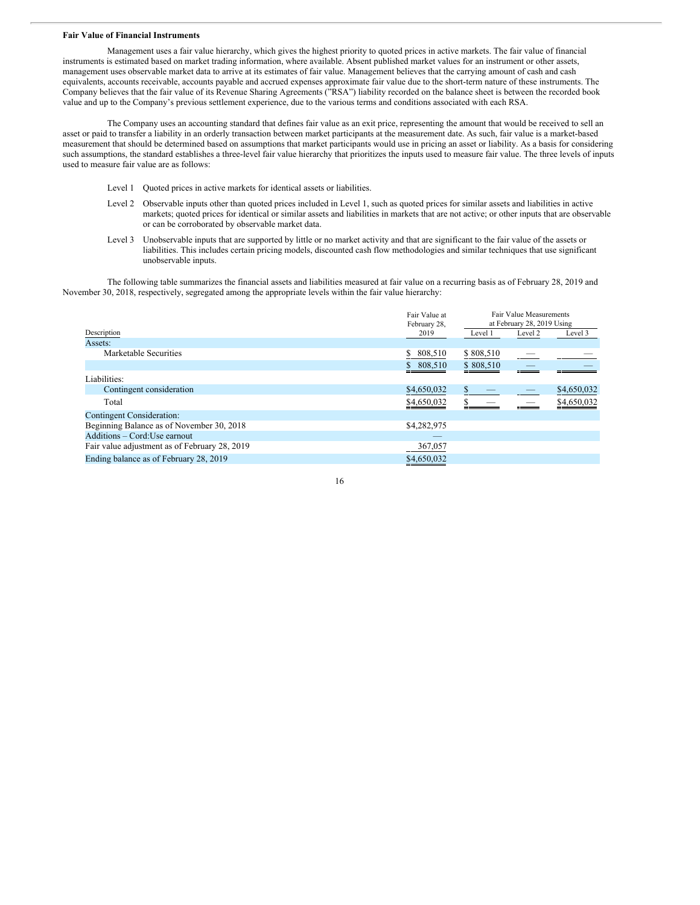**Fair Value of Financial Instruments**

Management uses a fair value hierarchy, which gives the highest priority to quoted prices in active markets. The fair value of financial instruments is estimated based on market trading information, where available. Absent published market values for an instrument or other assets, management uses observable market data to arrive at its estimates of fair value. Management believes that the carrying amount of cash and cash equivalents, accounts receivable, accounts payable and accrued expenses approximate fair value due to the short-term nature of these instruments. The Company believes that the fair value of its Revenue Sharing Agreements ("RSA") liability recorded on the balance sheet is between the recorded book value and up to the Company's previous settlement experience, due to the various terms and conditions associated with each RSA.

The Company uses an accounting standard that defines fair value as an exit price, representing the amount that would be received to sell an asset or paid to transfer a liability in an orderly transaction between market participants at the measurement date. As such, fair value is a market-based measurement that should be determined based on assumptions that market participants would use in pricing an asset or liability. As a basis for considering such assumptions, the standard establishes a three-level fair value hierarchy that prioritizes the inputs used to measure fair value. The three levels of inputs used to measure fair value are as follows:

- Level 1 Quoted prices in active markets for identical assets or liabilities.
- Level 2 Observable inputs other than quoted prices included in Level 1, such as quoted prices for similar assets and liabilities in active markets; quoted prices for identical or similar assets and liabilities in markets that are not active; or other inputs that are observable or can be corroborated by observable market data.
- Level 3 Unobservable inputs that are supported by little or no market activity and that are significant to the fair value of the assets or liabilities. This includes certain pricing models, discounted cash flow methodologies and similar techniques that use significant unobservable inputs.

The following table summarizes the financial assets and liabilities measured at fair value on a recurring basis as of February 28, 2019 and November 30, 2018, respectively, segregated among the appropriate levels within the fair value hierarchy:

| Description | Fair Value at February 28, 2019 | Fair Value Measurements at February 28, 2019 Using | | |
|---|---|---|---|---|
| | | Level 1 | Level 2 | Level 3 |
| Assets: | | | | |
| Marketable Securities | $ 808,510 | $ 808,510 | — | — |
| | $ 808,510 | $ 808,510 | — | — |
| Liabilities: | | | | |
| Contingent consideration | $4,650,032 | $ — | — | $4,650,032 |
| Total | $4,650,032 | $ — | — | $4,650,032 |
| Contingent Consideration: | | | | |
| Beginning Balance as of November 30, 2018 | $4,282,975 | | | |
| Additions – Cord:Use earnout | — | | | |
| Fair value adjustment as of February 28, 2019 | 367,057 | | | |
| Ending balance as of February 28, 2019 | $4,650,032 | | | |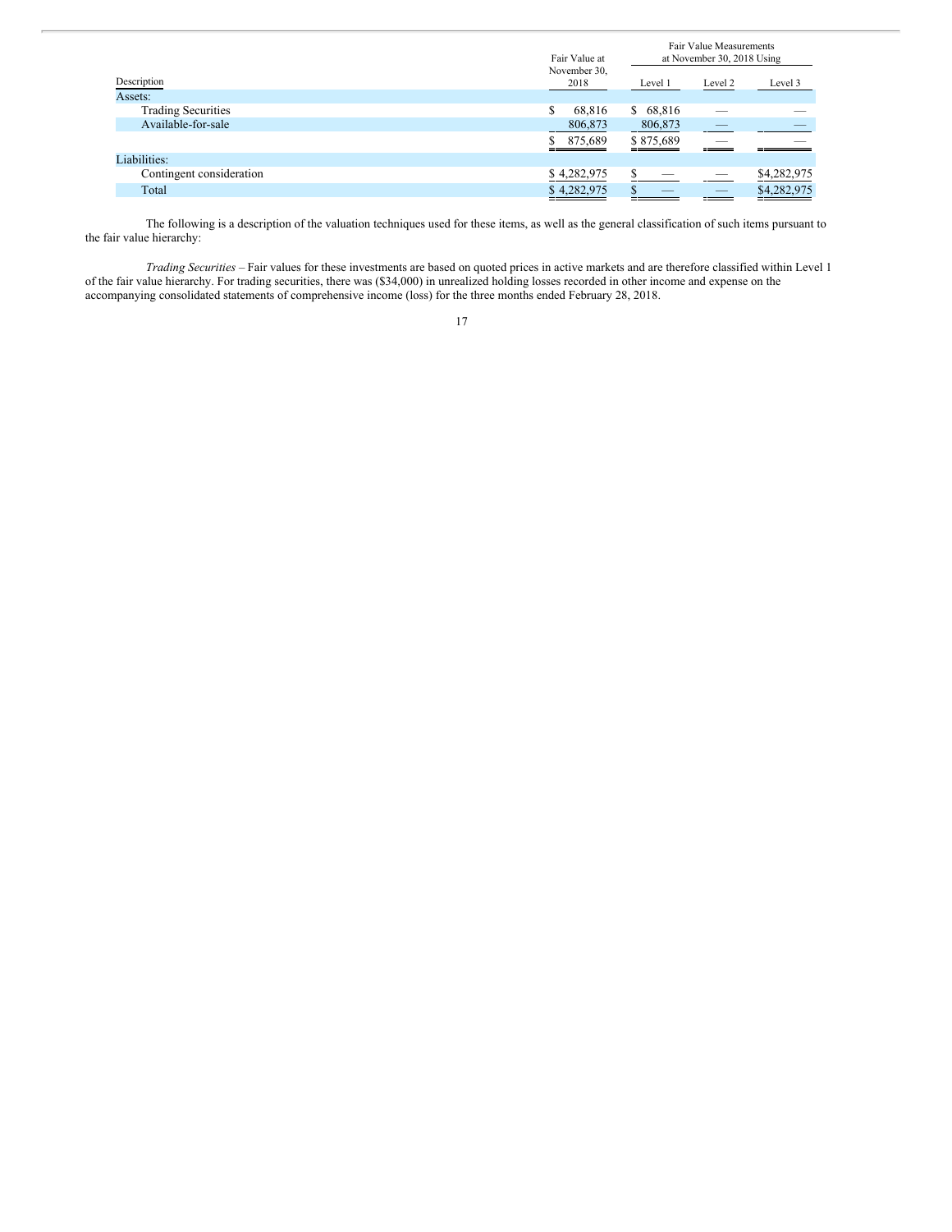| Description | Fair Value at November 30, 2018 | Fair Value Measurements at November 30, 2018 Using | | |
|---|---|---|---|---|
| | | Level 1 | Level 2 | Level 3 |
| Assets: | | | | |
| Trading Securities | $ 68,816 | $ 68,816 | — | — |
| Available-for-sale | 806,873 | 806,873 | — | — |
| | $ 875,689 | $ 875,689 | — | — |
| Liabilities: | | | | |
| Contingent consideration | $ 4,282,975 | $ — | — | $4,282,975 |
| Total | $ 4,282,975 | $ — | — | $4,282,975 |

The following is a description of the valuation techniques used for these items, as well as the general classification of such items pursuant to the fair value hierarchy:

*Trading Securities* – Fair values for these investments are based on quoted prices in active markets and are therefore classified within Level 1 of the fair value hierarchy. For trading securities, there was ($34,000) in unrealized holding losses recorded in other income and expense on the accompanying consolidated statements of comprehensive income (loss) for the three months ended February 28, 2018.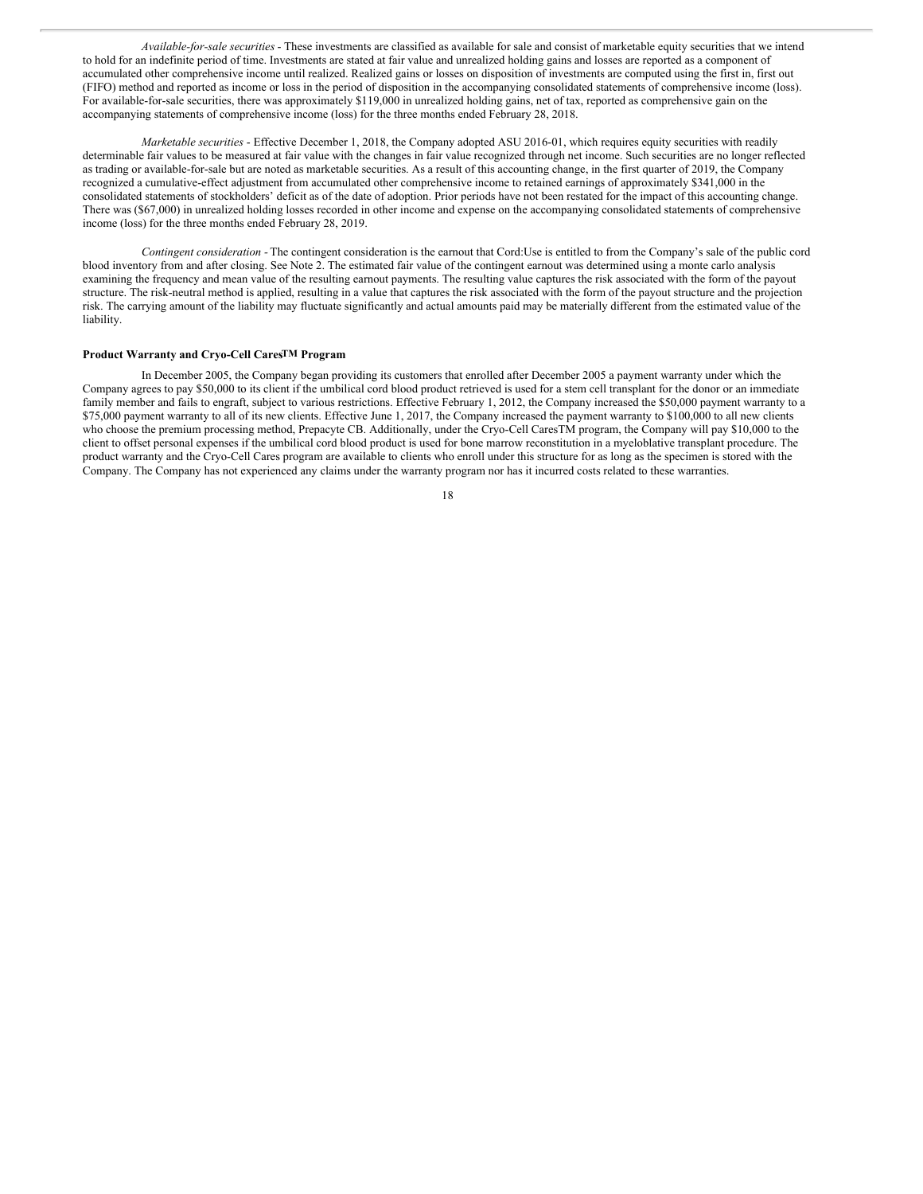*Available-for-sale securities* - These investments are classified as available for sale and consist of marketable equity securities that we intend to hold for an indefinite period of time. Investments are stated at fair value and unrealized holding gains and losses are reported as a component of accumulated other comprehensive income until realized. Realized gains or losses on disposition of investments are computed using the first in, first out (FIFO) method and reported as income or loss in the period of disposition in the accompanying consolidated statements of comprehensive income (loss). For available-for-sale securities, there was approximately $119,000 in unrealized holding gains, net of tax, reported as comprehensive gain on the accompanying statements of comprehensive income (loss) for the three months ended February 28, 2018.

*Marketable securities* - Effective December 1, 2018, the Company adopted ASU 2016-01, which requires equity securities with readily determinable fair values to be measured at fair value with the changes in fair value recognized through net income. Such securities are no longer reflected as trading or available-for-sale but are noted as marketable securities. As a result of this accounting change, in the first quarter of 2019, the Company recognized a cumulative-effect adjustment from accumulated other comprehensive income to retained earnings of approximately $341,000 in the consolidated statements of stockholders' deficit as of the date of adoption. Prior periods have not been restated for the impact of this accounting change. There was ($67,000) in unrealized holding losses recorded in other income and expense on the accompanying consolidated statements of comprehensive income (loss) for the three months ended February 28, 2019.

*Contingent consideration* - The contingent consideration is the earnout that Cord:Use is entitled to from the Company's sale of the public cord blood inventory from and after closing. See Note 2. The estimated fair value of the contingent earnout was determined using a monte carlo analysis examining the frequency and mean value of the resulting earnout payments. The resulting value captures the risk associated with the form of the payout structure. The risk-neutral method is applied, resulting in a value that captures the risk associated with the form of the payout structure and the projection risk. The carrying amount of the liability may fluctuate significantly and actual amounts paid may be materially different from the estimated value of the liability.

**Product Warranty and Cryo-Cell Cares™ Program**

In December 2005, the Company began providing its customers that enrolled after December 2005 a payment warranty under which the Company agrees to pay $50,000 to its client if the umbilical cord blood product retrieved is used for a stem cell transplant for the donor or an immediate family member and fails to engraft, subject to various restrictions. Effective February 1, 2012, the Company increased the $50,000 payment warranty to a $75,000 payment warranty to all of its new clients. Effective June 1, 2017, the Company increased the payment warranty to $100,000 to all new clients who choose the premium processing method, Prepacyte CB. Additionally, under the Cryo-Cell CaresTM program, the Company will pay $10,000 to the client to offset personal expenses if the umbilical cord blood product is used for bone marrow reconstitution in a myeloblative transplant procedure. The product warranty and the Cryo-Cell Cares program are available to clients who enroll under this structure for as long as the specimen is stored with the Company. The Company has not experienced any claims under the warranty program nor has it incurred costs related to these warranties.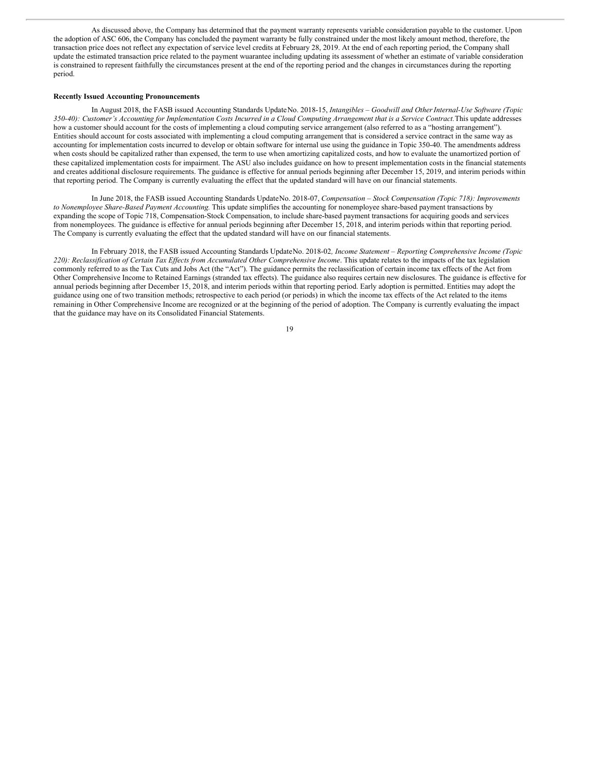As discussed above, the Company has determined that the payment warranty represents variable consideration payable to the customer. Upon the adoption of ASC 606, the Company has concluded the payment warranty be fully constrained under the most likely amount method, therefore, the transaction price does not reflect any expectation of service level credits at February 28, 2019. At the end of each reporting period, the Company shall update the estimated transaction price related to the payment wuarantee including updating its assessment of whether an estimate of variable consideration is constrained to represent faithfully the circumstances present at the end of the reporting period and the changes in circumstances during the reporting period.

**Recently Issued Accounting Pronouncements**

In August 2018, the FASB issued Accounting Standards Update No. 2018-15, *Intangibles – Goodwill and Other Internal-Use Software (Topic 350-40): Customer's Accounting for Implementation Costs Incurred in a Cloud Computing Arrangement that is a Service Contract.* This update addresses how a customer should account for the costs of implementing a cloud computing service arrangement (also referred to as a "hosting arrangement"). Entities should account for costs associated with implementing a cloud computing arrangement that is considered a service contract in the same way as accounting for implementation costs incurred to develop or obtain software for internal use using the guidance in Topic 350-40. The amendments address when costs should be capitalized rather than expensed, the term to use when amortizing capitalized costs, and how to evaluate the unamortized portion of these capitalized implementation costs for impairment. The ASU also includes guidance on how to present implementation costs in the financial statements and creates additional disclosure requirements. The guidance is effective for annual periods beginning after December 15, 2019, and interim periods within that reporting period. The Company is currently evaluating the effect that the updated standard will have on our financial statements.

In June 2018, the FASB issued Accounting Standards Update No. 2018-07, *Compensation – Stock Compensation (Topic 718): Improvements to Nonemployee Share-Based Payment Accounting.* This update simplifies the accounting for nonemployee share-based payment transactions by expanding the scope of Topic 718, Compensation-Stock Compensation, to include share-based payment transactions for acquiring goods and services from nonemployees. The guidance is effective for annual periods beginning after December 15, 2018, and interim periods within that reporting period. The Company is currently evaluating the effect that the updated standard will have on our financial statements.

In February 2018, the FASB issued Accounting Standards Update No. 2018-02*, Income Statement – Reporting Comprehensive Income (Topic 220): Reclassification of Certain Tax Effects from Accumulated Other Comprehensive Income*. This update relates to the impacts of the tax legislation commonly referred to as the Tax Cuts and Jobs Act (the "Act"). The guidance permits the reclassification of certain income tax effects of the Act from Other Comprehensive Income to Retained Earnings (stranded tax effects). The guidance also requires certain new disclosures. The guidance is effective for annual periods beginning after December 15, 2018, and interim periods within that reporting period. Early adoption is permitted. Entities may adopt the guidance using one of two transition methods; retrospective to each period (or periods) in which the income tax effects of the Act related to the items remaining in Other Comprehensive Income are recognized or at the beginning of the period of adoption. The Company is currently evaluating the impact that the guidance may have on its Consolidated Financial Statements.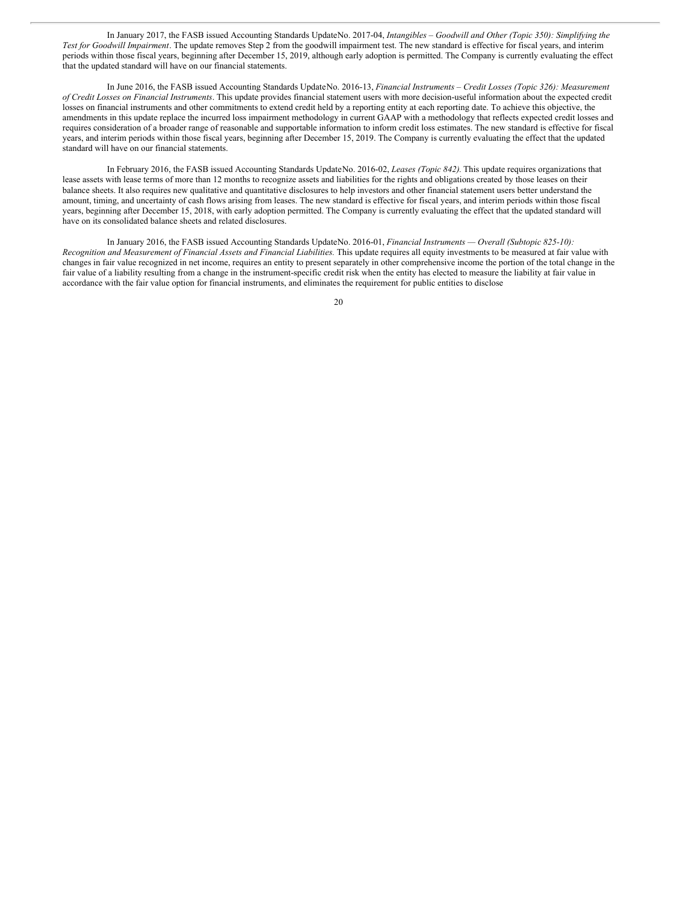In January 2017, the FASB issued Accounting Standards Update No. 2017-04, *Intangibles – Goodwill and Other (Topic 350): Simplifying the Test for Goodwill Impairment*. The update removes Step 2 from the goodwill impairment test. The new standard is effective for fiscal years, and interim periods within those fiscal years, beginning after December 15, 2019, although early adoption is permitted. The Company is currently evaluating the effect that the updated standard will have on our financial statements.

In June 2016, the FASB issued Accounting Standards Update No. 2016-13, *Financial Instruments – Credit Losses (Topic 326): Measurement of Credit Losses on Financial Instruments*. This update provides financial statement users with more decision-useful information about the expected credit losses on financial instruments and other commitments to extend credit held by a reporting entity at each reporting date. To achieve this objective, the amendments in this update replace the incurred loss impairment methodology in current GAAP with a methodology that reflects expected credit losses and requires consideration of a broader range of reasonable and supportable information to inform credit loss estimates. The new standard is effective for fiscal years, and interim periods within those fiscal years, beginning after December 15, 2019. The Company is currently evaluating the effect that the updated standard will have on our financial statements.

In February 2016, the FASB issued Accounting Standards Update No. 2016-02, *Leases (Topic 842).* This update requires organizations that lease assets with lease terms of more than 12 months to recognize assets and liabilities for the rights and obligations created by those leases on their balance sheets. It also requires new qualitative and quantitative disclosures to help investors and other financial statement users better understand the amount, timing, and uncertainty of cash flows arising from leases. The new standard is effective for fiscal years, and interim periods within those fiscal years, beginning after December 15, 2018, with early adoption permitted. The Company is currently evaluating the effect that the updated standard will have on its consolidated balance sheets and related disclosures.

In January 2016, the FASB issued Accounting Standards Update No. 2016-01, *Financial Instruments — Overall (Subtopic 825-10): Recognition and Measurement of Financial Assets and Financial Liabilities.* This update requires all equity investments to be measured at fair value with changes in fair value recognized in net income, requires an entity to present separately in other comprehensive income the portion of the total change in the fair value of a liability resulting from a change in the instrument-specific credit risk when the entity has elected to measure the liability at fair value in accordance with the fair value option for financial instruments, and eliminates the requirement for public entities to disclose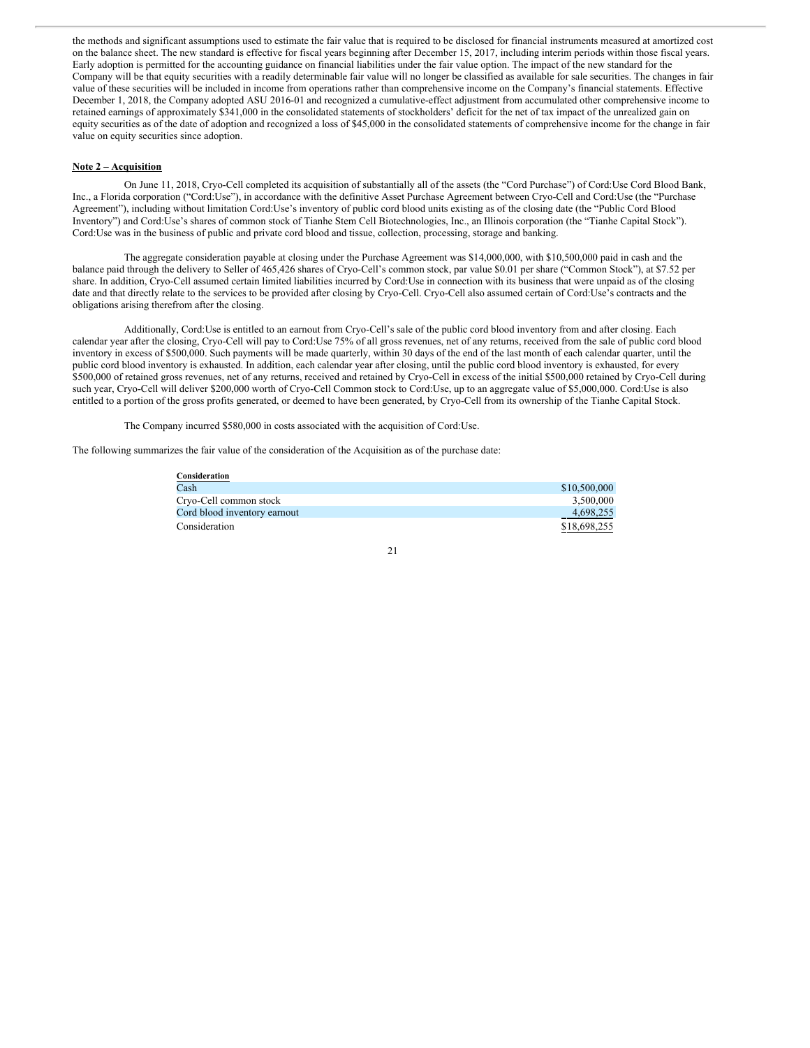the methods and significant assumptions used to estimate the fair value that is required to be disclosed for financial instruments measured at amortized cost on the balance sheet. The new standard is effective for fiscal years beginning after December 15, 2017, including interim periods within those fiscal years. Early adoption is permitted for the accounting guidance on financial liabilities under the fair value option. The impact of the new standard for the Company will be that equity securities with a readily determinable fair value will no longer be classified as available for sale securities. The changes in fair value of these securities will be included in income from operations rather than comprehensive income on the Company's financial statements. Effective December 1, 2018, the Company adopted ASU 2016-01 and recognized a cumulative-effect adjustment from accumulated other comprehensive income to retained earnings of approximately $341,000 in the consolidated statements of stockholders' deficit for the net of tax impact of the unrealized gain on equity securities as of the date of adoption and recognized a loss of $45,000 in the consolidated statements of comprehensive income for the change in fair value on equity securities since adoption.

**Note 2 – Acquisition**

On June 11, 2018, Cryo-Cell completed its acquisition of substantially all of the assets (the "Cord Purchase") of Cord:Use Cord Blood Bank, Inc., a Florida corporation ("Cord:Use"), in accordance with the definitive Asset Purchase Agreement between Cryo-Cell and Cord:Use (the "Purchase Agreement"), including without limitation Cord:Use's inventory of public cord blood units existing as of the closing date (the "Public Cord Blood Inventory") and Cord:Use's shares of common stock of Tianhe Stem Cell Biotechnologies, Inc., an Illinois corporation (the "Tianhe Capital Stock"). Cord:Use was in the business of public and private cord blood and tissue, collection, processing, storage and banking.

The aggregate consideration payable at closing under the Purchase Agreement was $14,000,000, with $10,500,000 paid in cash and the balance paid through the delivery to Seller of 465,426 shares of Cryo-Cell's common stock, par value $0.01 per share ("Common Stock"), at $7.52 per share. In addition, Cryo-Cell assumed certain limited liabilities incurred by Cord:Use in connection with its business that were unpaid as of the closing date and that directly relate to the services to be provided after closing by Cryo-Cell. Cryo-Cell also assumed certain of Cord:Use's contracts and the obligations arising therefrom after the closing.

Additionally, Cord:Use is entitled to an earnout from Cryo-Cell's sale of the public cord blood inventory from and after closing. Each calendar year after the closing, Cryo-Cell will pay to Cord:Use 75% of all gross revenues, net of any returns, received from the sale of public cord blood inventory in excess of $500,000. Such payments will be made quarterly, within 30 days of the end of the last month of each calendar quarter, until the public cord blood inventory is exhausted. In addition, each calendar year after closing, until the public cord blood inventory is exhausted, for every $500,000 of retained gross revenues, net of any returns, received and retained by Cryo-Cell in excess of the initial $500,000 retained by Cryo-Cell during such year, Cryo-Cell will deliver $200,000 worth of Cryo-Cell Common stock to Cord:Use, up to an aggregate value of $5,000,000. Cord:Use is also entitled to a portion of the gross profits generated, or deemed to have been generated, by Cryo-Cell from its ownership of the Tianhe Capital Stock.

The Company incurred $580,000 in costs associated with the acquisition of Cord:Use.

The following summarizes the fair value of the consideration of the Acquisition as of the purchase date:

| **Consideration** | |
|---|---:|
| Cash | $10,500,000 |
| Cryo-Cell common stock | 3,500,000 |
| Cord blood inventory earnout | 4,698,255 |
| Consideration | $18,698,255 |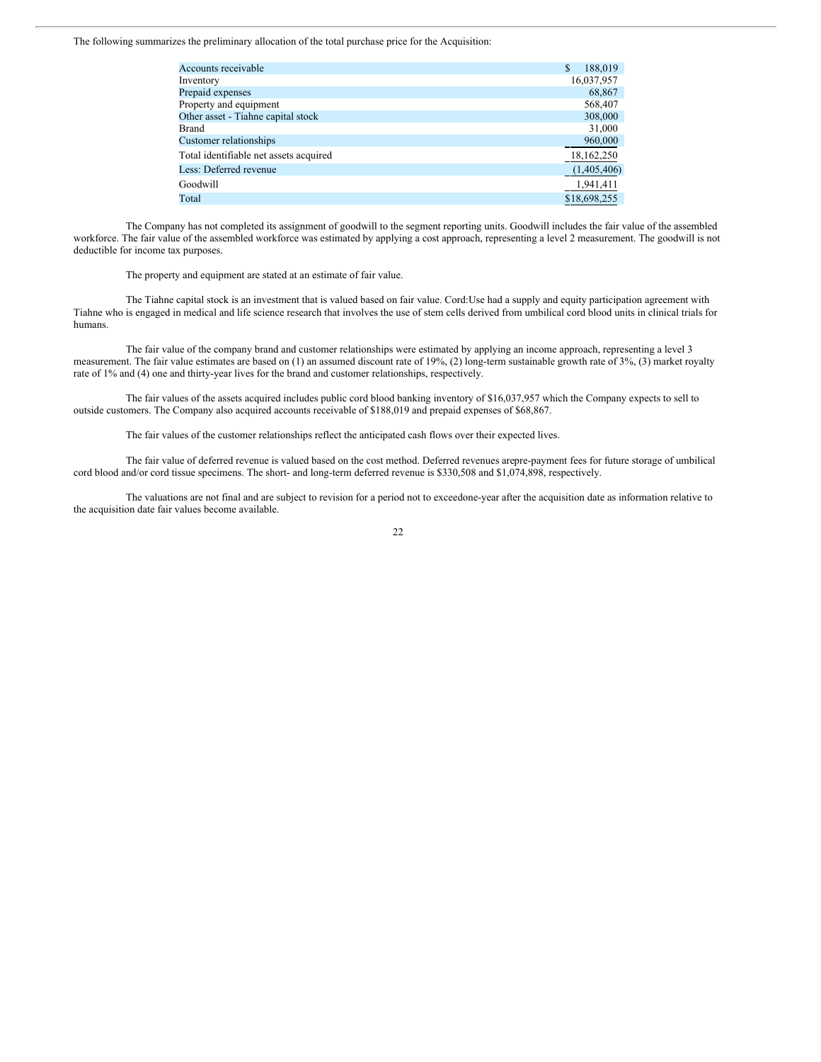The following summarizes the preliminary allocation of the total purchase price for the Acquisition:

| | |
|---|---|
| Accounts receivable | $ 188,019 |
| Inventory | 16,037,957 |
| Prepaid expenses | 68,867 |
| Property and equipment | 568,407 |
| Other asset - Tiahne capital stock | 308,000 |
| Brand | 31,000 |
| Customer relationships | 960,000 |
| Total identifiable net assets acquired | 18,162,250 |
| Less: Deferred revenue | (1,405,406) |
| Goodwill | 1,941,411 |
| Total | $18,698,255 |

The Company has not completed its assignment of goodwill to the segment reporting units. Goodwill includes the fair value of the assembled workforce. The fair value of the assembled workforce was estimated by applying a cost approach, representing a level 2 measurement. The goodwill is not deductible for income tax purposes.

The property and equipment are stated at an estimate of fair value.

The Tiahne capital stock is an investment that is valued based on fair value. Cord:Use had a supply and equity participation agreement with Tiahne who is engaged in medical and life science research that involves the use of stem cells derived from umbilical cord blood units in clinical trials for humans.

The fair value of the company brand and customer relationships were estimated by applying an income approach, representing a level 3 measurement. The fair value estimates are based on (1) an assumed discount rate of 19%, (2) long-term sustainable growth rate of 3%, (3) market royalty rate of 1% and (4) one and thirty-year lives for the brand and customer relationships, respectively.

The fair values of the assets acquired includes public cord blood banking inventory of $16,037,957 which the Company expects to sell to outside customers. The Company also acquired accounts receivable of $188,019 and prepaid expenses of $68,867.

The fair values of the customer relationships reflect the anticipated cash flows over their expected lives.

The fair value of deferred revenue is valued based on the cost method. Deferred revenues arepre-payment fees for future storage of umbilical cord blood and/or cord tissue specimens. The short- and long-term deferred revenue is $330,508 and $1,074,898, respectively.

The valuations are not final and are subject to revision for a period not to exceedone-year after the acquisition date as information relative to the acquisition date fair values become available.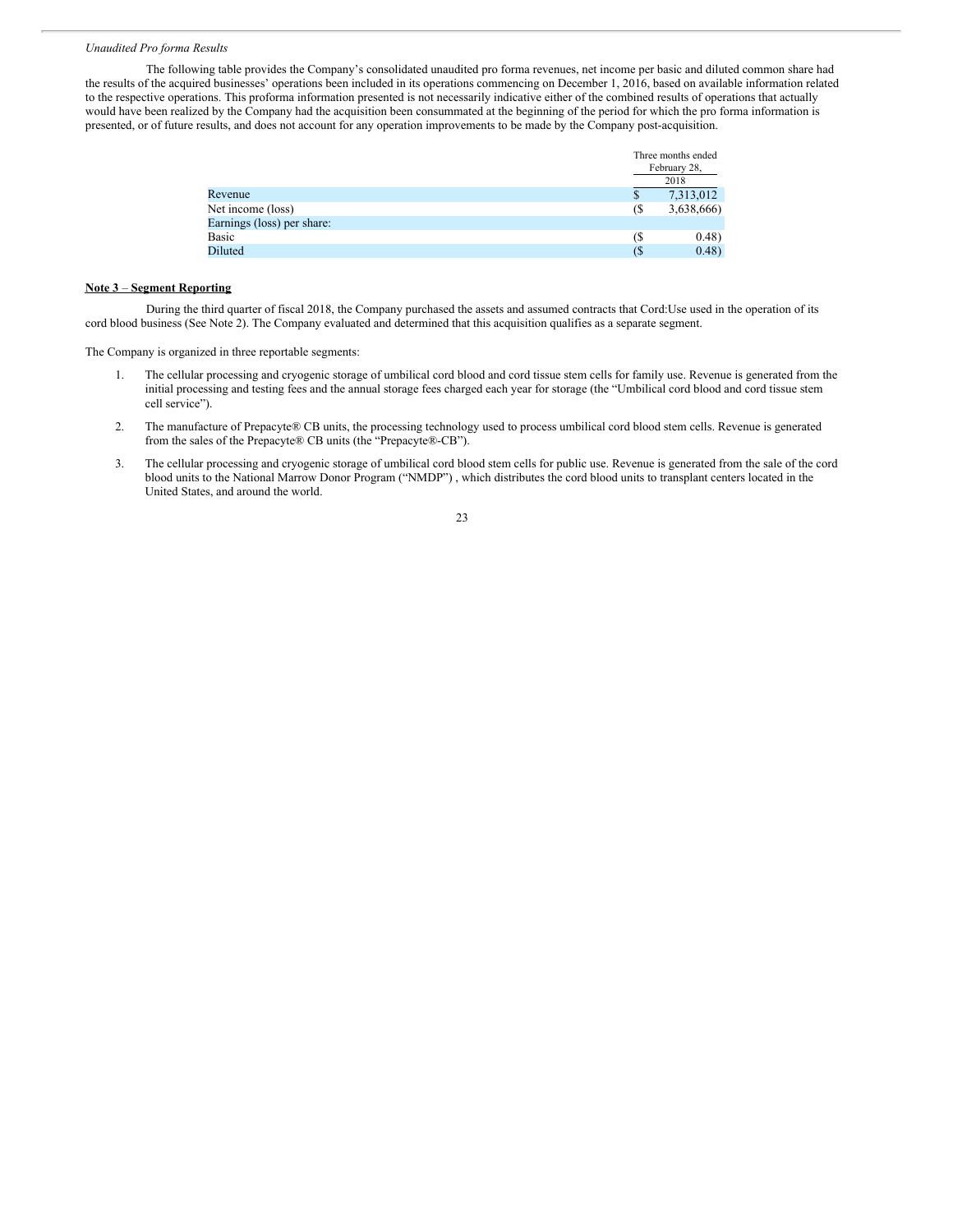*Unaudited Pro forma Results*

The following table provides the Company's consolidated unaudited pro forma revenues, net income per basic and diluted common share had the results of the acquired businesses' operations been included in its operations commencing on December 1, 2016, based on available information related to the respective operations. This proforma information presented is not necessarily indicative either of the combined results of operations that actually would have been realized by the Company had the acquisition been consummated at the beginning of the period for which the pro forma information is presented, or of future results, and does not account for any operation improvements to be made by the Company post-acquisition.

| | Three months ended February 28, 2018 |
|---|---|
| Revenue | $ 7,313,012 |
| Net income (loss) | ($ 3,638,666) |
| Earnings (loss) per share: | |
| Basic | ($ 0.48) |
| Diluted | ($ 0.48) |

**Note 3 – Segment Reporting**

During the third quarter of fiscal 2018, the Company purchased the assets and assumed contracts that Cord:Use used in the operation of its cord blood business (See Note 2). The Company evaluated and determined that this acquisition qualifies as a separate segment.

The Company is organized in three reportable segments:

1. The cellular processing and cryogenic storage of umbilical cord blood and cord tissue stem cells for family use. Revenue is generated from the initial processing and testing fees and the annual storage fees charged each year for storage (the "Umbilical cord blood and cord tissue stem cell service").
2. The manufacture of Prepacyte® CB units, the processing technology used to process umbilical cord blood stem cells. Revenue is generated from the sales of the Prepacyte® CB units (the "Prepacyte®-CB").
3. The cellular processing and cryogenic storage of umbilical cord blood stem cells for public use. Revenue is generated from the sale of the cord blood units to the National Marrow Donor Program ("NMDP") , which distributes the cord blood units to transplant centers located in the United States, and around the world.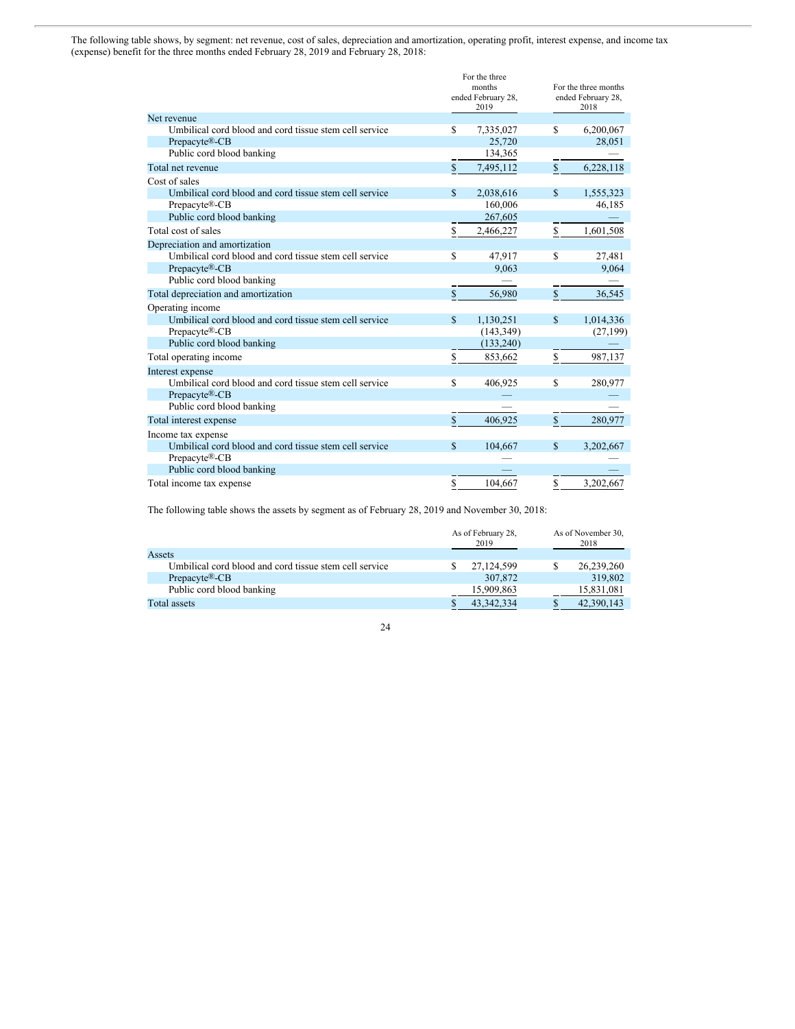The following table shows, by segment: net revenue, cost of sales, depreciation and amortization, operating profit, interest expense, and income tax (expense) benefit for the three months ended February 28, 2019 and February 28, 2018:

| | For the three months ended February 28, 2019 | For the three months ended February 28, 2018 |
|---|---|---|
| Net revenue | | |
| Umbilical cord blood and cord tissue stem cell service | $ 7,335,027 | $ 6,200,067 |
| Prepacyte®-CB | 25,720 | 28,051 |
| Public cord blood banking | 134,365 | — |
| Total net revenue | $ 7,495,112 | $ 6,228,118 |
| Cost of sales | | |
| Umbilical cord blood and cord tissue stem cell service | $ 2,038,616 | $ 1,555,323 |
| Prepacyte®-CB | 160,006 | 46,185 |
| Public cord blood banking | 267,605 | — |
| Total cost of sales | $ 2,466,227 | $ 1,601,508 |
| Depreciation and amortization | | |
| Umbilical cord blood and cord tissue stem cell service | $ 47,917 | $ 27,481 |
| Prepacyte®-CB | 9,063 | 9,064 |
| Public cord blood banking | — | — |
| Total depreciation and amortization | $ 56,980 | $ 36,545 |
| Operating income | | |
| Umbilical cord blood and cord tissue stem cell service | $ 1,130,251 | $ 1,014,336 |
| Prepacyte®-CB | (143,349) | (27,199) |
| Public cord blood banking | (133,240) | — |
| Total operating income | $ 853,662 | $ 987,137 |
| Interest expense | | |
| Umbilical cord blood and cord tissue stem cell service | $ 406,925 | $ 280,977 |
| Prepacyte®-CB | — | — |
| Public cord blood banking | — | — |
| Total interest expense | $ 406,925 | $ 280,977 |
| Income tax expense | | |
| Umbilical cord blood and cord tissue stem cell service | $ 104,667 | $ 3,202,667 |
| Prepacyte®-CB | — | — |
| Public cord blood banking | — | — |
| Total income tax expense | $ 104,667 | $ 3,202,667 |

The following table shows the assets by segment as of February 28, 2019 and November 30, 2018:

| | As of February 28, 2019 | As of November 30, 2018 |
|---|---|---|
| Assets | | |
| Umbilical cord blood and cord tissue stem cell service | $ 27,124,599 | $ 26,239,260 |
| Prepacyte®-CB | 307,872 | 319,802 |
| Public cord blood banking | 15,909,863 | 15,831,081 |
| Total assets | $ 43,342,334 | $ 42,390,143 |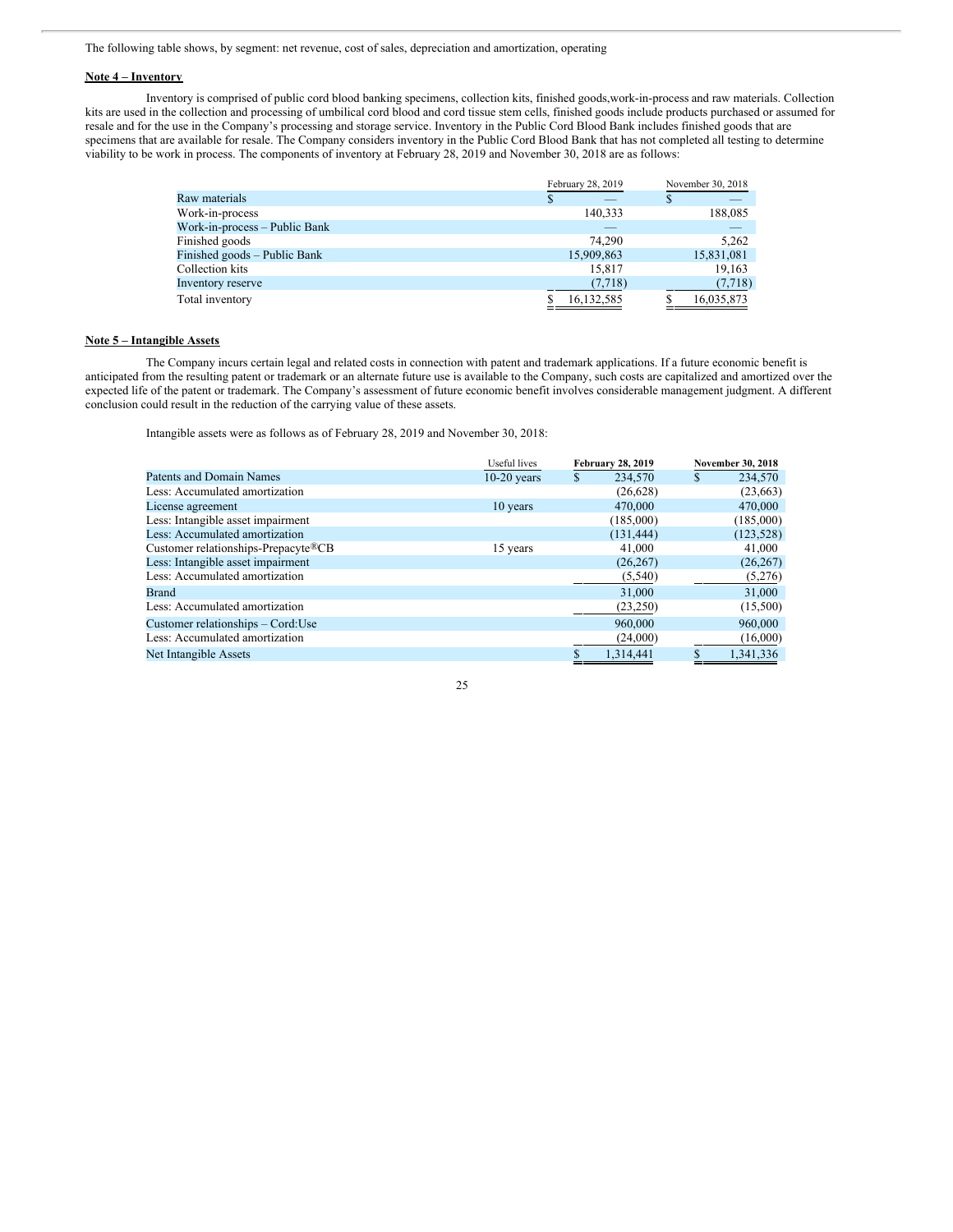The following table shows, by segment: net revenue, cost of sales, depreciation and amortization, operating

**Note 4 – Inventory**

Inventory is comprised of public cord blood banking specimens, collection kits, finished goods,work-in-process and raw materials. Collection kits are used in the collection and processing of umbilical cord blood and cord tissue stem cells, finished goods include products purchased or assumed for resale and for the use in the Company's processing and storage service. Inventory in the Public Cord Blood Bank includes finished goods that are specimens that are available for resale. The Company considers inventory in the Public Cord Blood Bank that has not completed all testing to determine viability to be work in process. The components of inventory at February 28, 2019 and November 30, 2018 are as follows:

| | February 28, 2019 | November 30, 2018 |
|---|---|---|
| Raw materials | $ — | $ — |
| Work-in-process | 140,333 | 188,085 |
| Work-in-process – Public Bank | — | — |
| Finished goods | 74,290 | 5,262 |
| Finished goods – Public Bank | 15,909,863 | 15,831,081 |
| Collection kits | 15,817 | 19,163 |
| Inventory reserve | (7,718) | (7,718) |
| Total inventory | $ 16,132,585 | $ 16,035,873 |

**Note 5 – Intangible Assets**

The Company incurs certain legal and related costs in connection with patent and trademark applications. If a future economic benefit is anticipated from the resulting patent or trademark or an alternate future use is available to the Company, such costs are capitalized and amortized over the expected life of the patent or trademark. The Company's assessment of future economic benefit involves considerable management judgment. A different conclusion could result in the reduction of the carrying value of these assets.

Intangible assets were as follows as of February 28, 2019 and November 30, 2018:

| | Useful lives | **February 28, 2019** | **November 30, 2018** |
|---|---|---|---|
| Patents and Domain Names | 10-20 years | $ 234,570 | $ 234,570 |
| Less: Accumulated amortization | | (26,628) | (23,663) |
| License agreement | 10 years | 470,000 | 470,000 |
| Less: Intangible asset impairment | | (185,000) | (185,000) |
| Less: Accumulated amortization | | (131,444) | (123,528) |
| Customer relationships-Prepacyte®CB | 15 years | 41,000 | 41,000 |
| Less: Intangible asset impairment | | (26,267) | (26,267) |
| Less: Accumulated amortization | | (5,540) | (5,276) |
| Brand | | 31,000 | 31,000 |
| Less: Accumulated amortization | | (23,250) | (15,500) |
| Customer relationships – Cord:Use | | 960,000 | 960,000 |
| Less: Accumulated amortization | | (24,000) | (16,000) |
| Net Intangible Assets | | $ 1,314,441 | $ 1,341,336 |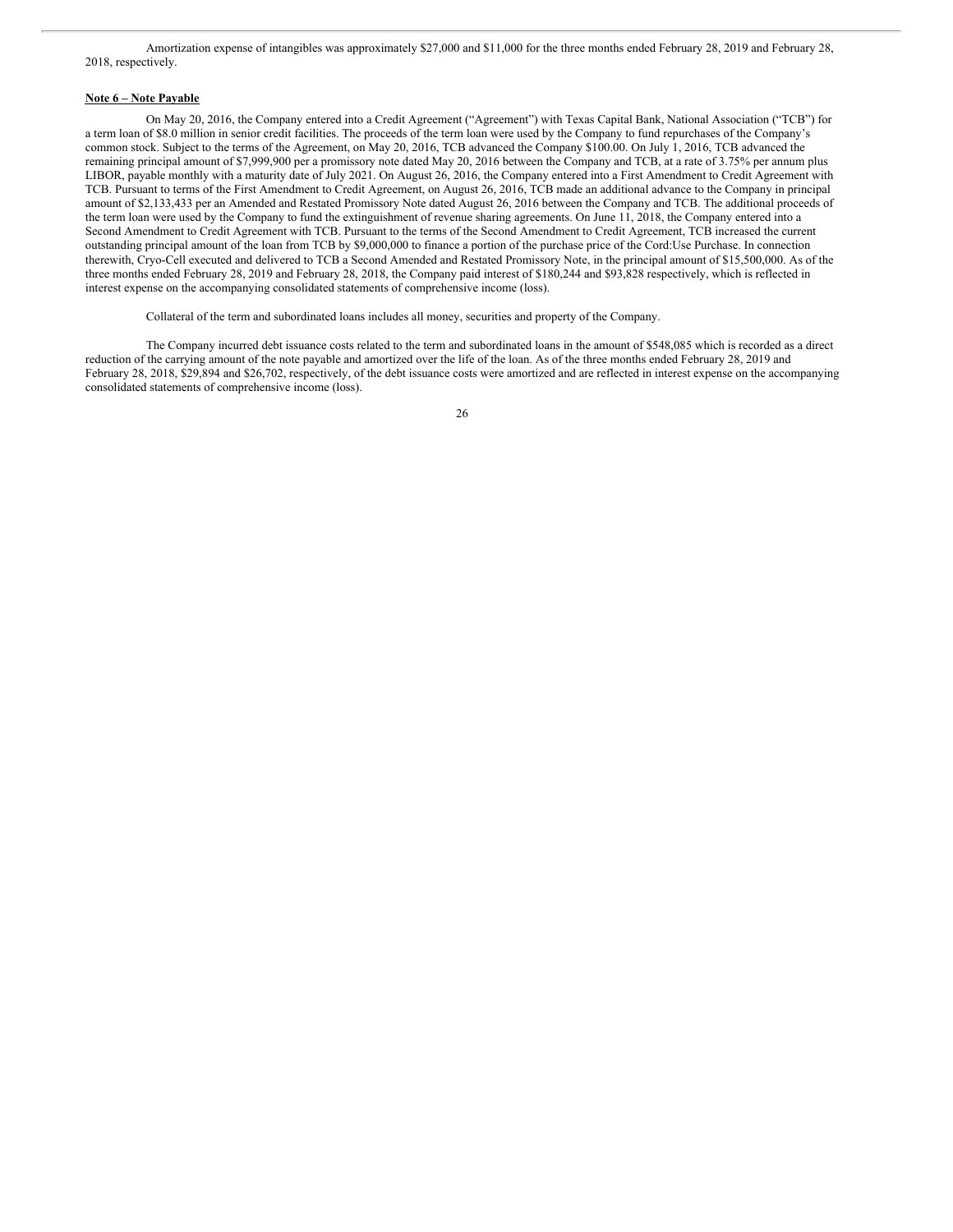Amortization expense of intangibles was approximately $27,000 and $11,000 for the three months ended February 28, 2019 and February 28, 2018, respectively.

**Note 6 – Note Payable**

On May 20, 2016, the Company entered into a Credit Agreement ("Agreement") with Texas Capital Bank, National Association ("TCB") for a term loan of $8.0 million in senior credit facilities. The proceeds of the term loan were used by the Company to fund repurchases of the Company's common stock. Subject to the terms of the Agreement, on May 20, 2016, TCB advanced the Company $100.00. On July 1, 2016, TCB advanced the remaining principal amount of $7,999,900 per a promissory note dated May 20, 2016 between the Company and TCB, at a rate of 3.75% per annum plus LIBOR, payable monthly with a maturity date of July 2021. On August 26, 2016, the Company entered into a First Amendment to Credit Agreement with TCB. Pursuant to terms of the First Amendment to Credit Agreement, on August 26, 2016, TCB made an additional advance to the Company in principal amount of $2,133,433 per an Amended and Restated Promissory Note dated August 26, 2016 between the Company and TCB. The additional proceeds of the term loan were used by the Company to fund the extinguishment of revenue sharing agreements. On June 11, 2018, the Company entered into a Second Amendment to Credit Agreement with TCB. Pursuant to the terms of the Second Amendment to Credit Agreement, TCB increased the current outstanding principal amount of the loan from TCB by $9,000,000 to finance a portion of the purchase price of the Cord:Use Purchase. In connection therewith, Cryo-Cell executed and delivered to TCB a Second Amended and Restated Promissory Note, in the principal amount of $15,500,000. As of the three months ended February 28, 2019 and February 28, 2018, the Company paid interest of $180,244 and $93,828 respectively, which is reflected in interest expense on the accompanying consolidated statements of comprehensive income (loss).

Collateral of the term and subordinated loans includes all money, securities and property of the Company.

The Company incurred debt issuance costs related to the term and subordinated loans in the amount of $548,085 which is recorded as a direct reduction of the carrying amount of the note payable and amortized over the life of the loan. As of the three months ended February 28, 2019 and February 28, 2018, $29,894 and $26,702, respectively, of the debt issuance costs were amortized and are reflected in interest expense on the accompanying consolidated statements of comprehensive income (loss).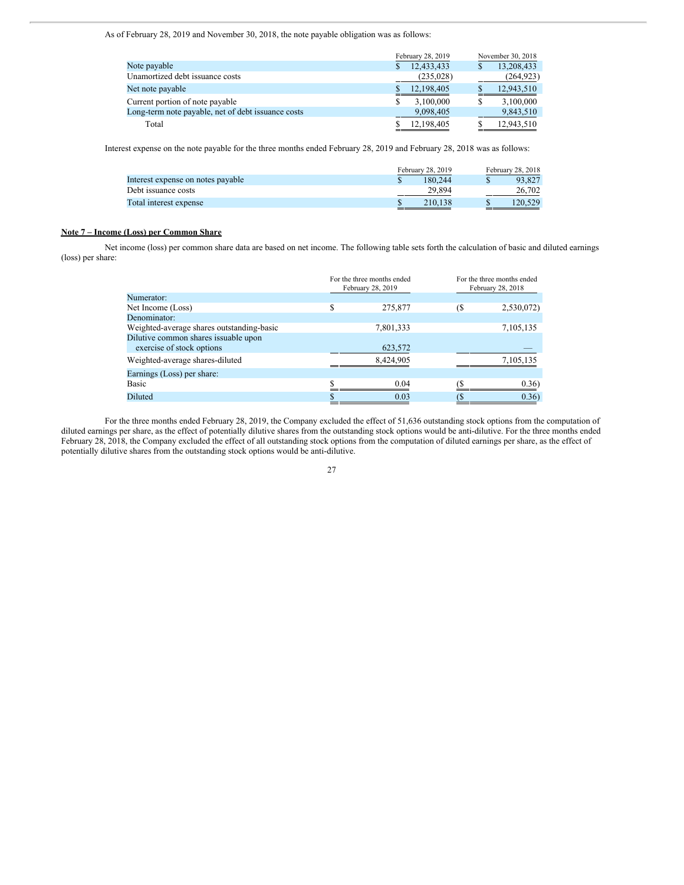As of February 28, 2019 and November 30, 2018, the note payable obligation was as follows:

| | February 28, 2019 | November 30, 2018 |
|---|---|---|
| Note payable | $ 12,433,433 | $ 13,208,433 |
| Unamortized debt issuance costs | (235,028) | (264,923) |
| Net note payable | $ 12,198,405 | $ 12,943,510 |
| Current portion of note payable | $ 3,100,000 | $ 3,100,000 |
| Long-term note payable, net of debt issuance costs | 9,098,405 | 9,843,510 |
| Total | $ 12,198,405 | $ 12,943,510 |

Interest expense on the note payable for the three months ended February 28, 2019 and February 28, 2018 was as follows:

| | February 28, 2019 | February 28, 2018 |
|---|---|---|
| Interest expense on notes payable | $ 180,244 | $ 93,827 |
| Debt issuance costs | 29,894 | 26,702 |
| Total interest expense | $ 210,138 | $ 120,529 |

**Note 7 – Income (Loss) per Common Share**

Net income (loss) per common share data are based on net income. The following table sets forth the calculation of basic and diluted earnings (loss) per share:

| | For the three months ended February 28, 2019 | For the three months ended February 28, 2018 |
|---|---|---|
| Numerator: | | |
| Net Income (Loss) | $ 275,877 | ($ 2,530,072) |
| Denominator: | | |
| Weighted-average shares outstanding-basic | 7,801,333 | 7,105,135 |
| Dilutive common shares issuable upon exercise of stock options | 623,572 | — |
| Weighted-average shares-diluted | 8,424,905 | 7,105,135 |
| Earnings (Loss) per share: | | |
| Basic | $ 0.04 | ($ 0.36) |
| Diluted | $ 0.03 | ($ 0.36) |

For the three months ended February 28, 2019, the Company excluded the effect of 51,636 outstanding stock options from the computation of diluted earnings per share, as the effect of potentially dilutive shares from the outstanding stock options would be anti-dilutive. For the three months ended February 28, 2018, the Company excluded the effect of all outstanding stock options from the computation of diluted earnings per share, as the effect of potentially dilutive shares from the outstanding stock options would be anti-dilutive.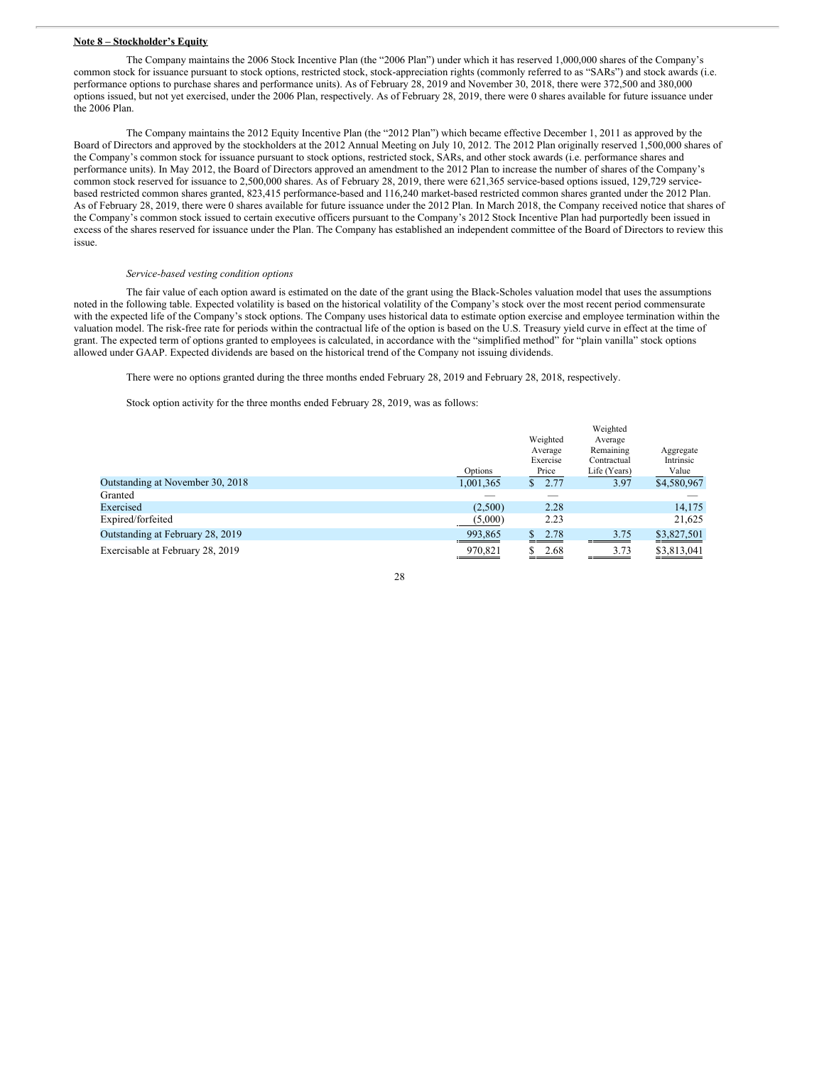**Note 8 – Stockholder's Equity**

The Company maintains the 2006 Stock Incentive Plan (the "2006 Plan") under which it has reserved 1,000,000 shares of the Company's common stock for issuance pursuant to stock options, restricted stock, stock-appreciation rights (commonly referred to as "SARs") and stock awards (i.e. performance options to purchase shares and performance units). As of February 28, 2019 and November 30, 2018, there were 372,500 and 380,000 options issued, but not yet exercised, under the 2006 Plan, respectively. As of February 28, 2019, there were 0 shares available for future issuance under the 2006 Plan.

The Company maintains the 2012 Equity Incentive Plan (the "2012 Plan") which became effective December 1, 2011 as approved by the Board of Directors and approved by the stockholders at the 2012 Annual Meeting on July 10, 2012. The 2012 Plan originally reserved 1,500,000 shares of the Company's common stock for issuance pursuant to stock options, restricted stock, SARs, and other stock awards (i.e. performance shares and performance units). In May 2012, the Board of Directors approved an amendment to the 2012 Plan to increase the number of shares of the Company's common stock reserved for issuance to 2,500,000 shares. As of February 28, 2019, there were 621,365 service-based options issued, 129,729 service-based restricted common shares granted, 823,415 performance-based and 116,240 market-based restricted common shares granted under the 2012 Plan. As of February 28, 2019, there were 0 shares available for future issuance under the 2012 Plan. In March 2018, the Company received notice that shares of the Company's common stock issued to certain executive officers pursuant to the Company's 2012 Stock Incentive Plan had purportedly been issued in excess of the shares reserved for issuance under the Plan. The Company has established an independent committee of the Board of Directors to review this issue.

*Service-based vesting condition options*

The fair value of each option award is estimated on the date of the grant using the Black-Scholes valuation model that uses the assumptions noted in the following table. Expected volatility is based on the historical volatility of the Company's stock over the most recent period commensurate with the expected life of the Company's stock options. The Company uses historical data to estimate option exercise and employee termination within the valuation model. The risk-free rate for periods within the contractual life of the option is based on the U.S. Treasury yield curve in effect at the time of grant. The expected term of options granted to employees is calculated, in accordance with the "simplified method" for "plain vanilla" stock options allowed under GAAP. Expected dividends are based on the historical trend of the Company not issuing dividends.

There were no options granted during the three months ended February 28, 2019 and February 28, 2018, respectively.

Stock option activity for the three months ended February 28, 2019, was as follows:

| | Options | Weighted Average Exercise Price | Weighted Average Remaining Contractual Life (Years) | Aggregate Intrinsic Value |
|---|---|---|---|---|
| Outstanding at November 30, 2018 | 1,001,365 | $ 2.77 | 3.97 | $4,580,967 |
| Granted | — | — | | — |
| Exercised | (2,500) | 2.28 | | 14,175 |
| Expired/forfeited | (5,000) | 2.23 | | 21,625 |
| Outstanding at February 28, 2019 | 993,865 | $ 2.78 | 3.75 | $3,827,501 |
| Exercisable at February 28, 2019 | 970,821 | $ 2.68 | 3.73 | $3,813,041 |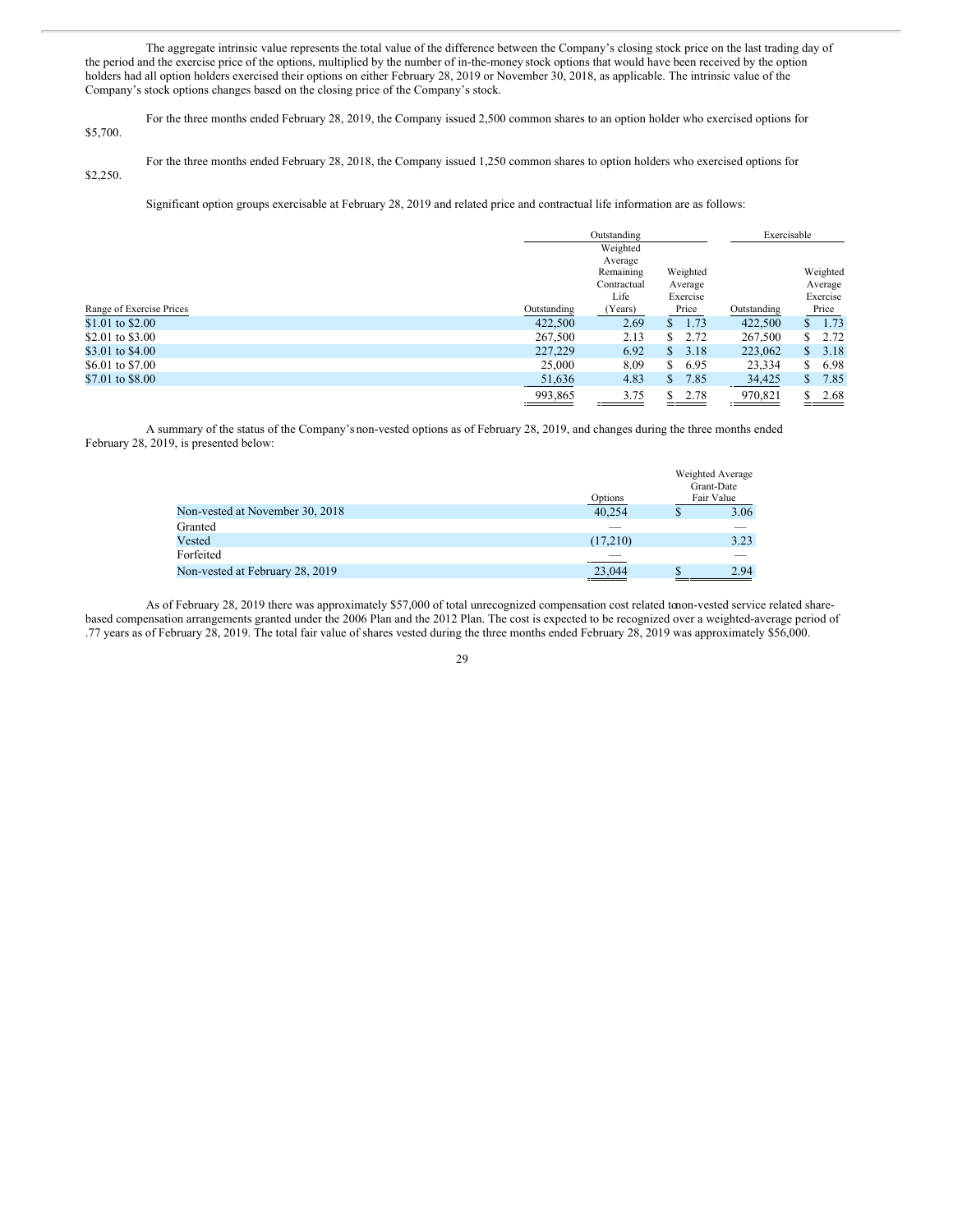The aggregate intrinsic value represents the total value of the difference between the Company's closing stock price on the last trading day of the period and the exercise price of the options, multiplied by the number of in-the-money stock options that would have been received by the option holders had all option holders exercised their options on either February 28, 2019 or November 30, 2018, as applicable. The intrinsic value of the Company's stock options changes based on the closing price of the Company's stock.

For the three months ended February 28, 2019, the Company issued 2,500 common shares to an option holder who exercised options for $5,700.

For the three months ended February 28, 2018, the Company issued 1,250 common shares to option holders who exercised options for $2,250.

Significant option groups exercisable at February 28, 2019 and related price and contractual life information are as follows:

| | Outstanding | | | Exercisable | |
|---|---|---|---|---|---|
| Range of Exercise Prices | Outstanding | Weighted Average Remaining Contractual Life (Years) | Weighted Average Exercise Price | Outstanding | Weighted Average Exercise Price |
| $1.01 to $2.00 | 422,500 | 2.69 | $ 1.73 | 422,500 | $ 1.73 |
| $2.01 to $3.00 | 267,500 | 2.13 | $ 2.72 | 267,500 | $ 2.72 |
| $3.01 to $4.00 | 227,229 | 6.92 | $ 3.18 | 223,062 | $ 3.18 |
| $6.01 to $7.00 | 25,000 | 8.09 | $ 6.95 | 23,334 | $ 6.98 |
| $7.01 to $8.00 | 51,636 | 4.83 | $ 7.85 | 34,425 | $ 7.85 |
| | 993,865 | 3.75 | $ 2.78 | 970,821 | $ 2.68 |

A summary of the status of the Company's non-vested options as of February 28, 2019, and changes during the three months ended February 28, 2019, is presented below:

| | Options | Weighted Average Grant-Date Fair Value |
|---|---|---|
| Non-vested at November 30, 2018 | 40,254 | $ 3.06 |
| Granted | — | — |
| Vested | (17,210) | 3.23 |
| Forfeited | — | — |
| Non-vested at February 28, 2019 | 23,044 | $ 2.94 |

As of February 28, 2019 there was approximately $57,000 of total unrecognized compensation cost related to non-vested service related share-based compensation arrangements granted under the 2006 Plan and the 2012 Plan. The cost is expected to be recognized over a weighted-average period of .77 years as of February 28, 2019. The total fair value of shares vested during the three months ended February 28, 2019 was approximately $56,000.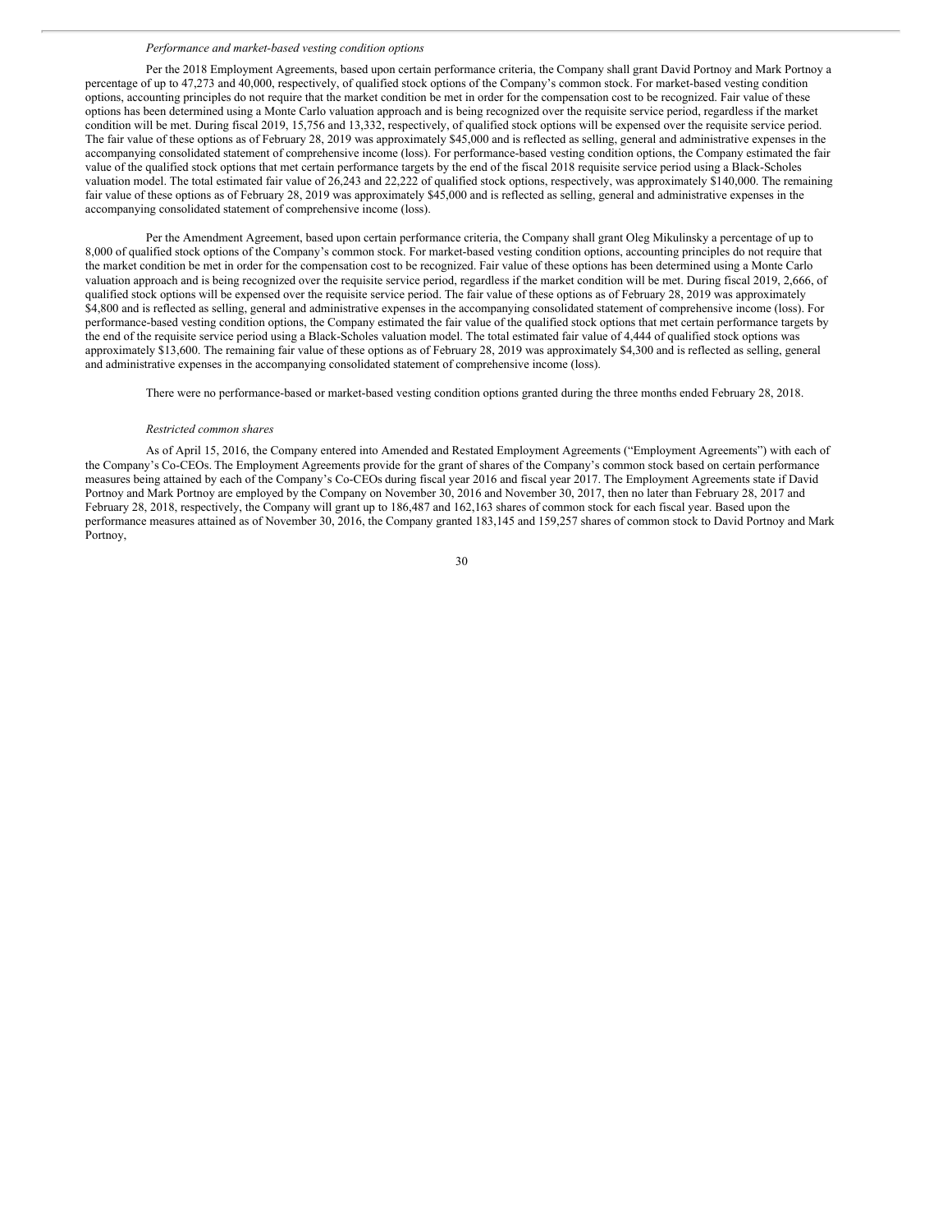*Performance and market-based vesting condition options*

Per the 2018 Employment Agreements, based upon certain performance criteria, the Company shall grant David Portnoy and Mark Portnoy a percentage of up to 47,273 and 40,000, respectively, of qualified stock options of the Company's common stock. For market-based vesting condition options, accounting principles do not require that the market condition be met in order for the compensation cost to be recognized. Fair value of these options has been determined using a Monte Carlo valuation approach and is being recognized over the requisite service period, regardless if the market condition will be met. During fiscal 2019, 15,756 and 13,332, respectively, of qualified stock options will be expensed over the requisite service period. The fair value of these options as of February 28, 2019 was approximately $45,000 and is reflected as selling, general and administrative expenses in the accompanying consolidated statement of comprehensive income (loss). For performance-based vesting condition options, the Company estimated the fair value of the qualified stock options that met certain performance targets by the end of the fiscal 2018 requisite service period using a Black-Scholes valuation model. The total estimated fair value of 26,243 and 22,222 of qualified stock options, respectively, was approximately $140,000. The remaining fair value of these options as of February 28, 2019 was approximately $45,000 and is reflected as selling, general and administrative expenses in the accompanying consolidated statement of comprehensive income (loss).

Per the Amendment Agreement, based upon certain performance criteria, the Company shall grant Oleg Mikulinsky a percentage of up to 8,000 of qualified stock options of the Company's common stock. For market-based vesting condition options, accounting principles do not require that the market condition be met in order for the compensation cost to be recognized. Fair value of these options has been determined using a Monte Carlo valuation approach and is being recognized over the requisite service period, regardless if the market condition will be met. During fiscal 2019, 2,666, of qualified stock options will be expensed over the requisite service period. The fair value of these options as of February 28, 2019 was approximately $4,800 and is reflected as selling, general and administrative expenses in the accompanying consolidated statement of comprehensive income (loss). For performance-based vesting condition options, the Company estimated the fair value of the qualified stock options that met certain performance targets by the end of the requisite service period using a Black-Scholes valuation model. The total estimated fair value of 4,444 of qualified stock options was approximately $13,600. The remaining fair value of these options as of February 28, 2019 was approximately $4,300 and is reflected as selling, general and administrative expenses in the accompanying consolidated statement of comprehensive income (loss).

There were no performance-based or market-based vesting condition options granted during the three months ended February 28, 2018.

*Restricted common shares*

As of April 15, 2016, the Company entered into Amended and Restated Employment Agreements ("Employment Agreements") with each of the Company's Co-CEOs. The Employment Agreements provide for the grant of shares of the Company's common stock based on certain performance measures being attained by each of the Company's Co-CEOs during fiscal year 2016 and fiscal year 2017. The Employment Agreements state if David Portnoy and Mark Portnoy are employed by the Company on November 30, 2016 and November 30, 2017, then no later than February 28, 2017 and February 28, 2018, respectively, the Company will grant up to 186,487 and 162,163 shares of common stock for each fiscal year. Based upon the performance measures attained as of November 30, 2016, the Company granted 183,145 and 159,257 shares of common stock to David Portnoy and Mark Portnoy,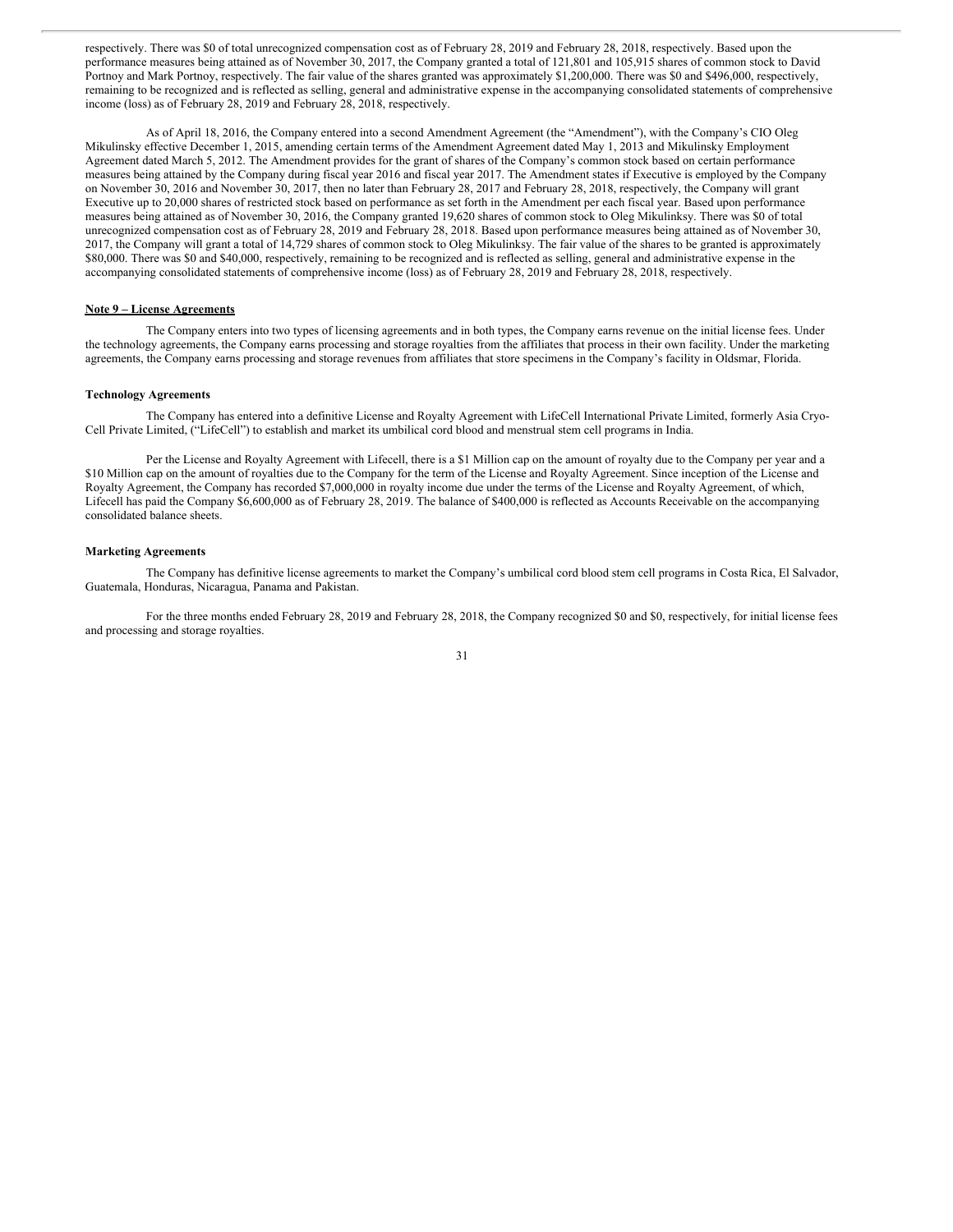respectively. There was $0 of total unrecognized compensation cost as of February 28, 2019 and February 28, 2018, respectively. Based upon the performance measures being attained as of November 30, 2017, the Company granted a total of 121,801 and 105,915 shares of common stock to David Portnoy and Mark Portnoy, respectively. The fair value of the shares granted was approximately $1,200,000. There was $0 and $496,000, respectively, remaining to be recognized and is reflected as selling, general and administrative expense in the accompanying consolidated statements of comprehensive income (loss) as of February 28, 2019 and February 28, 2018, respectively.

As of April 18, 2016, the Company entered into a second Amendment Agreement (the "Amendment"), with the Company's CIO Oleg Mikulinsky effective December 1, 2015, amending certain terms of the Amendment Agreement dated May 1, 2013 and Mikulinsky Employment Agreement dated March 5, 2012. The Amendment provides for the grant of shares of the Company's common stock based on certain performance measures being attained by the Company during fiscal year 2016 and fiscal year 2017. The Amendment states if Executive is employed by the Company on November 30, 2016 and November 30, 2017, then no later than February 28, 2017 and February 28, 2018, respectively, the Company will grant Executive up to 20,000 shares of restricted stock based on performance as set forth in the Amendment per each fiscal year. Based upon performance measures being attained as of November 30, 2016, the Company granted 19,620 shares of common stock to Oleg Mikulinksy. There was $0 of total unrecognized compensation cost as of February 28, 2019 and February 28, 2018. Based upon performance measures being attained as of November 30, 2017, the Company will grant a total of 14,729 shares of common stock to Oleg Mikulinksy. The fair value of the shares to be granted is approximately $80,000. There was $0 and $40,000, respectively, remaining to be recognized and is reflected as selling, general and administrative expense in the accompanying consolidated statements of comprehensive income (loss) as of February 28, 2019 and February 28, 2018, respectively.

## Note 9 – License Agreements

The Company enters into two types of licensing agreements and in both types, the Company earns revenue on the initial license fees. Under the technology agreements, the Company earns processing and storage royalties from the affiliates that process in their own facility. Under the marketing agreements, the Company earns processing and storage revenues from affiliates that store specimens in the Company's facility in Oldsmar, Florida.

### Technology Agreements

The Company has entered into a definitive License and Royalty Agreement with LifeCell International Private Limited, formerly Asia Cryo-Cell Private Limited, ("LifeCell") to establish and market its umbilical cord blood and menstrual stem cell programs in India.

Per the License and Royalty Agreement with Lifecell, there is a $1 Million cap on the amount of royalty due to the Company per year and a $10 Million cap on the amount of royalties due to the Company for the term of the License and Royalty Agreement. Since inception of the License and Royalty Agreement, the Company has recorded $7,000,000 in royalty income due under the terms of the License and Royalty Agreement, of which, Lifecell has paid the Company $6,600,000 as of February 28, 2019. The balance of $400,000 is reflected as Accounts Receivable on the accompanying consolidated balance sheets.

### Marketing Agreements

The Company has definitive license agreements to market the Company's umbilical cord blood stem cell programs in Costa Rica, El Salvador, Guatemala, Honduras, Nicaragua, Panama and Pakistan.

For the three months ended February 28, 2019 and February 28, 2018, the Company recognized $0 and $0, respectively, for initial license fees and processing and storage royalties.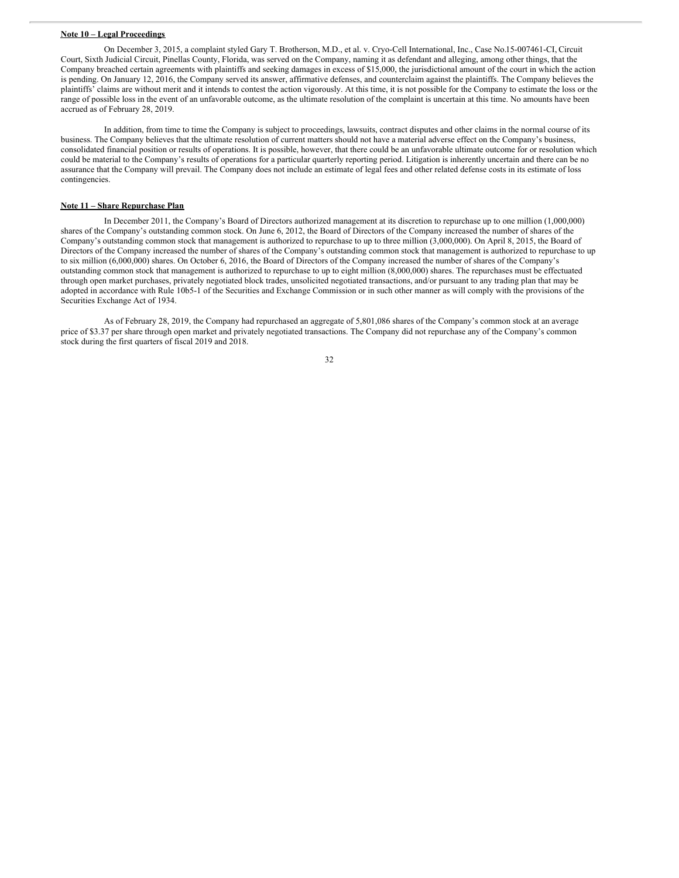**Note 10 – Legal Proceedings**

On December 3, 2015, a complaint styled Gary T. Brotherson, M.D., et al. v. Cryo-Cell International, Inc., Case No.15-007461-CI, Circuit Court, Sixth Judicial Circuit, Pinellas County, Florida, was served on the Company, naming it as defendant and alleging, among other things, that the Company breached certain agreements with plaintiffs and seeking damages in excess of $15,000, the jurisdictional amount of the court in which the action is pending. On January 12, 2016, the Company served its answer, affirmative defenses, and counterclaim against the plaintiffs. The Company believes the plaintiffs' claims are without merit and it intends to contest the action vigorously. At this time, it is not possible for the Company to estimate the loss or the range of possible loss in the event of an unfavorable outcome, as the ultimate resolution of the complaint is uncertain at this time. No amounts have been accrued as of February 28, 2019.

In addition, from time to time the Company is subject to proceedings, lawsuits, contract disputes and other claims in the normal course of its business. The Company believes that the ultimate resolution of current matters should not have a material adverse effect on the Company's business, consolidated financial position or results of operations. It is possible, however, that there could be an unfavorable ultimate outcome for or resolution which could be material to the Company's results of operations for a particular quarterly reporting period. Litigation is inherently uncertain and there can be no assurance that the Company will prevail. The Company does not include an estimate of legal fees and other related defense costs in its estimate of loss contingencies.

**Note 11 – Share Repurchase Plan**

In December 2011, the Company's Board of Directors authorized management at its discretion to repurchase up to one million (1,000,000) shares of the Company's outstanding common stock. On June 6, 2012, the Board of Directors of the Company increased the number of shares of the Company's outstanding common stock that management is authorized to repurchase to up to three million (3,000,000). On April 8, 2015, the Board of Directors of the Company increased the number of shares of the Company's outstanding common stock that management is authorized to repurchase to up to six million (6,000,000) shares. On October 6, 2016, the Board of Directors of the Company increased the number of shares of the Company's outstanding common stock that management is authorized to repurchase to up to eight million (8,000,000) shares. The repurchases must be effectuated through open market purchases, privately negotiated block trades, unsolicited negotiated transactions, and/or pursuant to any trading plan that may be adopted in accordance with Rule 10b5-1 of the Securities and Exchange Commission or in such other manner as will comply with the provisions of the Securities Exchange Act of 1934.

As of February 28, 2019, the Company had repurchased an aggregate of 5,801,086 shares of the Company's common stock at an average price of $3.37 per share through open market and privately negotiated transactions. The Company did not repurchase any of the Company's common stock during the first quarters of fiscal 2019 and 2018.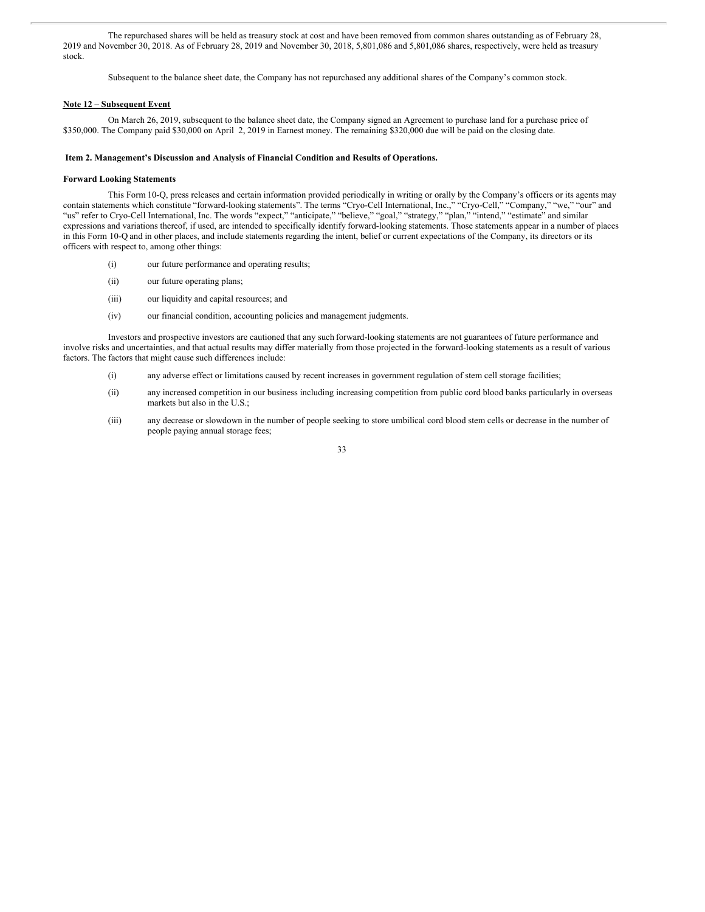The repurchased shares will be held as treasury stock at cost and have been removed from common shares outstanding as of February 28, 2019 and November 30, 2018. As of February 28, 2019 and November 30, 2018, 5,801,086 and 5,801,086 shares, respectively, were held as treasury stock.

Subsequent to the balance sheet date, the Company has not repurchased any additional shares of the Company's common stock.

**Note 12 – Subsequent Event**

On March 26, 2019, subsequent to the balance sheet date, the Company signed an Agreement to purchase land for a purchase price of $350,000. The Company paid $30,000 on April 2, 2019 in Earnest money. The remaining $320,000 due will be paid on the closing date.

## Item 2. Management's Discussion and Analysis of Financial Condition and Results of Operations.

**Forward Looking Statements**

This Form 10-Q, press releases and certain information provided periodically in writing or orally by the Company's officers or its agents may contain statements which constitute "forward-looking statements". The terms "Cryo-Cell International, Inc.," "Cryo-Cell," "Company," "we," "our" and "us" refer to Cryo-Cell International, Inc. The words "expect," "anticipate," "believe," "goal," "strategy," "plan," "intend," "estimate" and similar expressions and variations thereof, if used, are intended to specifically identify forward-looking statements. Those statements appear in a number of places in this Form 10-Q and in other places, and include statements regarding the intent, belief or current expectations of the Company, its directors or its officers with respect to, among other things:

(i) our future performance and operating results;

(ii) our future operating plans;

(iii) our liquidity and capital resources; and

(iv) our financial condition, accounting policies and management judgments.

Investors and prospective investors are cautioned that any such forward-looking statements are not guarantees of future performance and involve risks and uncertainties, and that actual results may differ materially from those projected in the forward-looking statements as a result of various factors. The factors that might cause such differences include:

(i) any adverse effect or limitations caused by recent increases in government regulation of stem cell storage facilities;

(ii) any increased competition in our business including increasing competition from public cord blood banks particularly in overseas markets but also in the U.S.;

(iii) any decrease or slowdown in the number of people seeking to store umbilical cord blood stem cells or decrease in the number of people paying annual storage fees;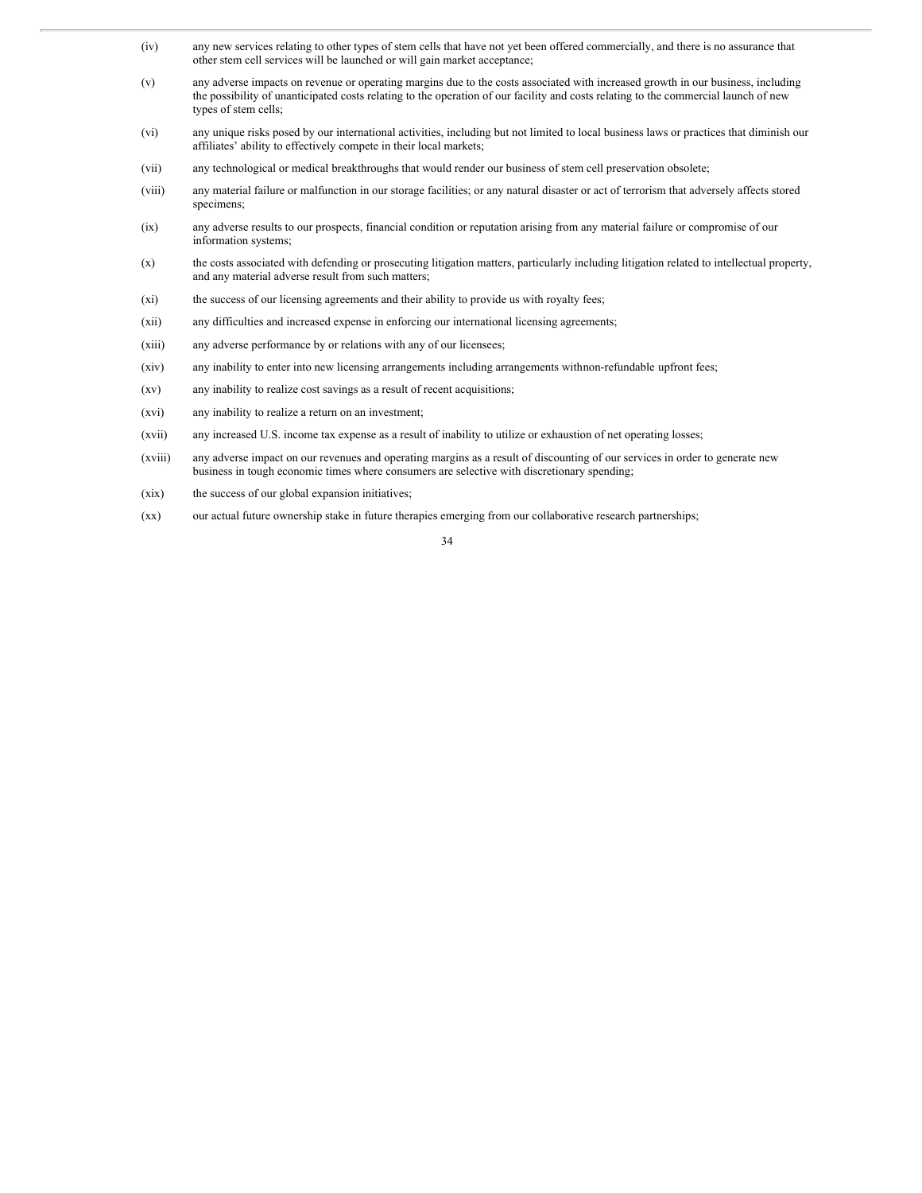(iv) any new services relating to other types of stem cells that have not yet been offered commercially, and there is no assurance that other stem cell services will be launched or will gain market acceptance;

(v) any adverse impacts on revenue or operating margins due to the costs associated with increased growth in our business, including the possibility of unanticipated costs relating to the operation of our facility and costs relating to the commercial launch of new types of stem cells;

(vi) any unique risks posed by our international activities, including but not limited to local business laws or practices that diminish our affiliates' ability to effectively compete in their local markets;

(vii) any technological or medical breakthroughs that would render our business of stem cell preservation obsolete;

(viii) any material failure or malfunction in our storage facilities; or any natural disaster or act of terrorism that adversely affects stored specimens;

(ix) any adverse results to our prospects, financial condition or reputation arising from any material failure or compromise of our information systems;

(x) the costs associated with defending or prosecuting litigation matters, particularly including litigation related to intellectual property, and any material adverse result from such matters;

(xi) the success of our licensing agreements and their ability to provide us with royalty fees;

(xii) any difficulties and increased expense in enforcing our international licensing agreements;

(xiii) any adverse performance by or relations with any of our licensees;

(xiv) any inability to enter into new licensing arrangements including arrangements withnon-refundable upfront fees;

(xv) any inability to realize cost savings as a result of recent acquisitions;

(xvi) any inability to realize a return on an investment;

(xvii) any increased U.S. income tax expense as a result of inability to utilize or exhaustion of net operating losses;

(xviii) any adverse impact on our revenues and operating margins as a result of discounting of our services in order to generate new business in tough economic times where consumers are selective with discretionary spending;

(xix) the success of our global expansion initiatives;

(xx) our actual future ownership stake in future therapies emerging from our collaborative research partnerships;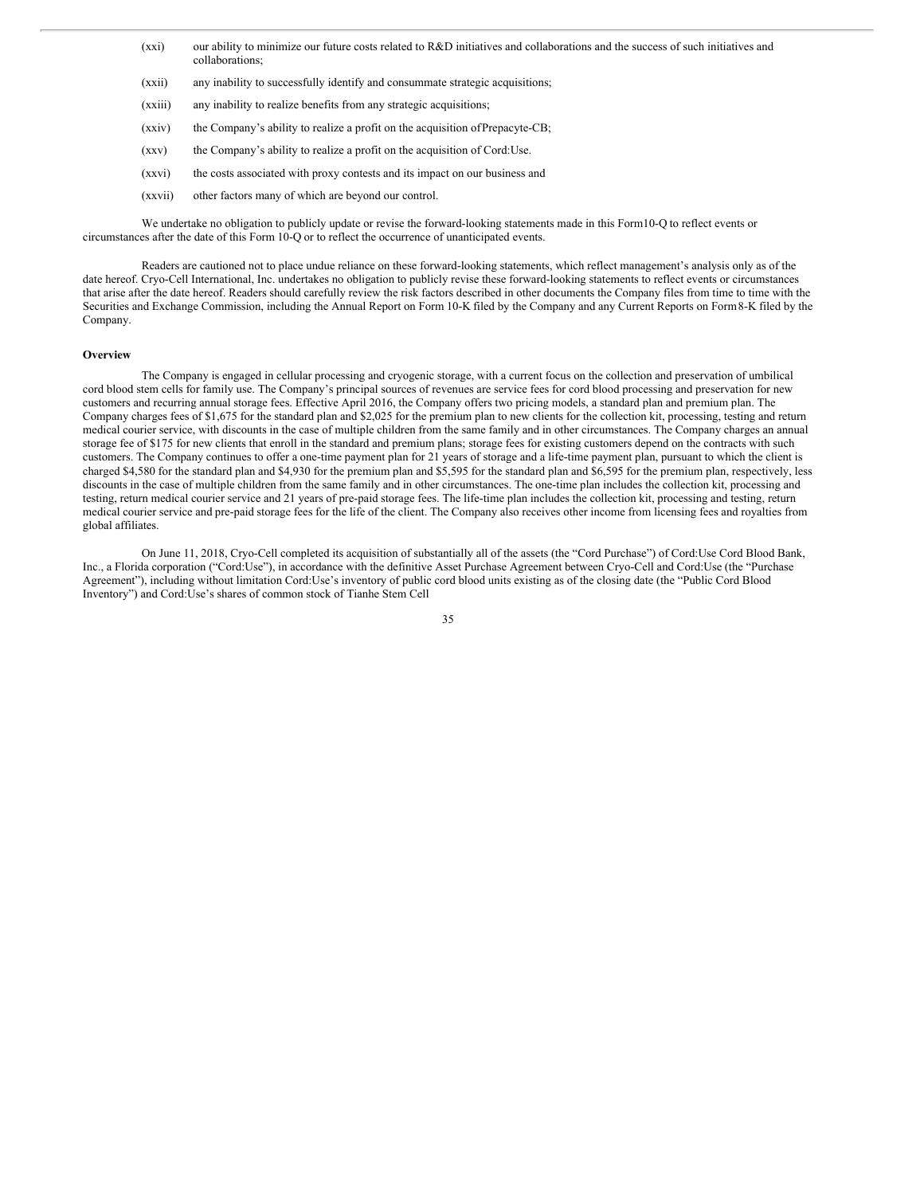(xxi) our ability to minimize our future costs related to R&D initiatives and collaborations and the success of such initiatives and collaborations;

(xxii) any inability to successfully identify and consummate strategic acquisitions;

(xxiii) any inability to realize benefits from any strategic acquisitions;

(xxiv) the Company's ability to realize a profit on the acquisition of Prepacyte-CB;

(xxv) the Company's ability to realize a profit on the acquisition of Cord:Use.

(xxvi) the costs associated with proxy contests and its impact on our business and

(xxvii) other factors many of which are beyond our control.

We undertake no obligation to publicly update or revise the forward-looking statements made in this Form 10-Q to reflect events or circumstances after the date of this Form 10-Q or to reflect the occurrence of unanticipated events.

Readers are cautioned not to place undue reliance on these forward-looking statements, which reflect management's analysis only as of the date hereof. Cryo-Cell International, Inc. undertakes no obligation to publicly revise these forward-looking statements to reflect events or circumstances that arise after the date hereof. Readers should carefully review the risk factors described in other documents the Company files from time to time with the Securities and Exchange Commission, including the Annual Report on Form 10-K filed by the Company and any Current Reports on Form 8-K filed by the Company.

**Overview**

The Company is engaged in cellular processing and cryogenic storage, with a current focus on the collection and preservation of umbilical cord blood stem cells for family use. The Company's principal sources of revenues are service fees for cord blood processing and preservation for new customers and recurring annual storage fees. Effective April 2016, the Company offers two pricing models, a standard plan and premium plan. The Company charges fees of $1,675 for the standard plan and $2,025 for the premium plan to new clients for the collection kit, processing, testing and return medical courier service, with discounts in the case of multiple children from the same family and in other circumstances. The Company charges an annual storage fee of $175 for new clients that enroll in the standard and premium plans; storage fees for existing customers depend on the contracts with such customers. The Company continues to offer a one-time payment plan for 21 years of storage and a life-time payment plan, pursuant to which the client is charged $4,580 for the standard plan and $4,930 for the premium plan and $5,595 for the standard plan and $6,595 for the premium plan, respectively, less discounts in the case of multiple children from the same family and in other circumstances. The one-time plan includes the collection kit, processing and testing, return medical courier service and 21 years of pre-paid storage fees. The life-time plan includes the collection kit, processing and testing, return medical courier service and pre-paid storage fees for the life of the client. The Company also receives other income from licensing fees and royalties from global affiliates.

On June 11, 2018, Cryo-Cell completed its acquisition of substantially all of the assets (the "Cord Purchase") of Cord:Use Cord Blood Bank, Inc., a Florida corporation ("Cord:Use"), in accordance with the definitive Asset Purchase Agreement between Cryo-Cell and Cord:Use (the "Purchase Agreement"), including without limitation Cord:Use's inventory of public cord blood units existing as of the closing date (the "Public Cord Blood Inventory") and Cord:Use's shares of common stock of Tianhe Stem Cell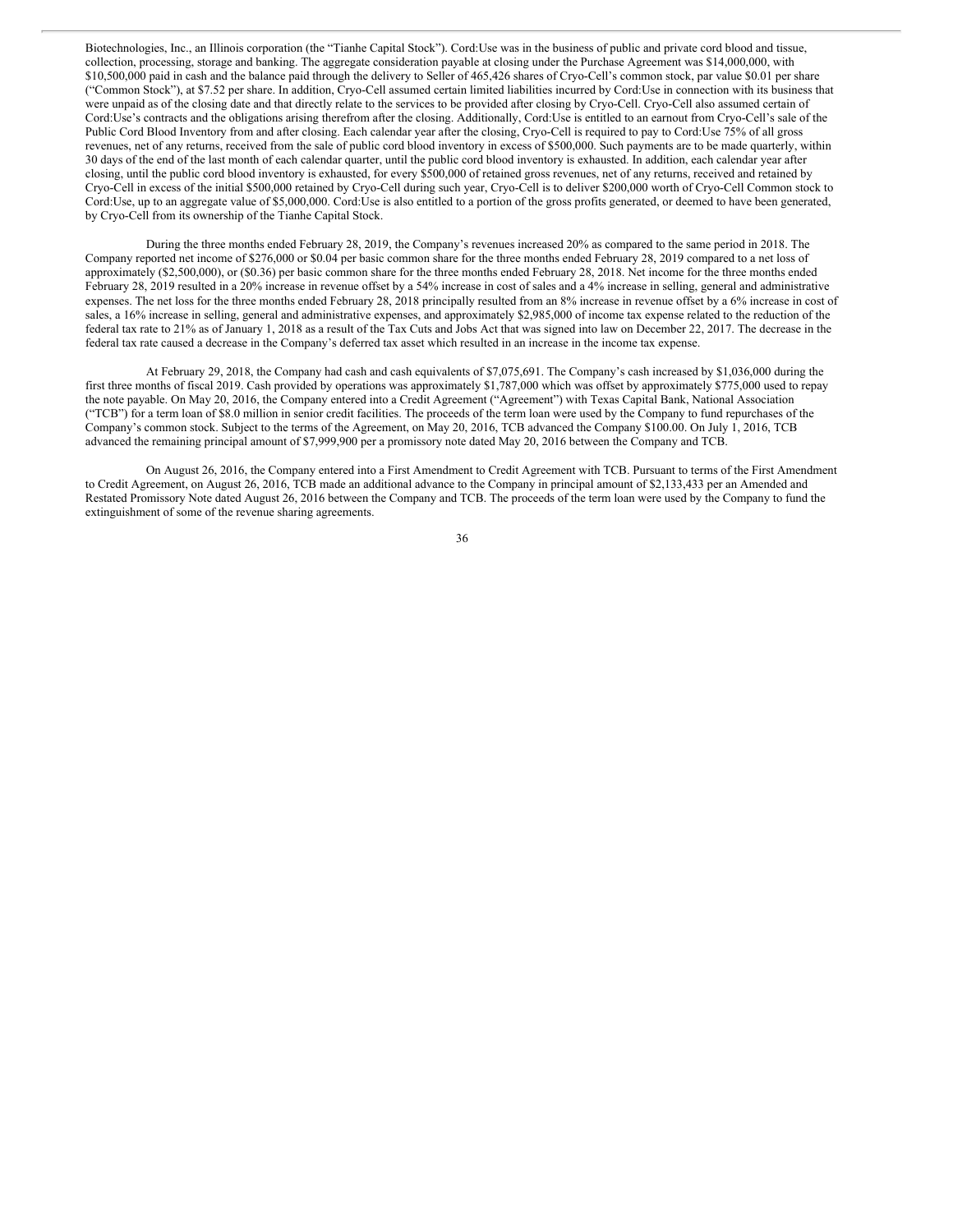Biotechnologies, Inc., an Illinois corporation (the "Tianhe Capital Stock"). Cord:Use was in the business of public and private cord blood and tissue, collection, processing, storage and banking. The aggregate consideration payable at closing under the Purchase Agreement was $14,000,000, with $10,500,000 paid in cash and the balance paid through the delivery to Seller of 465,426 shares of Cryo-Cell's common stock, par value $0.01 per share ("Common Stock"), at $7.52 per share. In addition, Cryo-Cell assumed certain limited liabilities incurred by Cord:Use in connection with its business that were unpaid as of the closing date and that directly relate to the services to be provided after closing by Cryo-Cell. Cryo-Cell also assumed certain of Cord:Use's contracts and the obligations arising therefrom after the closing. Additionally, Cord:Use is entitled to an earnout from Cryo-Cell's sale of the Public Cord Blood Inventory from and after closing. Each calendar year after the closing, Cryo-Cell is required to pay to Cord:Use 75% of all gross revenues, net of any returns, received from the sale of public cord blood inventory in excess of $500,000. Such payments are to be made quarterly, within 30 days of the end of the last month of each calendar quarter, until the public cord blood inventory is exhausted. In addition, each calendar year after closing, until the public cord blood inventory is exhausted, for every $500,000 of retained gross revenues, net of any returns, received and retained by Cryo-Cell in excess of the initial $500,000 retained by Cryo-Cell during such year, Cryo-Cell is to deliver $200,000 worth of Cryo-Cell Common stock to Cord:Use, up to an aggregate value of $5,000,000. Cord:Use is also entitled to a portion of the gross profits generated, or deemed to have been generated, by Cryo-Cell from its ownership of the Tianhe Capital Stock.

During the three months ended February 28, 2019, the Company's revenues increased 20% as compared to the same period in 2018. The Company reported net income of $276,000 or $0.04 per basic common share for the three months ended February 28, 2019 compared to a net loss of approximately ($2,500,000), or ($0.36) per basic common share for the three months ended February 28, 2018. Net income for the three months ended February 28, 2019 resulted in a 20% increase in revenue offset by a 54% increase in cost of sales and a 4% increase in selling, general and administrative expenses. The net loss for the three months ended February 28, 2018 principally resulted from an 8% increase in revenue offset by a 6% increase in cost of sales, a 16% increase in selling, general and administrative expenses, and approximately $2,985,000 of income tax expense related to the reduction of the federal tax rate to 21% as of January 1, 2018 as a result of the Tax Cuts and Jobs Act that was signed into law on December 22, 2017. The decrease in the federal tax rate caused a decrease in the Company's deferred tax asset which resulted in an increase in the income tax expense.

At February 29, 2018, the Company had cash and cash equivalents of $7,075,691. The Company's cash increased by $1,036,000 during the first three months of fiscal 2019. Cash provided by operations was approximately $1,787,000 which was offset by approximately $775,000 used to repay the note payable. On May 20, 2016, the Company entered into a Credit Agreement ("Agreement") with Texas Capital Bank, National Association ("TCB") for a term loan of $8.0 million in senior credit facilities. The proceeds of the term loan were used by the Company to fund repurchases of the Company's common stock. Subject to the terms of the Agreement, on May 20, 2016, TCB advanced the Company $100.00. On July 1, 2016, TCB advanced the remaining principal amount of $7,999,900 per a promissory note dated May 20, 2016 between the Company and TCB.

On August 26, 2016, the Company entered into a First Amendment to Credit Agreement with TCB. Pursuant to terms of the First Amendment to Credit Agreement, on August 26, 2016, TCB made an additional advance to the Company in principal amount of $2,133,433 per an Amended and Restated Promissory Note dated August 26, 2016 between the Company and TCB. The proceeds of the term loan were used by the Company to fund the extinguishment of some of the revenue sharing agreements.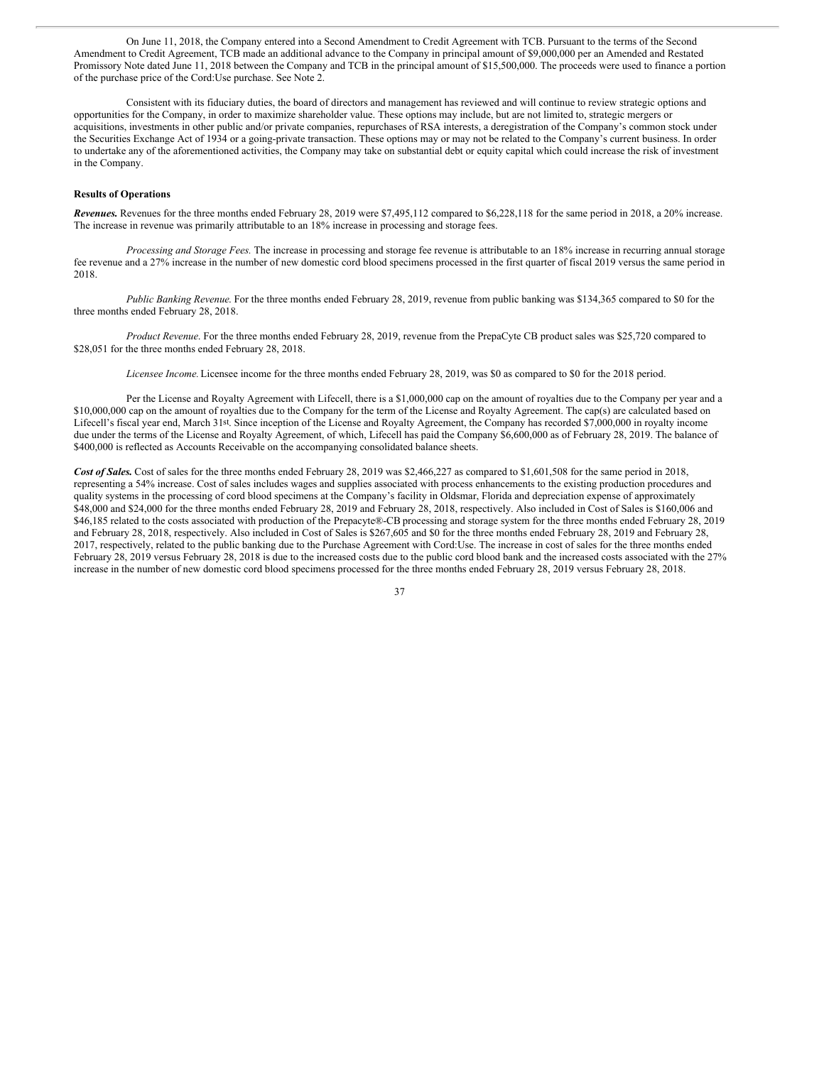On June 11, 2018, the Company entered into a Second Amendment to Credit Agreement with TCB. Pursuant to the terms of the Second Amendment to Credit Agreement, TCB made an additional advance to the Company in principal amount of $9,000,000 per an Amended and Restated Promissory Note dated June 11, 2018 between the Company and TCB in the principal amount of $15,500,000. The proceeds were used to finance a portion of the purchase price of the Cord:Use purchase. See Note 2.

Consistent with its fiduciary duties, the board of directors and management has reviewed and will continue to review strategic options and opportunities for the Company, in order to maximize shareholder value. These options may include, but are not limited to, strategic mergers or acquisitions, investments in other public and/or private companies, repurchases of RSA interests, a deregistration of the Company's common stock under the Securities Exchange Act of 1934 or a going-private transaction. These options may or may not be related to the Company's current business. In order to undertake any of the aforementioned activities, the Company may take on substantial debt or equity capital which could increase the risk of investment in the Company.

**Results of Operations**

***Revenues.*** Revenues for the three months ended February 28, 2019 were $7,495,112 compared to $6,228,118 for the same period in 2018, a 20% increase. The increase in revenue was primarily attributable to an 18% increase in processing and storage fees.

*Processing and Storage Fees.* The increase in processing and storage fee revenue is attributable to an 18% increase in recurring annual storage fee revenue and a 27% increase in the number of new domestic cord blood specimens processed in the first quarter of fiscal 2019 versus the same period in 2018.

*Public Banking Revenue.* For the three months ended February 28, 2019, revenue from public banking was $134,365 compared to $0 for the three months ended February 28, 2018.

*Product Revenue*. For the three months ended February 28, 2019, revenue from the PrepaCyte CB product sales was $25,720 compared to $28,051 for the three months ended February 28, 2018.

*Licensee Income.* Licensee income for the three months ended February 28, 2019, was $0 as compared to $0 for the 2018 period.

Per the License and Royalty Agreement with Lifecell, there is a $1,000,000 cap on the amount of royalties due to the Company per year and a $10,000,000 cap on the amount of royalties due to the Company for the term of the License and Royalty Agreement. The cap(s) are calculated based on Lifecell's fiscal year end, March 31st. Since inception of the License and Royalty Agreement, the Company has recorded $7,000,000 in royalty income due under the terms of the License and Royalty Agreement, of which, Lifecell has paid the Company $6,600,000 as of February 28, 2019. The balance of $400,000 is reflected as Accounts Receivable on the accompanying consolidated balance sheets.

***Cost of Sales.*** Cost of sales for the three months ended February 28, 2019 was $2,466,227 as compared to $1,601,508 for the same period in 2018, representing a 54% increase. Cost of sales includes wages and supplies associated with process enhancements to the existing production procedures and quality systems in the processing of cord blood specimens at the Company's facility in Oldsmar, Florida and depreciation expense of approximately $48,000 and $24,000 for the three months ended February 28, 2019 and February 28, 2018, respectively. Also included in Cost of Sales is $160,006 and $46,185 related to the costs associated with production of the Prepacyte®-CB processing and storage system for the three months ended February 28, 2019 and February 28, 2018, respectively. Also included in Cost of Sales is $267,605 and $0 for the three months ended February 28, 2019 and February 28, 2017, respectively, related to the public banking due to the Purchase Agreement with Cord:Use. The increase in cost of sales for the three months ended February 28, 2019 versus February 28, 2018 is due to the increased costs due to the public cord blood bank and the increased costs associated with the 27% increase in the number of new domestic cord blood specimens processed for the three months ended February 28, 2019 versus February 28, 2018.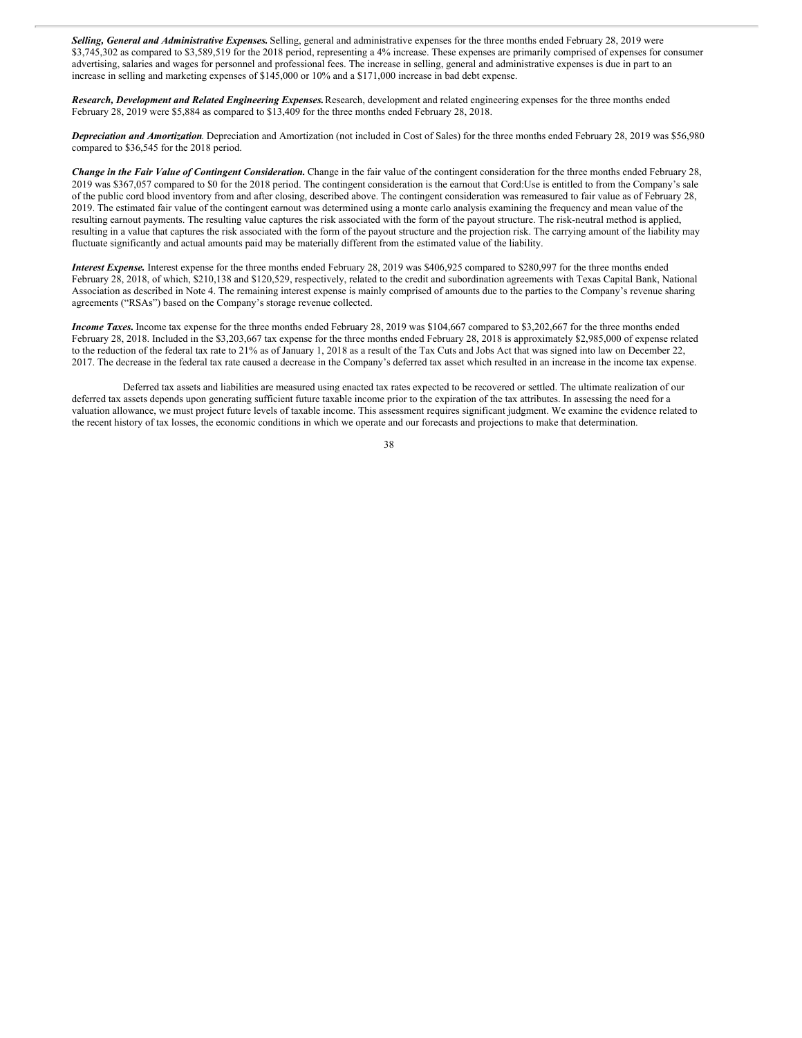***Selling, General and Administrative Expenses.*** Selling, general and administrative expenses for the three months ended February 28, 2019 were $3,745,302 as compared to $3,589,519 for the 2018 period, representing a 4% increase. These expenses are primarily comprised of expenses for consumer advertising, salaries and wages for personnel and professional fees. The increase in selling, general and administrative expenses is due in part to an increase in selling and marketing expenses of $145,000 or 10% and a $171,000 increase in bad debt expense.

***Research, Development and Related Engineering Expenses.*** Research, development and related engineering expenses for the three months ended February 28, 2019 were $5,884 as compared to $13,409 for the three months ended February 28, 2018.

***Depreciation and Amortization*.** Depreciation and Amortization (not included in Cost of Sales) for the three months ended February 28, 2019 was $56,980 compared to $36,545 for the 2018 period.

***Change in the Fair Value of Contingent Consideration.*** Change in the fair value of the contingent consideration for the three months ended February 28, 2019 was $367,057 compared to $0 for the 2018 period. The contingent consideration is the earnout that Cord:Use is entitled to from the Company's sale of the public cord blood inventory from and after closing, described above. The contingent consideration was remeasured to fair value as of February 28, 2019. The estimated fair value of the contingent earnout was determined using a monte carlo analysis examining the frequency and mean value of the resulting earnout payments. The resulting value captures the risk associated with the form of the payout structure. The risk-neutral method is applied, resulting in a value that captures the risk associated with the form of the payout structure and the projection risk. The carrying amount of the liability may fluctuate significantly and actual amounts paid may be materially different from the estimated value of the liability.

***Interest Expense.*** Interest expense for the three months ended February 28, 2019 was $406,925 compared to $280,997 for the three months ended February 28, 2018, of which, $210,138 and $120,529, respectively, related to the credit and subordination agreements with Texas Capital Bank, National Association as described in Note 4. The remaining interest expense is mainly comprised of amounts due to the parties to the Company's revenue sharing agreements ("RSAs") based on the Company's storage revenue collected.

***Income Taxes.*** Income tax expense for the three months ended February 28, 2019 was $104,667 compared to $3,202,667 for the three months ended February 28, 2018. Included in the $3,203,667 tax expense for the three months ended February 28, 2018 is approximately $2,985,000 of expense related to the reduction of the federal tax rate to 21% as of January 1, 2018 as a result of the Tax Cuts and Jobs Act that was signed into law on December 22, 2017. The decrease in the federal tax rate caused a decrease in the Company's deferred tax asset which resulted in an increase in the income tax expense.

Deferred tax assets and liabilities are measured using enacted tax rates expected to be recovered or settled. The ultimate realization of our deferred tax assets depends upon generating sufficient future taxable income prior to the expiration of the tax attributes. In assessing the need for a valuation allowance, we must project future levels of taxable income. This assessment requires significant judgment. We examine the evidence related to the recent history of tax losses, the economic conditions in which we operate and our forecasts and projections to make that determination.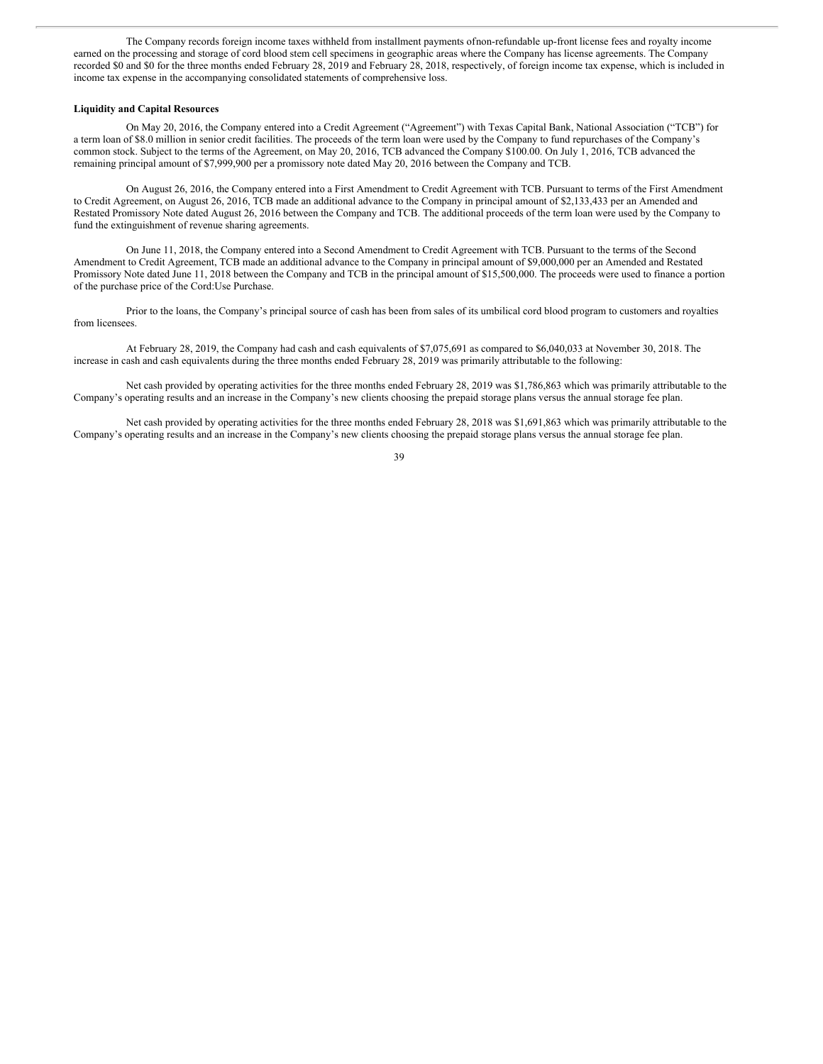The Company records foreign income taxes withheld from installment payments ofnon-refundable up-front license fees and royalty income earned on the processing and storage of cord blood stem cell specimens in geographic areas where the Company has license agreements. The Company recorded $0 and $0 for the three months ended February 28, 2019 and February 28, 2018, respectively, of foreign income tax expense, which is included in income tax expense in the accompanying consolidated statements of comprehensive loss.

**Liquidity and Capital Resources**

On May 20, 2016, the Company entered into a Credit Agreement ("Agreement") with Texas Capital Bank, National Association ("TCB") for a term loan of $8.0 million in senior credit facilities. The proceeds of the term loan were used by the Company to fund repurchases of the Company's common stock. Subject to the terms of the Agreement, on May 20, 2016, TCB advanced the Company $100.00. On July 1, 2016, TCB advanced the remaining principal amount of $7,999,900 per a promissory note dated May 20, 2016 between the Company and TCB.

On August 26, 2016, the Company entered into a First Amendment to Credit Agreement with TCB. Pursuant to terms of the First Amendment to Credit Agreement, on August 26, 2016, TCB made an additional advance to the Company in principal amount of $2,133,433 per an Amended and Restated Promissory Note dated August 26, 2016 between the Company and TCB. The additional proceeds of the term loan were used by the Company to fund the extinguishment of revenue sharing agreements.

On June 11, 2018, the Company entered into a Second Amendment to Credit Agreement with TCB. Pursuant to the terms of the Second Amendment to Credit Agreement, TCB made an additional advance to the Company in principal amount of $9,000,000 per an Amended and Restated Promissory Note dated June 11, 2018 between the Company and TCB in the principal amount of $15,500,000. The proceeds were used to finance a portion of the purchase price of the Cord:Use Purchase.

Prior to the loans, the Company's principal source of cash has been from sales of its umbilical cord blood program to customers and royalties from licensees.

At February 28, 2019, the Company had cash and cash equivalents of $7,075,691 as compared to $6,040,033 at November 30, 2018. The increase in cash and cash equivalents during the three months ended February 28, 2019 was primarily attributable to the following:

Net cash provided by operating activities for the three months ended February 28, 2019 was $1,786,863 which was primarily attributable to the Company's operating results and an increase in the Company's new clients choosing the prepaid storage plans versus the annual storage fee plan.

Net cash provided by operating activities for the three months ended February 28, 2018 was $1,691,863 which was primarily attributable to the Company's operating results and an increase in the Company's new clients choosing the prepaid storage plans versus the annual storage fee plan.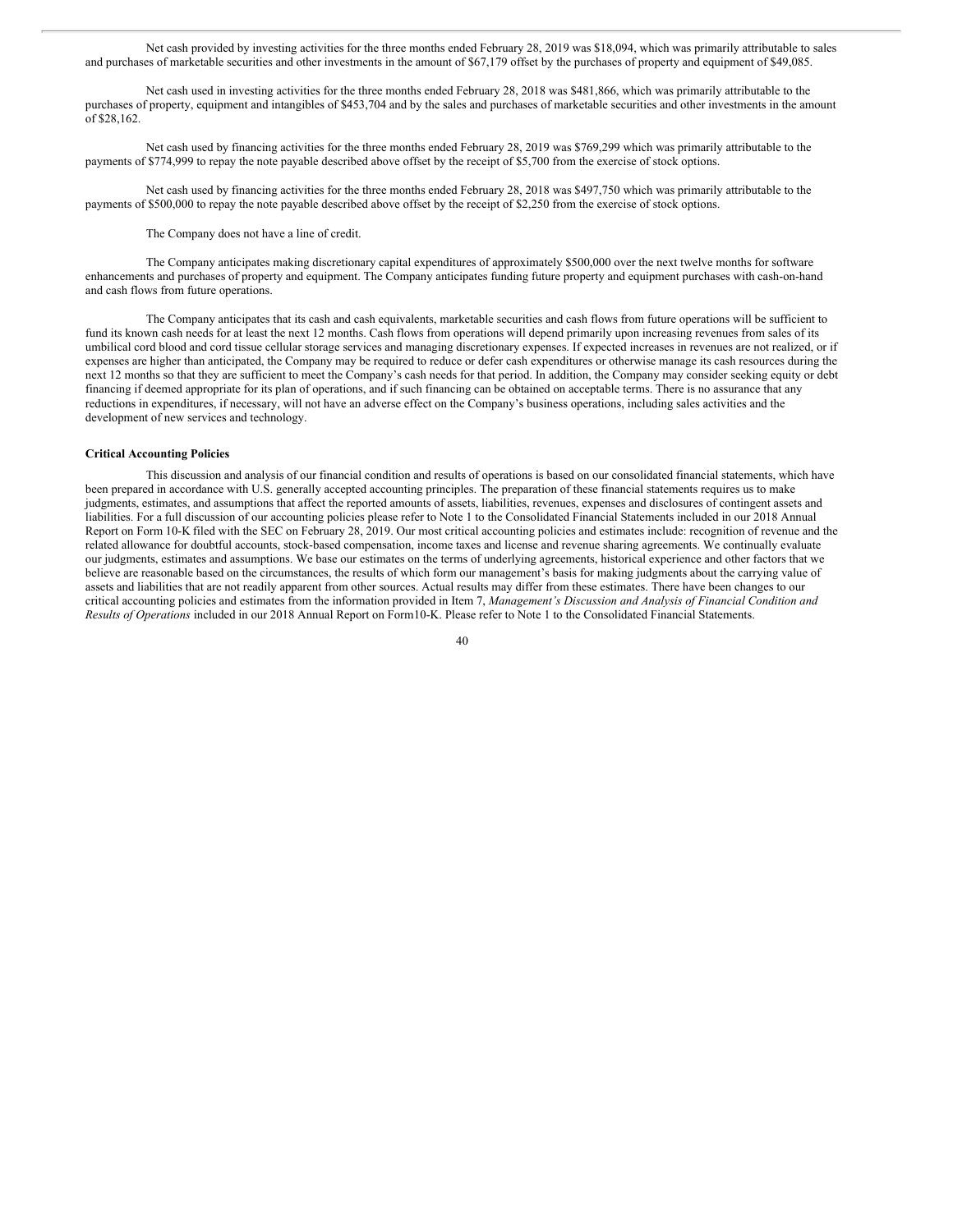Net cash provided by investing activities for the three months ended February 28, 2019 was $18,094, which was primarily attributable to sales and purchases of marketable securities and other investments in the amount of $67,179 offset by the purchases of property and equipment of $49,085.

Net cash used in investing activities for the three months ended February 28, 2018 was $481,866, which was primarily attributable to the purchases of property, equipment and intangibles of $453,704 and by the sales and purchases of marketable securities and other investments in the amount of $28,162.

Net cash used by financing activities for the three months ended February 28, 2019 was $769,299 which was primarily attributable to the payments of $774,999 to repay the note payable described above offset by the receipt of $5,700 from the exercise of stock options.

Net cash used by financing activities for the three months ended February 28, 2018 was $497,750 which was primarily attributable to the payments of $500,000 to repay the note payable described above offset by the receipt of $2,250 from the exercise of stock options.

The Company does not have a line of credit.

The Company anticipates making discretionary capital expenditures of approximately $500,000 over the next twelve months for software enhancements and purchases of property and equipment. The Company anticipates funding future property and equipment purchases with cash-on-hand and cash flows from future operations.

The Company anticipates that its cash and cash equivalents, marketable securities and cash flows from future operations will be sufficient to fund its known cash needs for at least the next 12 months. Cash flows from operations will depend primarily upon increasing revenues from sales of its umbilical cord blood and cord tissue cellular storage services and managing discretionary expenses. If expected increases in revenues are not realized, or if expenses are higher than anticipated, the Company may be required to reduce or defer cash expenditures or otherwise manage its cash resources during the next 12 months so that they are sufficient to meet the Company's cash needs for that period. In addition, the Company may consider seeking equity or debt financing if deemed appropriate for its plan of operations, and if such financing can be obtained on acceptable terms. There is no assurance that any reductions in expenditures, if necessary, will not have an adverse effect on the Company's business operations, including sales activities and the development of new services and technology.

**Critical Accounting Policies**

This discussion and analysis of our financial condition and results of operations is based on our consolidated financial statements, which have been prepared in accordance with U.S. generally accepted accounting principles. The preparation of these financial statements requires us to make judgments, estimates, and assumptions that affect the reported amounts of assets, liabilities, revenues, expenses and disclosures of contingent assets and liabilities. For a full discussion of our accounting policies please refer to Note 1 to the Consolidated Financial Statements included in our 2018 Annual Report on Form 10-K filed with the SEC on February 28, 2019. Our most critical accounting policies and estimates include: recognition of revenue and the related allowance for doubtful accounts, stock-based compensation, income taxes and license and revenue sharing agreements. We continually evaluate our judgments, estimates and assumptions. We base our estimates on the terms of underlying agreements, historical experience and other factors that we believe are reasonable based on the circumstances, the results of which form our management's basis for making judgments about the carrying value of assets and liabilities that are not readily apparent from other sources. Actual results may differ from these estimates. There have been changes to our critical accounting policies and estimates from the information provided in Item 7, *Management's Discussion and Analysis of Financial Condition and Results of Operations* included in our 2018 Annual Report on Form10-K. Please refer to Note 1 to the Consolidated Financial Statements.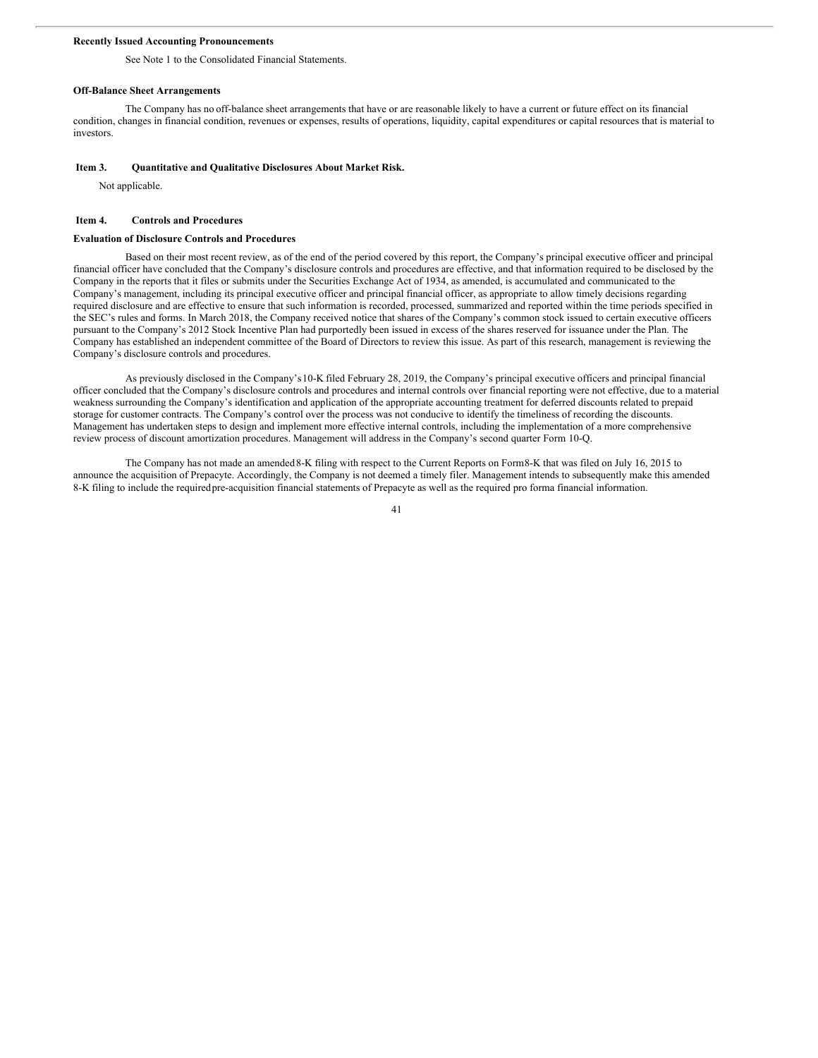**Recently Issued Accounting Pronouncements**

See Note 1 to the Consolidated Financial Statements.

**Off-Balance Sheet Arrangements**

The Company has no off-balance sheet arrangements that have or are reasonable likely to have a current or future effect on its financial condition, changes in financial condition, revenues or expenses, results of operations, liquidity, capital expenditures or capital resources that is material to investors.

## Item 3. Quantitative and Qualitative Disclosures About Market Risk.

Not applicable.

## Item 4. Controls and Procedures

**Evaluation of Disclosure Controls and Procedures**

Based on their most recent review, as of the end of the period covered by this report, the Company's principal executive officer and principal financial officer have concluded that the Company's disclosure controls and procedures are effective, and that information required to be disclosed by the Company in the reports that it files or submits under the Securities Exchange Act of 1934, as amended, is accumulated and communicated to the Company's management, including its principal executive officer and principal financial officer, as appropriate to allow timely decisions regarding required disclosure and are effective to ensure that such information is recorded, processed, summarized and reported within the time periods specified in the SEC's rules and forms. In March 2018, the Company received notice that shares of the Company's common stock issued to certain executive officers pursuant to the Company's 2012 Stock Incentive Plan had purportedly been issued in excess of the shares reserved for issuance under the Plan. The Company has established an independent committee of the Board of Directors to review this issue. As part of this research, management is reviewing the Company's disclosure controls and procedures.

As previously disclosed in the Company's 10-K filed February 28, 2019, the Company's principal executive officers and principal financial officer concluded that the Company's disclosure controls and procedures and internal controls over financial reporting were not effective, due to a material weakness surrounding the Company's identification and application of the appropriate accounting treatment for deferred discounts related to prepaid storage for customer contracts. The Company's control over the process was not conducive to identify the timeliness of recording the discounts. Management has undertaken steps to design and implement more effective internal controls, including the implementation of a more comprehensive review process of discount amortization procedures. Management will address in the Company's second quarter Form 10-Q.

The Company has not made an amended 8-K filing with respect to the Current Reports on Form 8-K that was filed on July 16, 2015 to announce the acquisition of Prepacyte. Accordingly, the Company is not deemed a timely filer. Management intends to subsequently make this amended 8-K filing to include the required pre-acquisition financial statements of Prepacyte as well as the required pro forma financial information.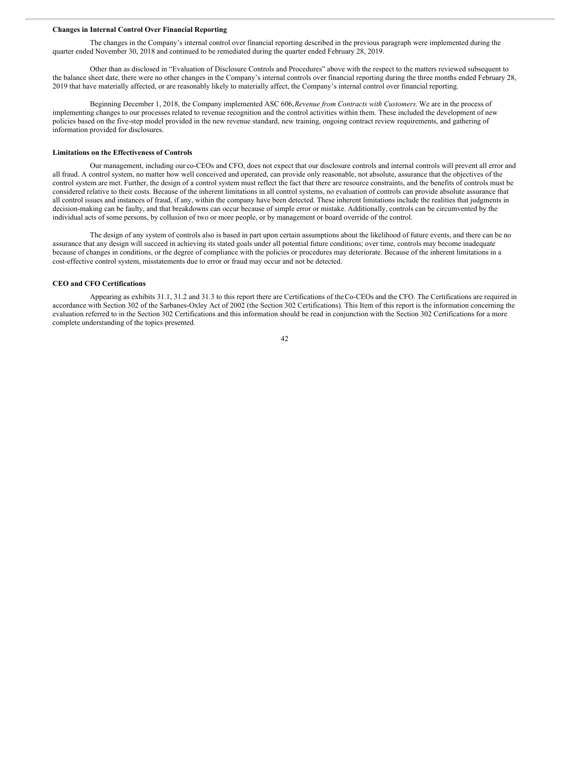**Changes in Internal Control Over Financial Reporting**

The changes in the Company's internal control over financial reporting described in the previous paragraph were implemented during the quarter ended November 30, 2018 and continued to be remediated during the quarter ended February 28, 2019.

Other than as disclosed in "Evaluation of Disclosure Controls and Procedures" above with the respect to the matters reviewed subsequent to the balance sheet date, there were no other changes in the Company's internal controls over financial reporting during the three months ended February 28, 2019 that have materially affected, or are reasonably likely to materially affect, the Company's internal control over financial reporting.

Beginning December 1, 2018, the Company implemented ASC 606, *Revenue from Contracts with Customers*. We are in the process of implementing changes to our processes related to revenue recognition and the control activities within them. These included the development of new policies based on the five-step model provided in the new revenue standard, new training, ongoing contract review requirements, and gathering of information provided for disclosures.

**Limitations on the Effectiveness of Controls**

Our management, including our co-CEOs and CFO, does not expect that our disclosure controls and internal controls will prevent all error and all fraud. A control system, no matter how well conceived and operated, can provide only reasonable, not absolute, assurance that the objectives of the control system are met. Further, the design of a control system must reflect the fact that there are resource constraints, and the benefits of controls must be considered relative to their costs. Because of the inherent limitations in all control systems, no evaluation of controls can provide absolute assurance that all control issues and instances of fraud, if any, within the company have been detected. These inherent limitations include the realities that judgments in decision-making can be faulty, and that breakdowns can occur because of simple error or mistake. Additionally, controls can be circumvented by the individual acts of some persons, by collusion of two or more people, or by management or board override of the control.

The design of any system of controls also is based in part upon certain assumptions about the likelihood of future events, and there can be no assurance that any design will succeed in achieving its stated goals under all potential future conditions; over time, controls may become inadequate because of changes in conditions, or the degree of compliance with the policies or procedures may deteriorate. Because of the inherent limitations in a cost-effective control system, misstatements due to error or fraud may occur and not be detected.

**CEO and CFO Certifications**

Appearing as exhibits 31.1, 31.2 and 31.3 to this report there are Certifications of the Co-CEOs and the CFO. The Certifications are required in accordance with Section 302 of the Sarbanes-Oxley Act of 2002 (the Section 302 Certifications). This Item of this report is the information concerning the evaluation referred to in the Section 302 Certifications and this information should be read in conjunction with the Section 302 Certifications for a more complete understanding of the topics presented.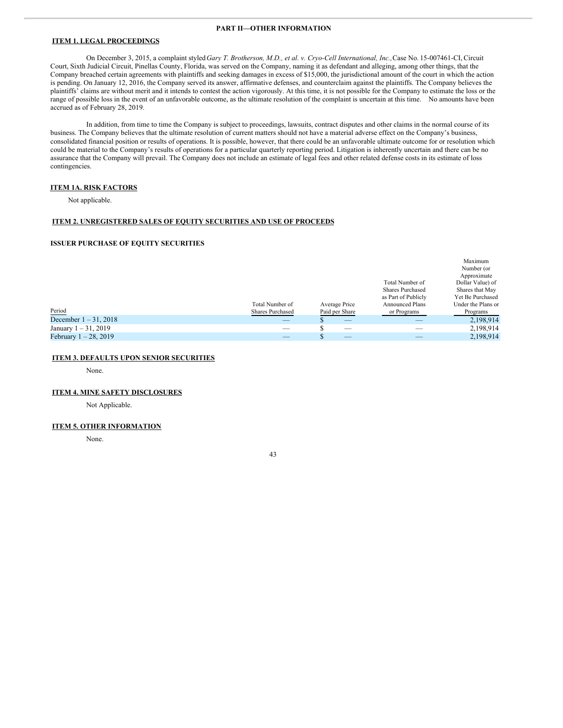# PART II—OTHER INFORMATION

## ITEM 1. LEGAL PROCEEDINGS

On December 3, 2015, a complaint styled *Gary T. Brotherson, M.D., et al. v. Cryo-Cell International, Inc.,* Case No. 15-007461-CI, Circuit Court, Sixth Judicial Circuit, Pinellas County, Florida, was served on the Company, naming it as defendant and alleging, among other things, that the Company breached certain agreements with plaintiffs and seeking damages in excess of $15,000, the jurisdictional amount of the court in which the action is pending. On January 12, 2016, the Company served its answer, affirmative defenses, and counterclaim against the plaintiffs. The Company believes the plaintiffs' claims are without merit and it intends to contest the action vigorously. At this time, it is not possible for the Company to estimate the loss or the range of possible loss in the event of an unfavorable outcome, as the ultimate resolution of the complaint is uncertain at this time. No amounts have been accrued as of February 28, 2019.

In addition, from time to time the Company is subject to proceedings, lawsuits, contract disputes and other claims in the normal course of its business. The Company believes that the ultimate resolution of current matters should not have a material adverse effect on the Company's business, consolidated financial position or results of operations. It is possible, however, that there could be an unfavorable ultimate outcome for or resolution which could be material to the Company's results of operations for a particular quarterly reporting period. Litigation is inherently uncertain and there can be no assurance that the Company will prevail. The Company does not include an estimate of legal fees and other related defense costs in its estimate of loss contingencies.

## ITEM 1A. RISK FACTORS

Not applicable.

## ITEM 2. UNREGISTERED SALES OF EQUITY SECURITIES AND USE OF PROCEEDS

### ISSUER PURCHASE OF EQUITY SECURITIES

| Period | Total Number of Shares Purchased | Average Price Paid per Share | Total Number of Shares Purchased as Part of Publicly Announced Plans or Programs | Maximum Number (or Approximate Dollar Value) of Shares that May Yet Be Purchased Under the Plans or Programs |
|---|---|---|---|---|
| December 1 – 31, 2018 | — | $ — | — | 2,198,914 |
| January 1 – 31, 2019 | — | $ — | — | 2,198,914 |
| February 1 – 28, 2019 | — | $ — | — | 2,198,914 |

## ITEM 3. DEFAULTS UPON SENIOR SECURITIES

None.

## ITEM 4. MINE SAFETY DISCLOSURES

Not Applicable.

## ITEM 5. OTHER INFORMATION

None.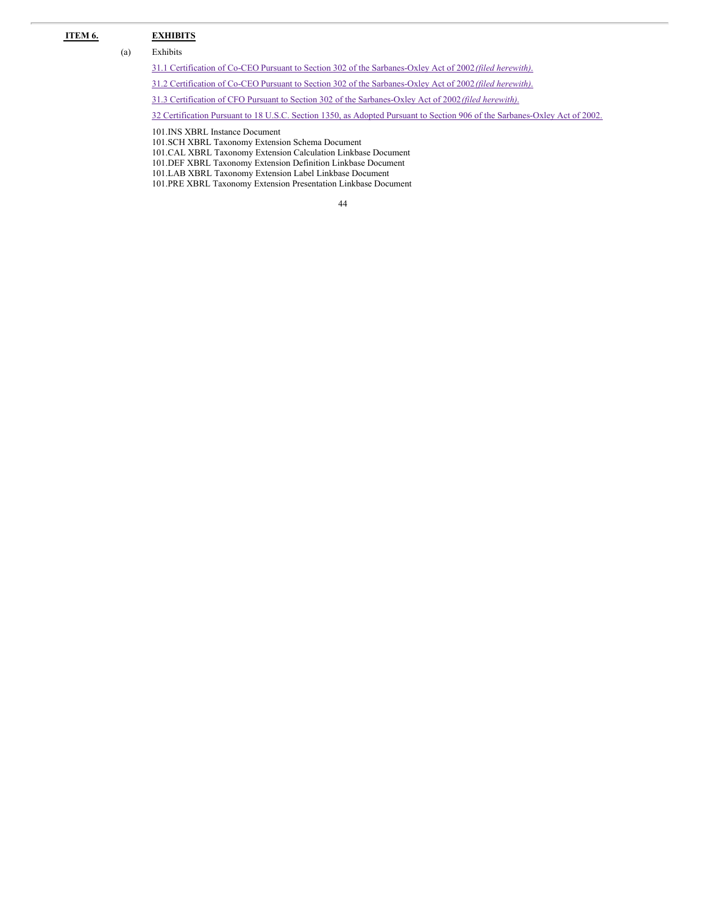## ITEM 6. EXHIBITS

(a) Exhibits

31.1 Certification of Co-CEO Pursuant to Section 302 of the Sarbanes-Oxley Act of 2002 *(filed herewith).*

31.2 Certification of Co-CEO Pursuant to Section 302 of the Sarbanes-Oxley Act of 2002 *(filed herewith).*

31.3 Certification of CFO Pursuant to Section 302 of the Sarbanes-Oxley Act of 2002 *(filed herewith).*

32 Certification Pursuant to 18 U.S.C. Section 1350, as Adopted Pursuant to Section 906 of the Sarbanes-Oxley Act of 2002.

101.INS XBRL Instance Document
101.SCH XBRL Taxonomy Extension Schema Document
101.CAL XBRL Taxonomy Extension Calculation Linkbase Document
101.DEF XBRL Taxonomy Extension Definition Linkbase Document
101.LAB XBRL Taxonomy Extension Label Linkbase Document
101.PRE XBRL Taxonomy Extension Presentation Linkbase Document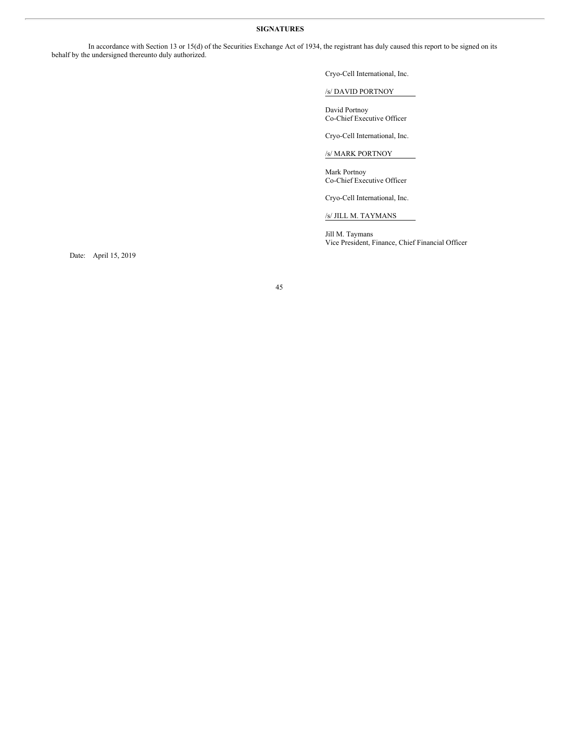**SIGNATURES**

In accordance with Section 13 or 15(d) of the Securities Exchange Act of 1934, the registrant has duly caused this report to be signed on its behalf by the undersigned thereunto duly authorized.

Cryo-Cell International, Inc.

/s/ DAVID PORTNOY

David Portnoy
Co-Chief Executive Officer

Cryo-Cell International, Inc.

/s/ MARK PORTNOY

Mark Portnoy
Co-Chief Executive Officer

Cryo-Cell International, Inc.

/s/ JILL M. TAYMANS

Jill M. Taymans
Vice President, Finance, Chief Financial Officer

Date: April 15, 2019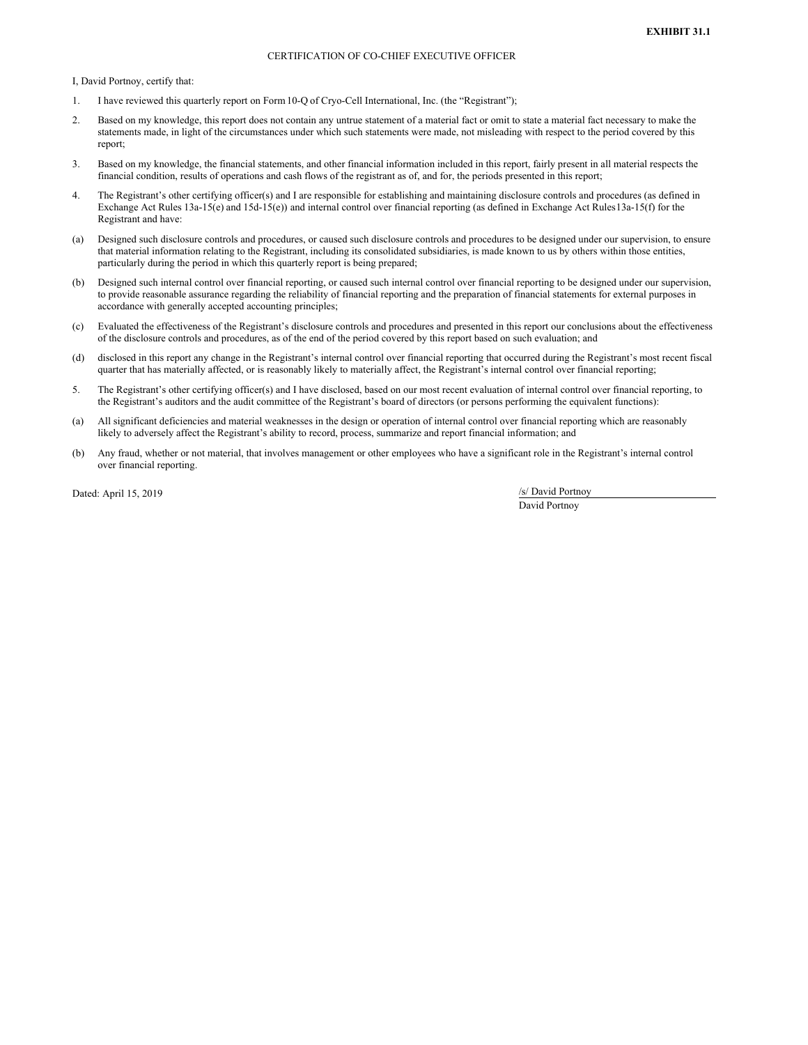**EXHIBIT 31.1**

CERTIFICATION OF CO-CHIEF EXECUTIVE OFFICER

I, David Portnoy, certify that:

1. I have reviewed this quarterly report on Form 10-Q of Cryo-Cell International, Inc. (the "Registrant");

2. Based on my knowledge, this report does not contain any untrue statement of a material fact or omit to state a material fact necessary to make the statements made, in light of the circumstances under which such statements were made, not misleading with respect to the period covered by this report;

3. Based on my knowledge, the financial statements, and other financial information included in this report, fairly present in all material respects the financial condition, results of operations and cash flows of the registrant as of, and for, the periods presented in this report;

4. The Registrant's other certifying officer(s) and I are responsible for establishing and maintaining disclosure controls and procedures (as defined in Exchange Act Rules 13a-15(e) and 15d-15(e)) and internal control over financial reporting (as defined in Exchange Act Rules13a-15(f) for the Registrant and have:

(a) Designed such disclosure controls and procedures, or caused such disclosure controls and procedures to be designed under our supervision, to ensure that material information relating to the Registrant, including its consolidated subsidiaries, is made known to us by others within those entities, particularly during the period in which this quarterly report is being prepared;

(b) Designed such internal control over financial reporting, or caused such internal control over financial reporting to be designed under our supervision, to provide reasonable assurance regarding the reliability of financial reporting and the preparation of financial statements for external purposes in accordance with generally accepted accounting principles;

(c) Evaluated the effectiveness of the Registrant's disclosure controls and procedures and presented in this report our conclusions about the effectiveness of the disclosure controls and procedures, as of the end of the period covered by this report based on such evaluation; and

(d) disclosed in this report any change in the Registrant's internal control over financial reporting that occurred during the Registrant's most recent fiscal quarter that has materially affected, or is reasonably likely to materially affect, the Registrant's internal control over financial reporting;

5. The Registrant's other certifying officer(s) and I have disclosed, based on our most recent evaluation of internal control over financial reporting, to the Registrant's auditors and the audit committee of the Registrant's board of directors (or persons performing the equivalent functions):

(a) All significant deficiencies and material weaknesses in the design or operation of internal control over financial reporting which are reasonably likely to adversely affect the Registrant's ability to record, process, summarize and report financial information; and

(b) Any fraud, whether or not material, that involves management or other employees who have a significant role in the Registrant's internal control over financial reporting.

Dated: April 15, 2019

/s/ David Portnoy

David Portnoy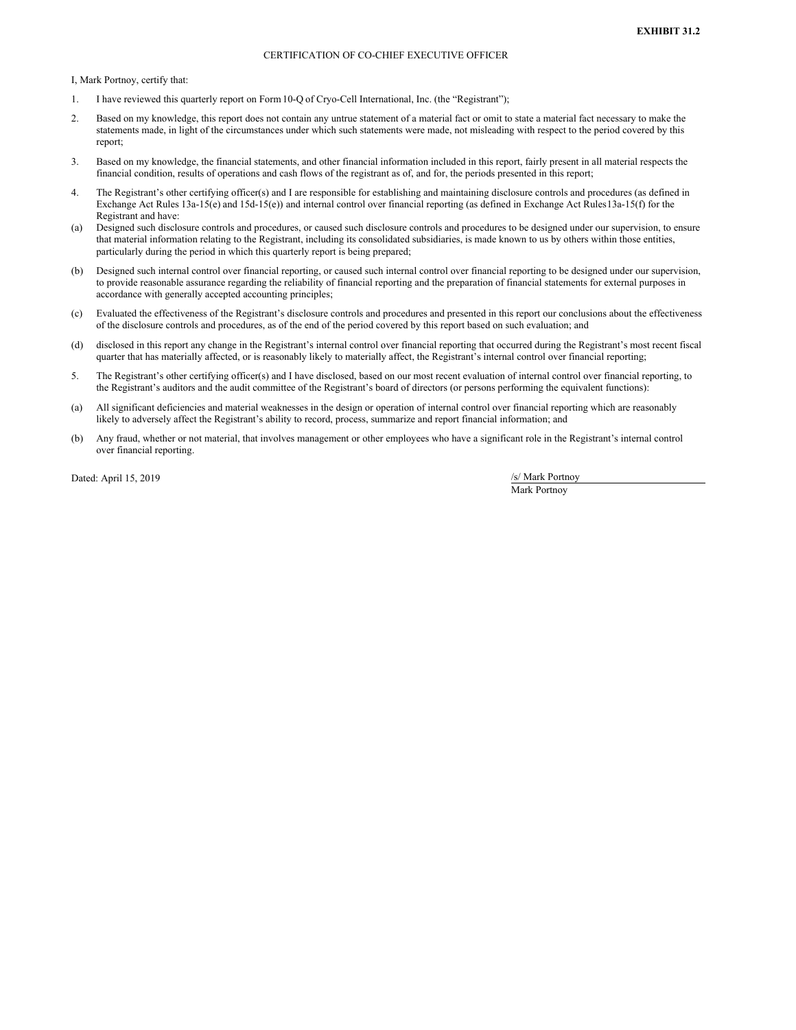**EXHIBIT 31.2**

CERTIFICATION OF CO-CHIEF EXECUTIVE OFFICER

I, Mark Portnoy, certify that:

1. I have reviewed this quarterly report on Form 10-Q of Cryo-Cell International, Inc. (the "Registrant");

2. Based on my knowledge, this report does not contain any untrue statement of a material fact or omit to state a material fact necessary to make the statements made, in light of the circumstances under which such statements were made, not misleading with respect to the period covered by this report;

3. Based on my knowledge, the financial statements, and other financial information included in this report, fairly present in all material respects the financial condition, results of operations and cash flows of the registrant as of, and for, the periods presented in this report;

4. The Registrant's other certifying officer(s) and I are responsible for establishing and maintaining disclosure controls and procedures (as defined in Exchange Act Rules 13a-15(e) and 15d-15(e)) and internal control over financial reporting (as defined in Exchange Act Rules13a-15(f) for the Registrant and have:

(a) Designed such disclosure controls and procedures, or caused such disclosure controls and procedures to be designed under our supervision, to ensure that material information relating to the Registrant, including its consolidated subsidiaries, is made known to us by others within those entities, particularly during the period in which this quarterly report is being prepared;

(b) Designed such internal control over financial reporting, or caused such internal control over financial reporting to be designed under our supervision, to provide reasonable assurance regarding the reliability of financial reporting and the preparation of financial statements for external purposes in accordance with generally accepted accounting principles;

(c) Evaluated the effectiveness of the Registrant's disclosure controls and procedures and presented in this report our conclusions about the effectiveness of the disclosure controls and procedures, as of the end of the period covered by this report based on such evaluation; and

(d) disclosed in this report any change in the Registrant's internal control over financial reporting that occurred during the Registrant's most recent fiscal quarter that has materially affected, or is reasonably likely to materially affect, the Registrant's internal control over financial reporting;

5. The Registrant's other certifying officer(s) and I have disclosed, based on our most recent evaluation of internal control over financial reporting, to the Registrant's auditors and the audit committee of the Registrant's board of directors (or persons performing the equivalent functions):

(a) All significant deficiencies and material weaknesses in the design or operation of internal control over financial reporting which are reasonably likely to adversely affect the Registrant's ability to record, process, summarize and report financial information; and

(b) Any fraud, whether or not material, that involves management or other employees who have a significant role in the Registrant's internal control over financial reporting.

Dated: April 15, 2019

/s/ Mark Portnoy

Mark Portnoy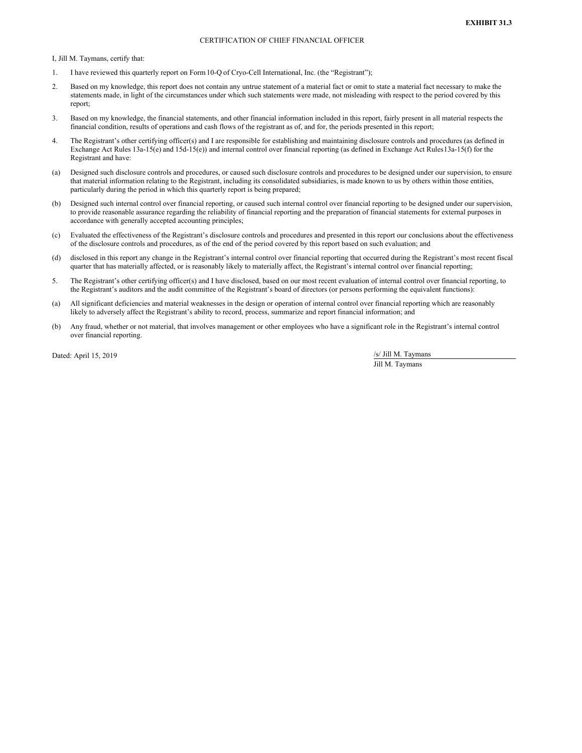**EXHIBIT 31.3**

CERTIFICATION OF CHIEF FINANCIAL OFFICER

I, Jill M. Taymans, certify that:

1. I have reviewed this quarterly report on Form 10-Q of Cryo-Cell International, Inc. (the "Registrant");

2. Based on my knowledge, this report does not contain any untrue statement of a material fact or omit to state a material fact necessary to make the statements made, in light of the circumstances under which such statements were made, not misleading with respect to the period covered by this report;

3. Based on my knowledge, the financial statements, and other financial information included in this report, fairly present in all material respects the financial condition, results of operations and cash flows of the registrant as of, and for, the periods presented in this report;

4. The Registrant's other certifying officer(s) and I are responsible for establishing and maintaining disclosure controls and procedures (as defined in Exchange Act Rules 13a-15(e) and 15d-15(e)) and internal control over financial reporting (as defined in Exchange Act Rules13a-15(f) for the Registrant and have:

(a) Designed such disclosure controls and procedures, or caused such disclosure controls and procedures to be designed under our supervision, to ensure that material information relating to the Registrant, including its consolidated subsidiaries, is made known to us by others within those entities, particularly during the period in which this quarterly report is being prepared;

(b) Designed such internal control over financial reporting, or caused such internal control over financial reporting to be designed under our supervision, to provide reasonable assurance regarding the reliability of financial reporting and the preparation of financial statements for external purposes in accordance with generally accepted accounting principles;

(c) Evaluated the effectiveness of the Registrant's disclosure controls and procedures and presented in this report our conclusions about the effectiveness of the disclosure controls and procedures, as of the end of the period covered by this report based on such evaluation; and

(d) disclosed in this report any change in the Registrant's internal control over financial reporting that occurred during the Registrant's most recent fiscal quarter that has materially affected, or is reasonably likely to materially affect, the Registrant's internal control over financial reporting;

5. The Registrant's other certifying officer(s) and I have disclosed, based on our most recent evaluation of internal control over financial reporting, to the Registrant's auditors and the audit committee of the Registrant's board of directors (or persons performing the equivalent functions):

(a) All significant deficiencies and material weaknesses in the design or operation of internal control over financial reporting which are reasonably likely to adversely affect the Registrant's ability to record, process, summarize and report financial information; and

(b) Any fraud, whether or not material, that involves management or other employees who have a significant role in the Registrant's internal control over financial reporting.

Dated: April 15, 2019

/s/ Jill M. Taymans
Jill M. Taymans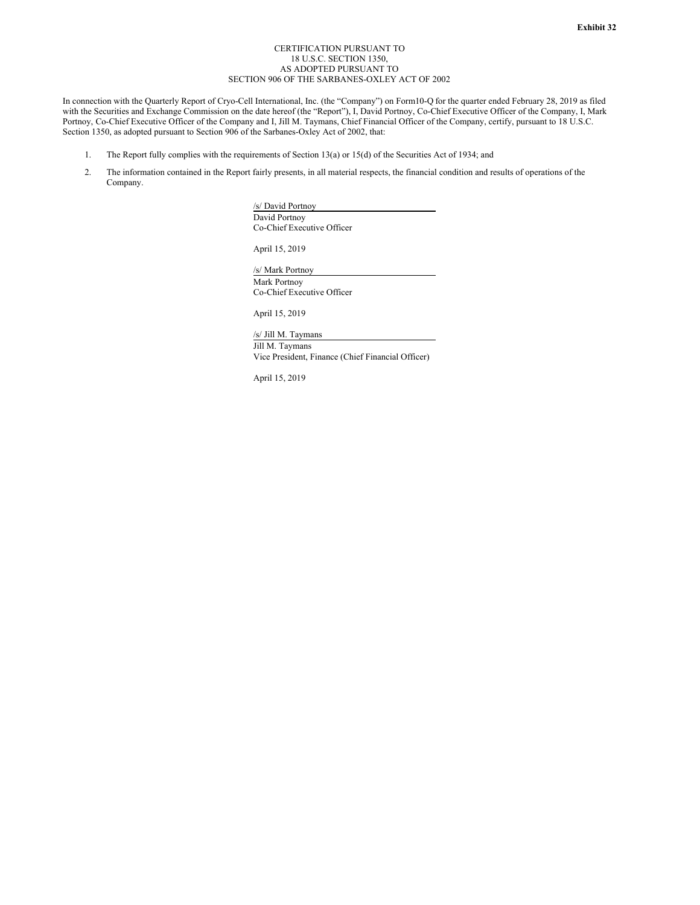**Exhibit 32**

CERTIFICATION PURSUANT TO
18 U.S.C. SECTION 1350,
AS ADOPTED PURSUANT TO
SECTION 906 OF THE SARBANES-OXLEY ACT OF 2002

In connection with the Quarterly Report of Cryo-Cell International, Inc. (the "Company") on Form10-Q for the quarter ended February 28, 2019 as filed with the Securities and Exchange Commission on the date hereof (the "Report"), I, David Portnoy, Co-Chief Executive Officer of the Company, I, Mark Portnoy, Co-Chief Executive Officer of the Company and I, Jill M. Taymans, Chief Financial Officer of the Company, certify, pursuant to 18 U.S.C. Section 1350, as adopted pursuant to Section 906 of the Sarbanes-Oxley Act of 2002, that:

1. The Report fully complies with the requirements of Section 13(a) or 15(d) of the Securities Act of 1934; and
2. The information contained in the Report fairly presents, in all material respects, the financial condition and results of operations of the Company.

/s/ David Portnoy
David Portnoy
Co-Chief Executive Officer

April 15, 2019

/s/ Mark Portnoy
Mark Portnoy
Co-Chief Executive Officer

April 15, 2019

/s/ Jill M. Taymans
Jill M. Taymans
Vice President, Finance (Chief Financial Officer)

April 15, 2019